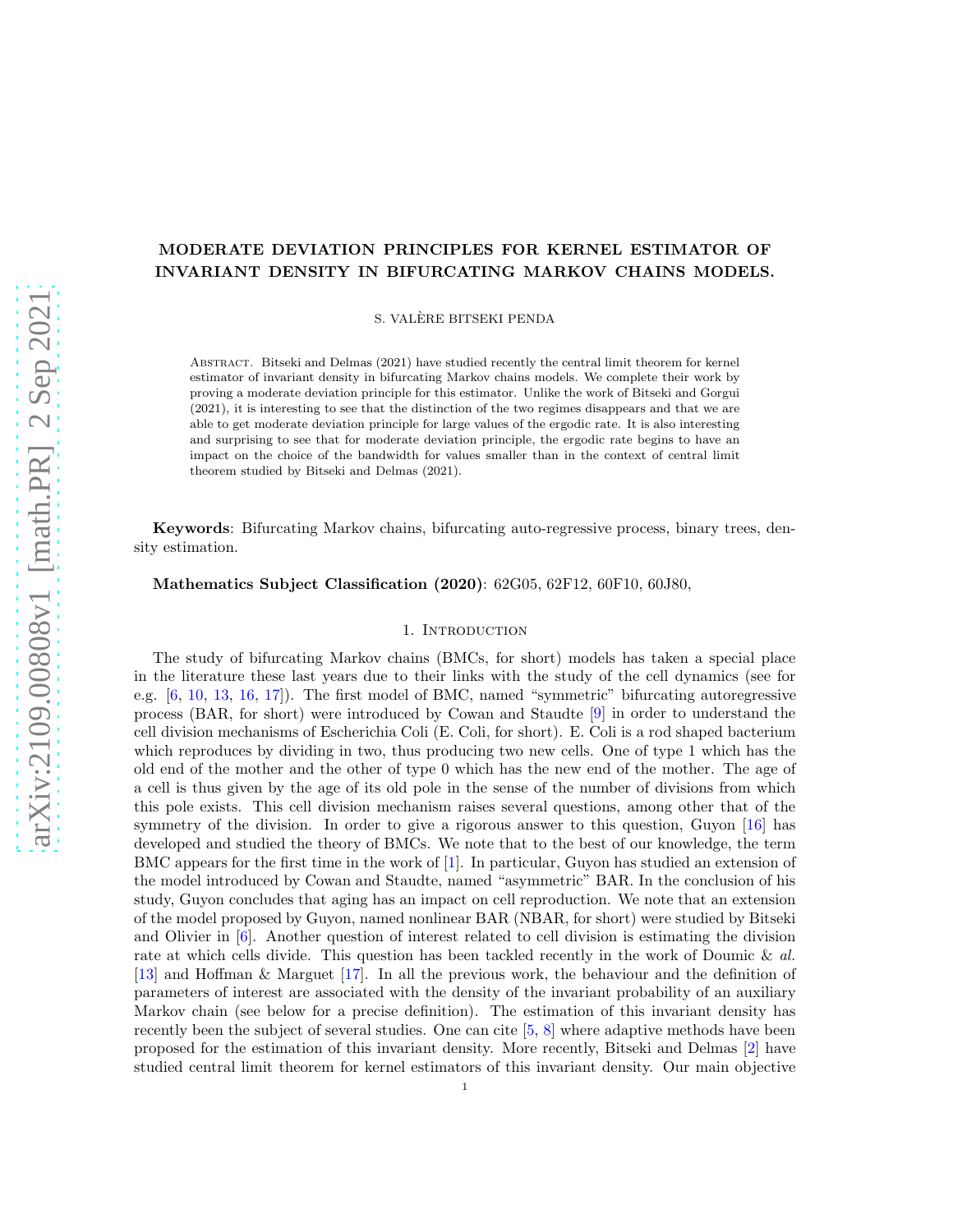# MODERATE DEVIATION PRINCIPLES FOR KERNEL ESTIMATOR OF INVARIANT DENSITY IN BIFURCATING MARKOV CHAINS MODELS.

S. VALÈRE BITSEKI PENDA

Abstract. Bitseki and Delmas (2021) have studied recently the central limit theorem for kernel estimator of invariant density in bifurcating Markov chains models. We complete their work by proving a moderate deviation principle for this estimator. Unlike the work of Bitseki and Gorgui (2021), it is interesting to see that the distinction of the two regimes disappears and that we are able to get moderate deviation principle for large values of the ergodic rate. It is also interesting and surprising to see that for moderate deviation principle, the ergodic rate begins to have an impact on the choice of the bandwidth for values smaller than in the context of central limit theorem studied by Bitseki and Delmas (2021).

**Keywords**: Bifurcating Markov chains, bifurcating auto-regressive process, binary trees, density estimation.

**Mathematics Subject Classification (2020)**: 62G05, 62F12, 60F10, 60J80,

## 1. Introduction

The study of bifurcating Markov chains (BMCs, for short) models has taken a special place in the literature these last years due to their links with the study of the cell dynamics (see for e.g. [6, 10, 13, 16, 17]). The first model of BMC, named "symmetric" bifurcating autoregressive process (BAR, for short) were introduced by Cowan and Staudte [9] in order to understand the cell division mechanisms of Escherichia Coli (E. Coli, for short). E. Coli is a rod shaped bacterium which reproduces by dividing in two, thus producing two new cells. One of type 1 which has the old end of the mother and the other of type 0 which has the new end of the mother. The age of a cell is thus given by the age of its old pole in the sense of the number of divisions from which this pole exists. This cell division mechanism raises several questions, among other that of the symmetry of the division. In order to give a rigorous answer to this question, Guyon [16] has developed and studied the theory of BMCs. We note that to the best of our knowledge, the term BMC appears for the first time in the work of [1]. In particular, Guyon has studied an extension of the model introduced by Cowan and Staudte, named "asymmetric" BAR. In the conclusion of his study, Guyon concludes that aging has an impact on cell reproduction. We note that an extension of the model proposed by Guyon, named nonlinear BAR (NBAR, for short) were studied by Bitseki and Olivier in [6]. Another question of interest related to cell division is estimating the division rate at which cells divide. This question has been tackled recently in the work of Doumic & *al.* [13] and Hoffman & Marguet [17]. In all the previous work, the behaviour and the definition of parameters of interest are associated with the density of the invariant probability of an auxiliary Markov chain (see below for a precise definition). The estimation of this invariant density has recently been the subject of several studies. One can cite [5, 8] where adaptive methods have been proposed for the estimation of this invariant density. More recently, Bitseki and Delmas [2] have studied central limit theorem for kernel estimators of this invariant density. Our main objective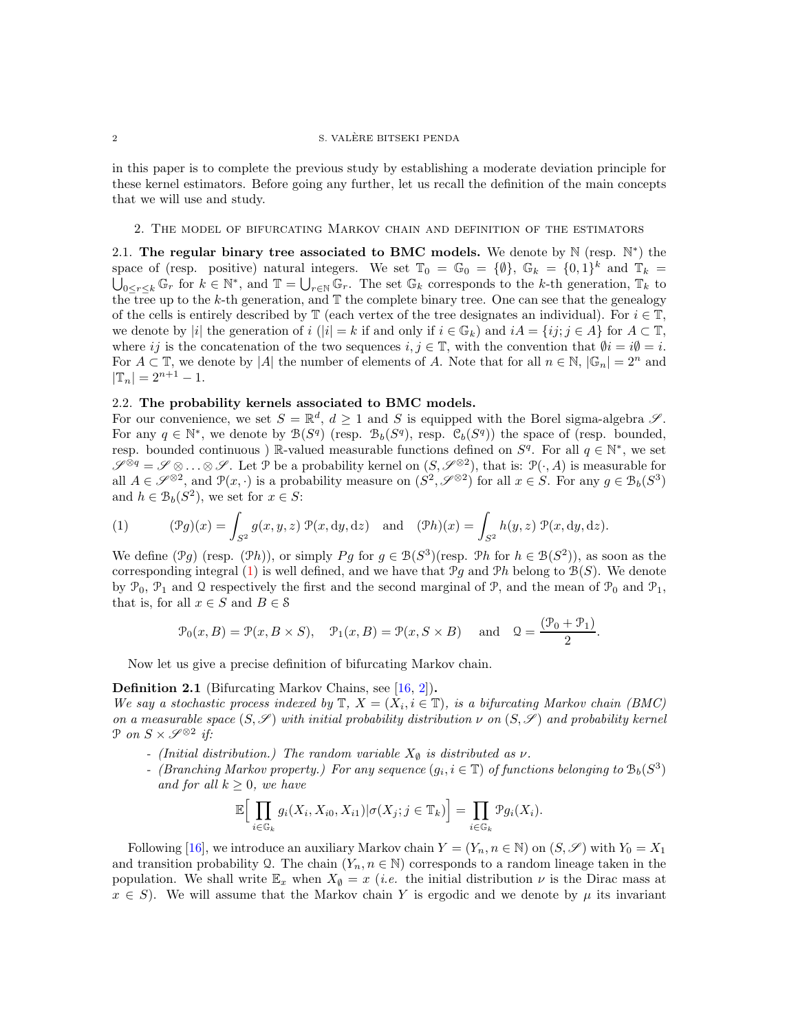in this paper is to complete the previous study by establishing a moderate deviation principle for these kernel estimators. Before going any further, let us recall the definition of the main concepts that we will use and study.

## 2. The model of bifurcating Markov chain and definition of the estimators

### 2.1. The regular binary tree associated to BMC models.

We denote by $\mathbb{N}$ (resp. $\mathbb{N}^*$) the space of (resp. positive) natural integers. We set $\mathbb{T}_0 = \mathbb{G}_0 = \{\emptyset\}$, $\mathbb{G}_k = \{0,1\}^k$ and $\mathbb{T}_k = \bigcup_{0\leq r\leq k} \mathbb{G}_r$ for $k \in \mathbb{N}^*$, and $\mathbb{T} = \bigcup_{r\in\mathbb{N}} \mathbb{G}_r$. The set $\mathbb{G}_k$ corresponds to the $k$-th generation, $\mathbb{T}_k$ to the tree up to the $k$-th generation, and $\mathbb{T}$ the complete binary tree. One can see that the genealogy of the cells is entirely described by $\mathbb{T}$ (each vertex of the tree designates an individual). For $i \in \mathbb{T}$, we denote by $|i|$ the generation of $i$ ($|i| = k$ if and only if $i \in \mathbb{G}_k$) and $iA = \{ij; j \in A\}$ for $A \subset \mathbb{T}$, where $ij$ is the concatenation of the two sequences $i, j \in \mathbb{T}$, with the convention that $\emptyset i = i\emptyset = i$. For $A \subset \mathbb{T}$, we denote by $|A|$ the number of elements of $A$. Note that for all $n \in \mathbb{N}$, $|\mathbb{G}_n| = 2^n$ and $|\mathbb{T}_n| = 2^{n+1} - 1$.

### 2.2. The probability kernels associated to BMC models.

For our convenience, we set $S = \mathbb{R}^d$, $d \geq 1$ and $S$ is equipped with the Borel sigma-algebra $\mathscr{S}$. For any $q \in \mathbb{N}^*$, we denote by $\mathcal{B}(S^q)$ (resp. $\mathcal{B}_b(S^q)$, resp. $\mathcal{C}_b(S^q)$) the space of (resp. bounded, resp. bounded continuous ) $\mathbb{R}$-valued measurable functions defined on $S^q$. For all $q \in \mathbb{N}^*$, we set $\mathscr{S}^{\otimes q} = \mathscr{S} \otimes \ldots \otimes \mathscr{S}$. Let $\mathcal{P}$ be a probability kernel on $(S, \mathscr{S}^{\otimes 2})$, that is: $\mathcal{P}(\cdot, A)$ is measurable for all $A \in \mathscr{S}^{\otimes 2}$, and $\mathcal{P}(x, \cdot)$ is a probability measure on $(S^2, \mathscr{S}^{\otimes 2})$ for all $x \in S$. For any $g \in \mathcal{B}_b(S^3)$ and $h \in \mathcal{B}_b(S^2)$, we set for $x \in S$:

$$(1) \qquad (\mathcal{P}g)(x) = \int_{S^2} g(x, y, z)\ \mathcal{P}(x, \mathrm{d}y, \mathrm{d}z) \quad \text{and} \quad (\mathcal{P}h)(x) = \int_{S^2} h(y, z)\ \mathcal{P}(x, \mathrm{d}y, \mathrm{d}z).$$

We define $(\mathcal{P}g)$ (resp. $(\mathcal{P}h)$), or simply $Pg$ for $g \in \mathcal{B}(S^3)$(resp. $\mathcal{P}h$ for $h \in \mathcal{B}(S^2)$), as soon as the corresponding integral (1) is well defined, and we have that $\mathcal{P}g$ and $\mathcal{P}h$ belong to $\mathcal{B}(S)$. We denote by $\mathcal{P}_0$, $\mathcal{P}_1$ and $\mathcal{Q}$ respectively the first and the second marginal of $\mathcal{P}$, and the mean of $\mathcal{P}_0$ and $\mathcal{P}_1$, that is, for all $x \in S$ and $B \in \mathcal{S}$

$$\mathcal{P}_0(x, B) = \mathcal{P}(x, B \times S), \quad \mathcal{P}_1(x, B) = \mathcal{P}(x, S \times B) \quad \text{and} \quad \mathcal{Q} = \frac{(\mathcal{P}_0 + \mathcal{P}_1)}{2}.$$

Now let us give a precise definition of bifurcating Markov chain.

**Definition 2.1** (Bifurcating Markov Chains, see [16, 2])**.**
*We say a stochastic process indexed by $\mathbb{T}$, $X = (X_i, i \in \mathbb{T})$, is a bifurcating Markov chain (BMC) on a measurable space $(S, \mathscr{S})$ with initial probability distribution $\nu$ on $(S, \mathscr{S})$ and probability kernel $\mathcal{P}$ on $S \times \mathscr{S}^{\otimes 2}$ if:*

- *(Initial distribution.) The random variable $X_\emptyset$ is distributed as $\nu$.*
- *(Branching Markov property.) For any sequence $(g_i, i \in \mathbb{T})$ of functions belonging to $\mathcal{B}_b(S^3)$ and for all $k \geq 0$, we have*

$$\mathbb{E}\Big[\prod_{i\in\mathbb{G}_k} g_i(X_i, X_{i0}, X_{i1}) | \sigma(X_j; j \in \mathbb{T}_k)\Big] = \prod_{i\in\mathbb{G}_k} \mathcal{P}g_i(X_i).$$

Following [16], we introduce an auxiliary Markov chain $Y = (Y_n, n \in \mathbb{N})$ on $(S, \mathscr{S})$ with $Y_0 = X_1$ and transition probability $\mathcal{Q}$. The chain $(Y_n, n \in \mathbb{N})$ corresponds to a random lineage taken in the population. We shall write $\mathbb{E}_x$ when $X_\emptyset = x$ (*i.e.* the initial distribution $\nu$ is the Dirac mass at $x \in S$). We will assume that the Markov chain $Y$ is ergodic and we denote by $\mu$ its invariant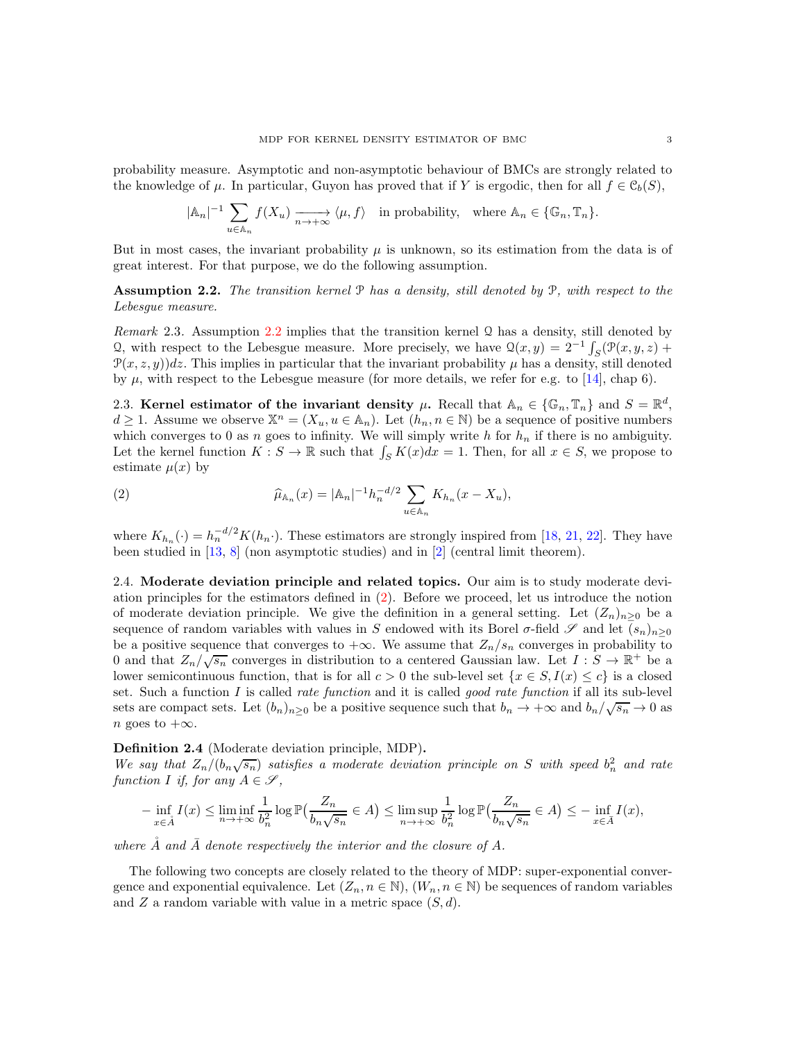probability measure. Asymptotic and non-asymptotic behaviour of BMCs are strongly related to the knowledge of $\mu$. In particular, Guyon has proved that if $Y$ is ergodic, then for all $f \in \mathcal{C}_b(S)$,

$$|\mathbb{A}_n|^{-1} \sum_{u \in \mathbb{A}_n} f(X_u) \xrightarrow[n \to +\infty]{} \langle \mu, f \rangle \quad \text{in probability,} \quad \text{where } \mathbb{A}_n \in \{\mathbb{G}_n, \mathbb{T}_n\}.$$

But in most cases, the invariant probability $\mu$ is unknown, so its estimation from the data is of great interest. For that purpose, we do the following assumption.

**Assumption 2.2.** *The transition kernel $\mathcal{P}$ has a density, still denoted by $\mathcal{P}$, with respect to the Lebesgue measure.*

*Remark* 2.3. Assumption 2.2 implies that the transition kernel $\mathcal{Q}$ has a density, still denoted by $\mathcal{Q}$, with respect to the Lebesgue measure. More precisely, we have $\mathcal{Q}(x,y) = 2^{-1} \int_S (\mathcal{P}(x,y,z) + \mathcal{P}(x,z,y))dz$. This implies in particular that the invariant probability $\mu$ has a density, still denoted by $\mu$, with respect to the Lebesgue measure (for more details, we refer for e.g. to [14], chap 6).

2.3. **Kernel estimator of the invariant density $\mu$.** Recall that $\mathbb{A}_n \in \{\mathbb{G}_n, \mathbb{T}_n\}$ and $S = \mathbb{R}^d$, $d \geq 1$. Assume we observe $\mathbb{X}^n = (X_u, u \in \mathbb{A}_n)$. Let $(h_n, n \in \mathbb{N})$ be a sequence of positive numbers which converges to 0 as $n$ goes to infinity. We will simply write $h$ for $h_n$ if there is no ambiguity. Let the kernel function $K : S \to \mathbb{R}$ such that $\int_S K(x)dx = 1$. Then, for all $x \in S$, we propose to estimate $\mu(x)$ by

$$\widehat{\mu}_{\mathbb{A}_n}(x) = |\mathbb{A}_n|^{-1} h_n^{-d/2} \sum_{u \in \mathbb{A}_n} K_{h_n}(x - X_u), \tag{2}$$

where $K_{h_n}(\cdot) = h_n^{-d/2} K(h_n \cdot)$. These estimators are strongly inspired from [18, 21, 22]. They have been studied in [13, 8] (non asymptotic studies) and in [2] (central limit theorem).

2.4. **Moderate deviation principle and related topics.** Our aim is to study moderate deviation principles for the estimators defined in (2). Before we proceed, let us introduce the notion of moderate deviation principle. We give the definition in a general setting. Let $(Z_n)_{n \geq 0}$ be a sequence of random variables with values in $S$ endowed with its Borel $\sigma$-field $\mathscr{S}$ and let $(s_n)_{n \geq 0}$ be a positive sequence that converges to $+\infty$. We assume that $Z_n/s_n$ converges in probability to 0 and that $Z_n/\sqrt{s_n}$ converges in distribution to a centered Gaussian law. Let $I : S \to \mathbb{R}^+$ be a lower semicontinuous function, that is for all $c > 0$ the sub-level set $\{x \in S, I(x) \leq c\}$ is a closed set. Such a function $I$ is called *rate function* and it is called *good rate function* if all its sub-level sets are compact sets. Let $(b_n)_{n \geq 0}$ be a positive sequence such that $b_n \to +\infty$ and $b_n/\sqrt{s_n} \to 0$ as $n$ goes to $+\infty$.

**Definition 2.4** (Moderate deviation principle, MDP)**.**
*We say that $Z_n/(b_n\sqrt{s_n})$ satisfies a moderate deviation principle on $S$ with speed $b_n^2$ and rate function $I$ if, for any $A \in \mathscr{S}$,*

$$-\inf_{x \in \mathring{A}} I(x) \leq \liminf_{n \to +\infty} \frac{1}{b_n^2} \log \mathbb{P}\big(\frac{Z_n}{b_n\sqrt{s_n}} \in A\big) \leq \limsup_{n \to +\infty} \frac{1}{b_n^2} \log \mathbb{P}\big(\frac{Z_n}{b_n\sqrt{s_n}} \in A\big) \leq -\inf_{x \in \bar{A}} I(x),$$

*where $\mathring{A}$ and $\bar{A}$ denote respectively the interior and the closure of $A$.*

The following two concepts are closely related to the theory of MDP: super-exponential convergence and exponential equivalence. Let $(Z_n, n \in \mathbb{N})$, $(W_n, n \in \mathbb{N})$ be sequences of random variables and $Z$ a random variable with value in a metric space $(S, d)$.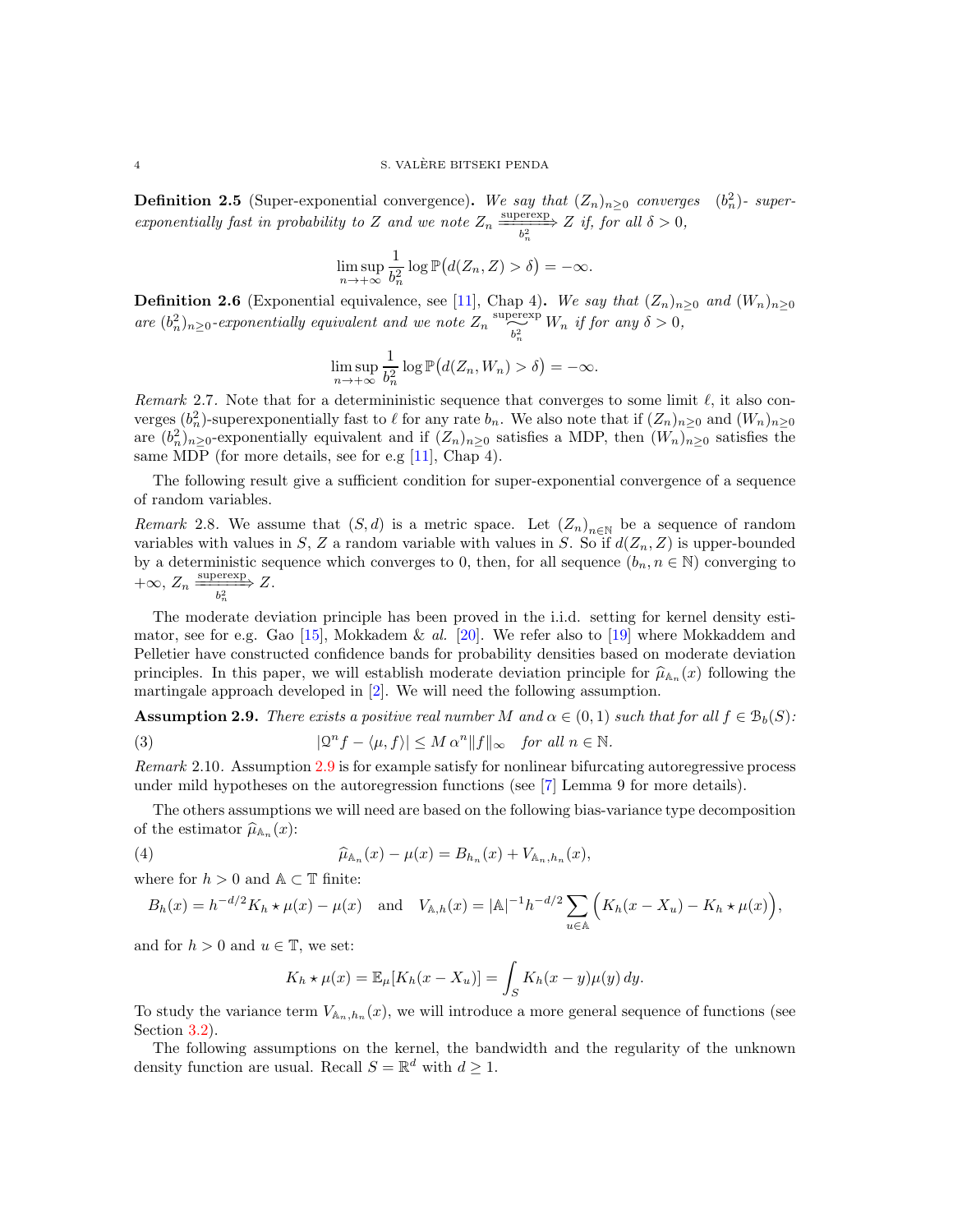**Definition 2.5** (Super-exponential convergence)**.** *We say that $(Z_n)_{n\geq 0}$ converges $(b_n^2)$- super-exponentially fast in probability to $Z$ and we note $Z_n \xrightarrow[b_n^2]{\text{superexp}} Z$ if, for all $\delta > 0$,*

$$\limsup_{n\to+\infty} \frac{1}{b_n^2} \log \mathbb{P}\big(d(Z_n, Z) > \delta\big) = -\infty.$$

**Definition 2.6** (Exponential equivalence, see [11], Chap 4)**.** *We say that $(Z_n)_{n\geq 0}$ and $(W_n)_{n\geq 0}$ are $(b_n^2)_{n\geq 0}$-exponentially equivalent and we note $Z_n \underset{b_n^2}{\overset{\text{superexp}}{\sim}} W_n$ if for any $\delta > 0$,*

$$\limsup_{n\to+\infty} \frac{1}{b_n^2} \log \mathbb{P}\big(d(Z_n, W_n) > \delta\big) = -\infty.$$

*Remark* 2.7. Note that for a determininistic sequence that converges to some limit $\ell$, it also converges $(b_n^2)$-superexponentially fast to $\ell$ for any rate $b_n$. We also note that if $(Z_n)_{n\geq 0}$ and $(W_n)_{n\geq 0}$ are $(b_n^2)_{n\geq 0}$-exponentially equivalent and if $(Z_n)_{n\geq 0}$ satisfies a MDP, then $(W_n)_{n\geq 0}$ satisfies the same MDP (for more details, see for e.g [11], Chap 4).

The following result give a sufficient condition for super-exponential convergence of a sequence of random variables.

*Remark* 2.8. We assume that $(S, d)$ is a metric space. Let $(Z_n)_{n\in\mathbb{N}}$ be a sequence of random variables with values in $S$, $Z$ a random variable with values in $S$. So if $d(Z_n, Z)$ is upper-bounded by a deterministic sequence which converges to 0, then, for all sequence $(b_n, n \in \mathbb{N})$ converging to $+\infty$, $Z_n \xrightarrow[b_n^2]{\text{superexp}} Z$.

The moderate deviation principle has been proved in the i.i.d. setting for kernel density estimator, see for e.g. Gao [15], Mokkadem & *al.* [20]. We refer also to [19] where Mokkaddem and Pelletier have constructed confidence bands for probability densities based on moderate deviation principles. In this paper, we will establish moderate deviation principle for $\widehat{\mu}_{\mathbb{A}_n}(x)$ following the martingale approach developed in [2]. We will need the following assumption.

**Assumption 2.9.** *There exists a positive real number $M$ and $\alpha \in (0, 1)$ such that for all $f \in \mathcal{B}_b(S)$:*

$$|\mathcal{Q}^n f - \langle \mu, f\rangle| \leq M\, \alpha^n \|f\|_\infty \quad \textit{for all } n \in \mathbb{N}. \tag{3}$$

*Remark* 2.10. Assumption 2.9 is for example satisfy for nonlinear bifurcating autoregressive process under mild hypotheses on the autoregression functions (see [7] Lemma 9 for more details).

The others assumptions we will need are based on the following bias-variance type decomposition of the estimator $\widehat{\mu}_{\mathbb{A}_n}(x)$:

$$\widehat{\mu}_{\mathbb{A}_n}(x) - \mu(x) = B_{h_n}(x) + V_{\mathbb{A}_n, h_n}(x), \tag{4}$$

where for $h > 0$ and $\mathbb{A} \subset \mathbb{T}$ finite:

$$B_h(x) = h^{-d/2} K_h \star \mu(x) - \mu(x) \quad \text{and} \quad V_{\mathbb{A},h}(x) = |\mathbb{A}|^{-1} h^{-d/2} \sum_{u\in\mathbb{A}} \Big( K_h(x - X_u) - K_h \star \mu(x)\Big),$$

and for $h > 0$ and $u \in \mathbb{T}$, we set:

$$K_h \star \mu(x) = \mathbb{E}_\mu[K_h(x - X_u)] = \int_S K_h(x - y)\mu(y)\, dy.$$

To study the variance term $V_{\mathbb{A}_n, h_n}(x)$, we will introduce a more general sequence of functions (see Section 3.2).

The following assumptions on the kernel, the bandwidth and the regularity of the unknown density function are usual. Recall $S = \mathbb{R}^d$ with $d \geq 1$.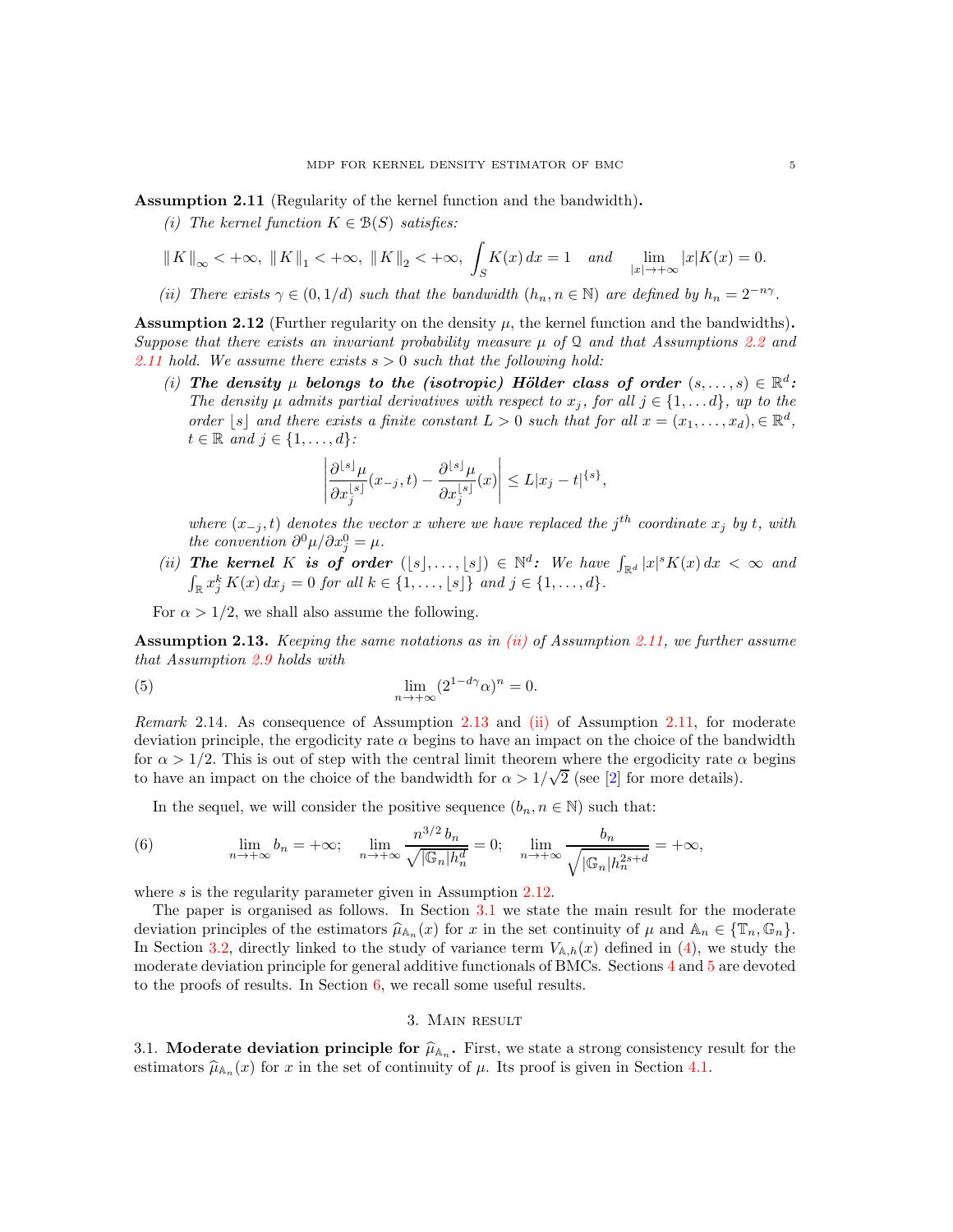**Assumption 2.11** (Regularity of the kernel function and the bandwidth)**.**

*(i) The kernel function $K \in \mathcal{B}(S)$ satisfies:*

$$\|K\|_\infty < +\infty,\ \|K\|_1 < +\infty,\ \|K\|_2 < +\infty,\ \int_S K(x)\, dx = 1 \quad \text{and} \quad \lim_{|x|\to+\infty} |x|K(x) = 0.$$

*(ii) There exists $\gamma \in (0, 1/d)$ such that the bandwidth $(h_n, n \in \mathbb{N})$ are defined by $h_n = 2^{-n\gamma}$.*

**Assumption 2.12** (Further regularity on the density $\mu$, the kernel function and the bandwidths)**.** *Suppose that there exists an invariant probability measure $\mu$ of $\mathcal{Q}$ and that Assumptions 2.2 and 2.11 hold. We assume there exists $s > 0$ such that the following hold:*

*(i)* ***The density $\mu$ belongs to the (isotropic) Hölder class of order $(s, \dots, s) \in \mathbb{R}^d$:*** *The density $\mu$ admits partial derivatives with respect to $x_j$, for all $j \in \{1, \dots d\}$, up to the order $\lfloor s \rfloor$ and there exists a finite constant $L > 0$ such that for all $x = (x_1, \dots, x_d), \in \mathbb{R}^d$, $t \in \mathbb{R}$ and $j \in \{1, \dots, d\}$:*

$$\left| \frac{\partial^{\lfloor s \rfloor} \mu}{\partial x_j^{\lfloor s \rfloor}}(x_{-j}, t) - \frac{\partial^{\lfloor s \rfloor} \mu}{\partial x_j^{\lfloor s \rfloor}}(x) \right| \leq L |x_j - t|^{\{s\}},$$

*where $(x_{-j}, t)$ denotes the vector $x$ where we have replaced the $j^{th}$ coordinate $x_j$ by $t$, with the convention $\partial^0 \mu / \partial x_j^0 = \mu$.*

*(ii)* ***The kernel $K$ is of order $(\lfloor s \rfloor, \dots, \lfloor s \rfloor) \in \mathbb{N}^d$:*** *We have $\int_{\mathbb{R}^d} |x|^s K(x)\, dx < \infty$ and $\int_{\mathbb{R}} x_j^k\, K(x)\, dx_j = 0$ for all $k \in \{1, \dots, \lfloor s \rfloor\}$ and $j \in \{1, \dots, d\}$.*

For $\alpha > 1/2$, we shall also assume the following.

**Assumption 2.13.** *Keeping the same notations as in (ii) of Assumption 2.11, we further assume that Assumption 2.9 holds with*

$$\lim_{n\to+\infty} (2^{1-d\gamma}\alpha)^n = 0. \tag{5}$$

*Remark* 2.14. As consequence of Assumption 2.13 and (ii) of Assumption 2.11, for moderate deviation principle, the ergodicity rate $\alpha$ begins to have an impact on the choice of the bandwidth for $\alpha > 1/2$. This is out of step with the central limit theorem where the ergodicity rate $\alpha$ begins to have an impact on the choice of the bandwidth for $\alpha > 1/\sqrt{2}$ (see [2] for more details).

In the sequel, we will consider the positive sequence $(b_n, n \in \mathbb{N})$ such that:

$$\lim_{n\to+\infty} b_n = +\infty; \quad \lim_{n\to+\infty} \frac{n^{3/2}\, b_n}{\sqrt{|\mathbb{G}_n| h_n^d}} = 0; \quad \lim_{n\to+\infty} \frac{b_n}{\sqrt{|\mathbb{G}_n| h_n^{2s+d}}} = +\infty, \tag{6}$$

where $s$ is the regularity parameter given in Assumption 2.12.

The paper is organised as follows. In Section 3.1 we state the main result for the moderate deviation principles of the estimators $\widehat{\mu}_{\mathbb{A}_n}(x)$ for $x$ in the set continuity of $\mu$ and $\mathbb{A}_n \in \{\mathbb{T}_n, \mathbb{G}_n\}$. In Section 3.2, directly linked to the study of variance term $V_{\mathbb{A},h}(x)$ defined in (4), we study the moderate deviation principle for general additive functionals of BMCs. Sections 4 and 5 are devoted to the proofs of results. In Section 6, we recall some useful results.

## 3. Main result

### 3.1. Moderate deviation principle for $\widehat{\mu}_{\mathbb{A}_n}$.

First, we state a strong consistency result for the estimators $\widehat{\mu}_{\mathbb{A}_n}(x)$ for $x$ in the set of continuity of $\mu$. Its proof is given in Section 4.1.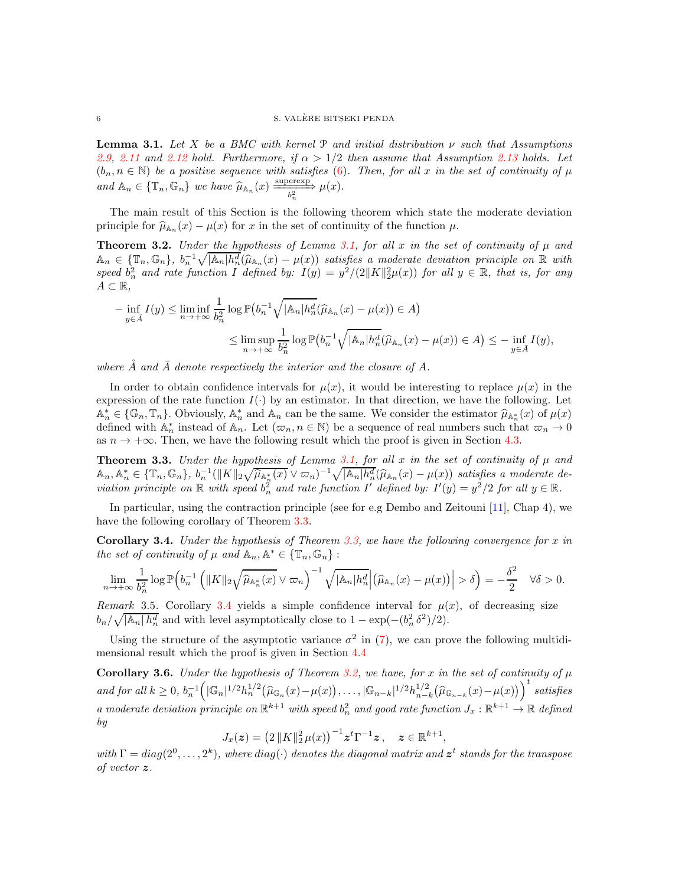**Lemma 3.1.** *Let $X$ be a BMC with kernel $\mathcal{P}$ and initial distribution $\nu$ such that Assumptions 2.9, 2.11 and 2.12 hold. Furthermore, if $\alpha > 1/2$ then assume that Assumption 2.13 holds. Let $(b_n, n \in \mathbb{N})$ be a positive sequence with satisfies (6). Then, for all $x$ in the set of continuity of $\mu$ and $\mathbb{A}_n \in \{\mathbb{T}_n, \mathbb{G}_n\}$ we have $\widehat{\mu}_{\mathbb{A}_n}(x) \xrightarrow[b_n^2]{\text{superexp}} \mu(x)$.*

The main result of this Section is the following theorem which state the moderate deviation principle for $\widehat{\mu}_{\mathbb{A}_n}(x) - \mu(x)$ for $x$ in the set of continuity of the function $\mu$.

**Theorem 3.2.** *Under the hypothesis of Lemma 3.1, for all $x$ in the set of continuity of $\mu$ and $\mathbb{A}_n \in \{\mathbb{T}_n, \mathbb{G}_n\}$, $b_n^{-1}\sqrt{|\mathbb{A}_n| h_n^d}(\widehat{\mu}_{\mathbb{A}_n}(x) - \mu(x))$ satisfies a moderate deviation principle on $\mathbb{R}$ with speed $b_n^2$ and rate function $I$ defined by: $I(y) = y^2/(2\|K\|_2^2 \mu(x))$ for all $y \in \mathbb{R}$, that is, for any $A \subset \mathbb{R}$,*

$$
\begin{aligned}
-\inf_{y \in \mathring{A}} I(y) &\leq \liminf_{n \to +\infty} \frac{1}{b_n^2} \log \mathbb{P}\big(b_n^{-1}\sqrt{|\mathbb{A}_n| h_n^d}(\widehat{\mu}_{\mathbb{A}_n}(x) - \mu(x)) \in A\big) \\
&\leq \limsup_{n \to +\infty} \frac{1}{b_n^2} \log \mathbb{P}\big(b_n^{-1}\sqrt{|\mathbb{A}_n| h_n^d}(\widehat{\mu}_{\mathbb{A}_n}(x) - \mu(x)) \in A\big) \leq -\inf_{y \in \bar{A}} I(y),
\end{aligned}
$$

*where $\mathring{A}$ and $\bar{A}$ denote respectively the interior and the closure of $A$.*

In order to obtain confidence intervals for $\mu(x)$, it would be interesting to replace $\mu(x)$ in the expression of the rate function $I(\cdot)$ by an estimator. In that direction, we have the following. Let $\mathbb{A}_n^* \in \{\mathbb{G}_n, \mathbb{T}_n\}$. Obviously, $\mathbb{A}_n^*$ and $\mathbb{A}_n$ can be the same. We consider the estimator $\widehat{\mu}_{\mathbb{A}_n^*}(x)$ of $\mu(x)$ defined with $\mathbb{A}_n^*$ instead of $\mathbb{A}_n$. Let $(\varpi_n, n \in \mathbb{N})$ be a sequence of real numbers such that $\varpi_n \to 0$ as $n \to +\infty$. Then, we have the following result which the proof is given in Section 4.3.

**Theorem 3.3.** *Under the hypothesis of Lemma 3.1, for all $x$ in the set of continuity of $\mu$ and $\mathbb{A}_n, \mathbb{A}_n^* \in \{\mathbb{T}_n, \mathbb{G}_n\}$, $b_n^{-1}(\|K\|_2\sqrt{\widehat{\mu}_{\mathbb{A}_n^*}(x)} \vee \varpi_n)^{-1}\sqrt{|\mathbb{A}_n| h_n^d}(\widehat{\mu}_{\mathbb{A}_n}(x) - \mu(x))$ satisfies a moderate deviation principle on $\mathbb{R}$ with speed $b_n^2$ and rate function $I'$ defined by: $I'(y) = y^2/2$ for all $y \in \mathbb{R}$.*

In particular, using the contraction principle (see for e.g Dembo and Zeitouni [11], Chap 4), we have the following corollary of Theorem 3.3.

**Corollary 3.4.** *Under the hypothesis of Theorem 3.3, we have the following convergence for $x$ in the set of continuity of $\mu$ and $\mathbb{A}_n, \mathbb{A}^* \in \{\mathbb{T}_n, \mathbb{G}_n\}$ :*

$$
\lim_{n \to +\infty} \frac{1}{b_n^2} \log \mathbb{P}\Big(b_n^{-1}\left(\|K\|_2\sqrt{\widehat{\mu}_{\mathbb{A}_n^*}(x)} \vee \varpi_n\right)^{-1}\sqrt{|\mathbb{A}_n| h_n^d}\left|\left(\widehat{\mu}_{\mathbb{A}_n}(x) - \mu(x)\right)\right| > \delta\Big) = -\frac{\delta^2}{2} \quad \forall \delta > 0.
$$

*Remark* 3.5. Corollary 3.4 yields a simple confidence interval for $\mu(x)$, of decreasing size $b_n/\sqrt{|\mathbb{A}_n|\, h_n^d}$ and with level asymptotically close to $1 - \exp(-(b_n^2\,\delta^2)/2)$.

Using the structure of the asymptotic variance $\sigma^2$ in (7), we can prove the following multidimensional result which the proof is given in Section 4.4

**Corollary 3.6.** *Under the hypothesis of Theorem 3.2, we have, for $x$ in the set of continuity of $\mu$ and for all $k \geq 0$, $b_n^{-1}\Big(|\mathbb{G}_n|^{1/2} h_n^{1/2}\big(\widehat{\mu}_{\mathbb{G}_n}(x) - \mu(x)\big), \ldots, |\mathbb{G}_{n-k}|^{1/2} h_{n-k}^{1/2}\big(\widehat{\mu}_{\mathbb{G}_{n-k}}(x) - \mu(x)\big)\Big)^t$ satisfies a moderate deviation principle on $\mathbb{R}^{k+1}$ with speed $b_n^2$ and good rate function $J_x : \mathbb{R}^{k+1} \to \mathbb{R}$ defined by*

$$
J_x(\boldsymbol{z}) = \left(2\,\|K\|_2^2\,\mu(x)\right)^{-1} \boldsymbol{z}^t \Gamma^{-1} \boldsymbol{z}, \quad \boldsymbol{z} \in \mathbb{R}^{k+1},
$$

*with $\Gamma = diag(2^0, \ldots, 2^k)$, where $diag(\cdot)$ denotes the diagonal matrix and $\boldsymbol{z}^t$ stands for the transpose of vector $\boldsymbol{z}$.*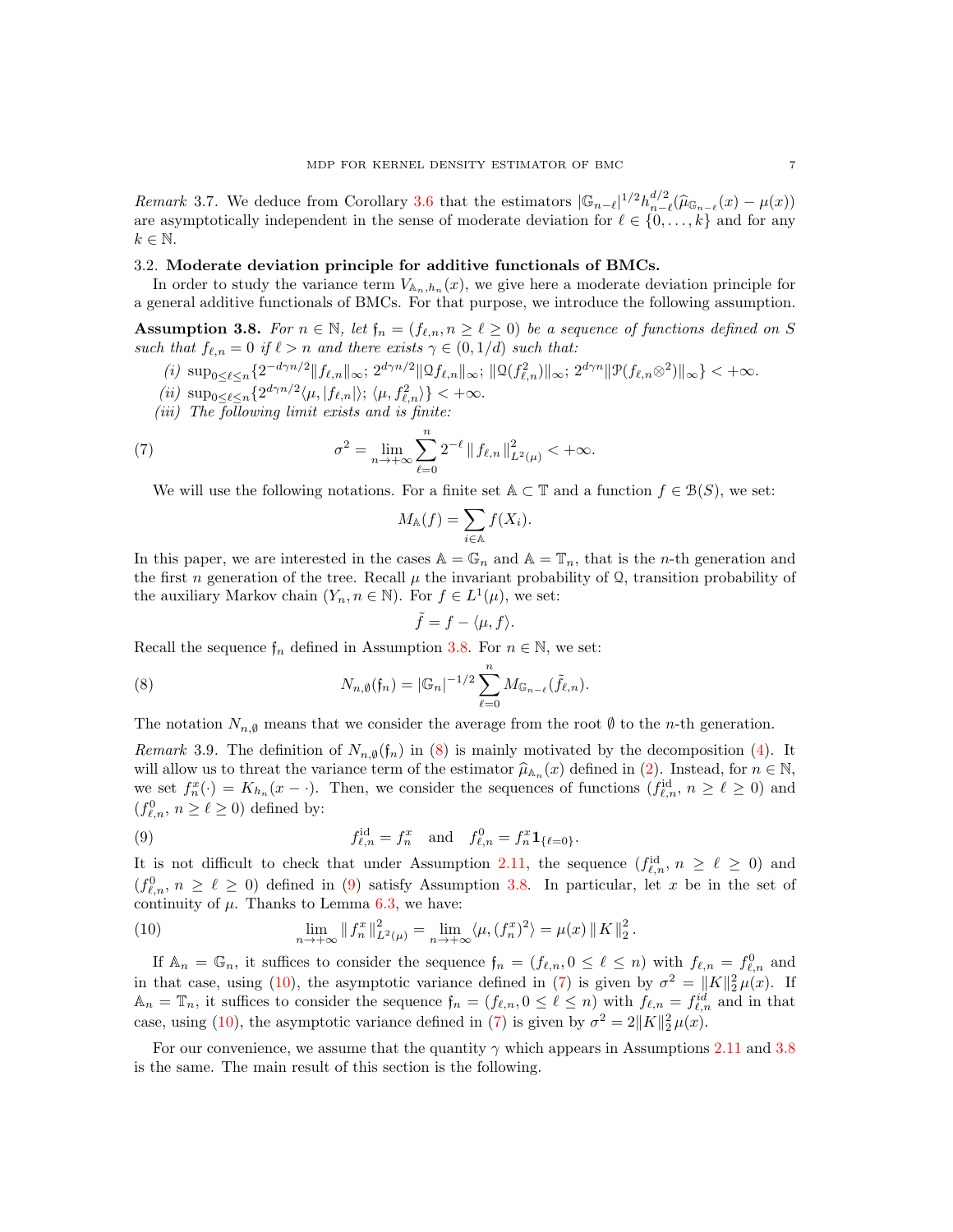*Remark* 3.7. We deduce from Corollary 3.6 that the estimators $|\mathbb{G}_{n-\ell}|^{1/2} h_{n-\ell}^{d/2}(\widehat{\mu}_{\mathbb{G}_{n-\ell}}(x) - \mu(x))$ are asymptotically independent in the sense of moderate deviation for $\ell \in \{0, \dots, k\}$ and for any $k \in \mathbb{N}$.

### 3.2. Moderate deviation principle for additive functionals of BMCs.

In order to study the variance term $V_{\mathbb{A}_n, h_n}(x)$, we give here a moderate deviation principle for a general additive functionals of BMCs. For that purpose, we introduce the following assumption.

**Assumption 3.8.** *For $n \in \mathbb{N}$, let $\mathfrak{f}_n = (f_{\ell,n}, n \geq \ell \geq 0)$ be a sequence of functions defined on $S$ such that $f_{\ell,n} = 0$ if $\ell > n$ and there exists $\gamma \in (0, 1/d)$ such that:*

*(i)* $\sup_{0\leq \ell \leq n}\{2^{-d\gamma n/2}\|f_{\ell,n}\|_\infty;\ 2^{d\gamma n/2}\|\mathcal{Q}f_{\ell,n}\|_\infty;\ \|\mathcal{Q}(f_{\ell,n}^2)\|_\infty;\ 2^{d\gamma n}\|\mathcal{P}(f_{\ell,n}\otimes^2)\|_\infty\} < +\infty.$

*(ii)* $\sup_{0\leq \ell \leq n}\{2^{d\gamma n/2}\langle \mu, |f_{\ell,n}|\rangle;\ \langle \mu, f_{\ell,n}^2\rangle\} < +\infty.$

*(iii) The following limit exists and is finite:*

$$\sigma^2 = \lim_{n\to+\infty} \sum_{\ell=0}^{n} 2^{-\ell} \| f_{\ell,n} \|^2_{L^2(\mu)} < +\infty. \tag{7}$$

We will use the following notations. For a finite set $\mathbb{A} \subset \mathbb{T}$ and a function $f \in \mathcal{B}(S)$, we set:

$$M_{\mathbb{A}}(f) = \sum_{i\in\mathbb{A}} f(X_i).$$

In this paper, we are interested in the cases $\mathbb{A} = \mathbb{G}_n$ and $\mathbb{A} = \mathbb{T}_n$, that is the $n$-th generation and the first $n$ generation of the tree. Recall $\mu$ the invariant probability of $\mathcal{Q}$, transition probability of the auxiliary Markov chain $(Y_n, n \in \mathbb{N})$. For $f \in L^1(\mu)$, we set:

$$\tilde{f} = f - \langle \mu, f\rangle.$$

Recall the sequence $\mathfrak{f}_n$ defined in Assumption 3.8. For $n \in \mathbb{N}$, we set:

$$N_{n,\emptyset}(\mathfrak{f}_n) = |\mathbb{G}_n|^{-1/2} \sum_{\ell=0}^{n} M_{\mathbb{G}_{n-\ell}}(\tilde{f}_{\ell,n}). \tag{8}$$

The notation $N_{n,\emptyset}$ means that we consider the average from the root $\emptyset$ to the $n$-th generation.

*Remark* 3.9. The definition of $N_{n,\emptyset}(\mathfrak{f}_n)$ in (8) is mainly motivated by the decomposition (4). It will allow us to threat the variance term of the estimator $\widehat{\mu}_{\mathbb{A}_n}(x)$ defined in (2). Instead, for $n \in \mathbb{N}$, we set $f_n^x(\cdot) = K_{h_n}(x - \cdot)$. Then, we consider the sequences of functions $(f_{\ell,n}^{\mathrm{id}}, n \geq \ell \geq 0)$ and $(f_{\ell,n}^0, n \geq \ell \geq 0)$ defined by:

$$f_{\ell,n}^{\mathrm{id}} = f_n^x \quad \text{and} \quad f_{\ell,n}^0 = f_n^x \mathbf{1}_{\{\ell=0\}}. \tag{9}$$

It is not difficult to check that under Assumption 2.11, the sequence $(f_{\ell,n}^{\mathrm{id}}, n \geq \ell \geq 0)$ and $(f_{\ell,n}^0, n \geq \ell \geq 0)$ defined in (9) satisfy Assumption 3.8. In particular, let $x$ be in the set of continuity of $\mu$. Thanks to Lemma 6.3, we have:

$$\lim_{n\to+\infty} \| f_n^x \|^2_{L^2(\mu)} = \lim_{n\to+\infty} \langle \mu, (f_n^x)^2\rangle = \mu(x) \| K \|_2^2. \tag{10}$$

If $\mathbb{A}_n = \mathbb{G}_n$, it suffices to consider the sequence $\mathfrak{f}_n = (f_{\ell,n}, 0 \leq \ell \leq n)$ with $f_{\ell,n} = f_{\ell,n}^0$ and in that case, using (10), the asymptotic variance defined in (7) is given by $\sigma^2 = \|K\|_2^2 \mu(x)$. If $\mathbb{A}_n = \mathbb{T}_n$, it suffices to consider the sequence $\mathfrak{f}_n = (f_{\ell,n}, 0 \leq \ell \leq n)$ with $f_{\ell,n} = f_{\ell,n}^{id}$ and in that case, using (10), the asymptotic variance defined in (7) is given by $\sigma^2 = 2\|K\|_2^2 \mu(x)$.

For our convenience, we assume that the quantity $\gamma$ which appears in Assumptions 2.11 and 3.8 is the same. The main result of this section is the following.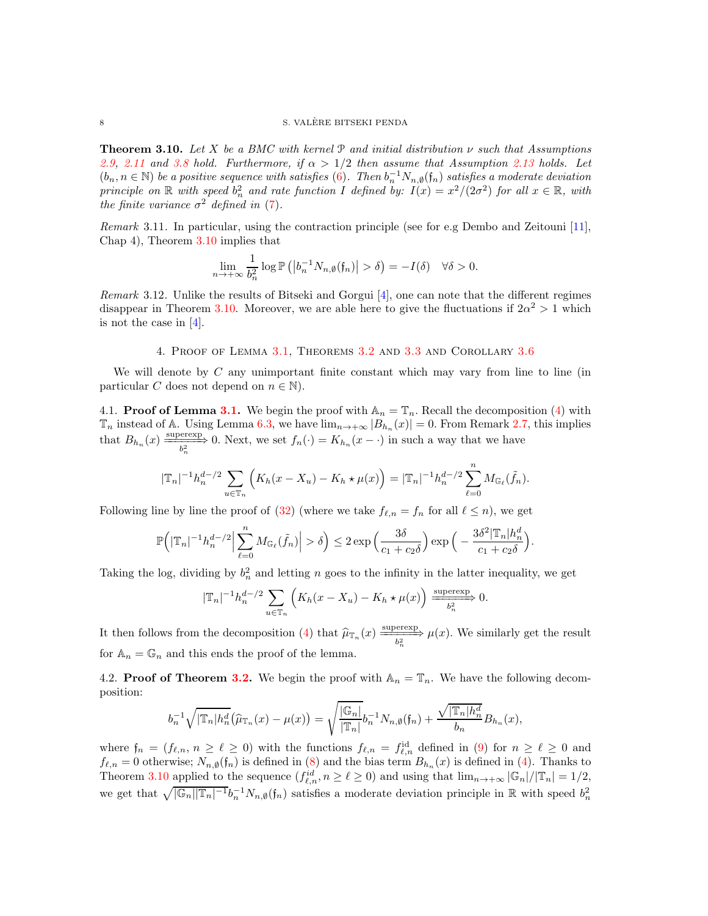**Theorem 3.10.** *Let $X$ be a BMC with kernel $\mathcal{P}$ and initial distribution $\nu$ such that Assumptions 2.9, 2.11 and 3.8 hold. Furthermore, if $\alpha > 1/2$ then assume that Assumption 2.13 holds. Let $(b_n, n \in \mathbb{N})$ be a positive sequence with satisfies (6). Then $b_n^{-1} N_{n,\emptyset}(\mathfrak{f}_n)$ satisfies a moderate deviation principle on $\mathbb{R}$ with speed $b_n^2$ and rate function $I$ defined by: $I(x) = x^2/(2\sigma^2)$ for all $x \in \mathbb{R}$, with the finite variance $\sigma^2$ defined in (7).*

*Remark* 3.11. In particular, using the contraction principle (see for e.g Dembo and Zeitouni [11], Chap 4), Theorem 3.10 implies that

$$\lim_{n\to+\infty} \frac{1}{b_n^2} \log \mathbb{P}\left(\left|b_n^{-1} N_{n,\emptyset}(\mathfrak{f}_n)\right| > \delta\right) = -I(\delta) \quad \forall \delta > 0.$$

*Remark* 3.12. Unlike the results of Bitseki and Gorgui [4], one can note that the different regimes disappear in Theorem 3.10. Moreover, we are able here to give the fluctuations if $2\alpha^2 > 1$ which is not the case in [4].

## 4. Proof of Lemma 3.1, Theorems 3.2 and 3.3 and Corollary 3.6

We will denote by $C$ any unimportant finite constant which may vary from line to line (in particular $C$ does not depend on $n \in \mathbb{N}$).

**4.1. Proof of Lemma 3.1.** We begin the proof with $\mathbb{A}_n = \mathbb{T}_n$. Recall the decomposition (4) with $\mathbb{T}_n$ instead of $\mathbb{A}$. Using Lemma 6.3, we have $\lim_{n\to+\infty} |B_{h_n}(x)| = 0$. From Remark 2.7, this implies that $B_{h_n}(x) \xrightarrow[b_n^2]{\text{superexp}} 0$. Next, we set $f_n(\cdot) = K_{h_n}(x - \cdot)$ in such a way that we have

$$|\mathbb{T}_n|^{-1} h_n^{d-/2} \sum_{u\in\mathbb{T}_n} \Big(K_h(x - X_u) - K_h \star \mu(x)\Big) = |\mathbb{T}_n|^{-1} h_n^{d-/2} \sum_{\ell=0}^{n} M_{\mathbb{G}_\ell}(\tilde{f}_n).$$

Following line by line the proof of (32) (where we take $f_{\ell,n} = f_n$ for all $\ell \leq n$), we get

$$\mathbb{P}\Big(|\mathbb{T}_n|^{-1} h_n^{d-/2} \Big|\sum_{\ell=0}^{n} M_{\mathbb{G}_\ell}(\tilde{f}_n)\Big| > \delta\Big) \leq 2\exp\Big(\frac{3\delta}{c_1 + c_2\delta}\Big)\exp\Big(-\frac{3\delta^2 |\mathbb{T}_n| h_n^d}{c_1 + c_2\delta}\Big).$$

Taking the log, dividing by $b_n^2$ and letting $n$ goes to the infinity in the latter inequality, we get

$$|\mathbb{T}_n|^{-1} h_n^{d-/2} \sum_{u\in\mathbb{T}_n} \Big(K_h(x - X_u) - K_h \star \mu(x)\Big) \xrightarrow[b_n^2]{\text{superexp}} 0.$$

It then follows from the decomposition (4) that $\widehat{\mu}_{\mathbb{T}_n}(x) \xrightarrow[b_n^2]{\text{superexp}} \mu(x)$. We similarly get the result for $\mathbb{A}_n = \mathbb{G}_n$ and this ends the proof of the lemma.

**4.2. Proof of Theorem 3.2.** We begin the proof with $\mathbb{A}_n = \mathbb{T}_n$. We have the following decomposition:

$$b_n^{-1}\sqrt{|\mathbb{T}_n| h_n^d}\big(\widehat{\mu}_{\mathbb{T}_n}(x) - \mu(x)\big) = \sqrt{\frac{|\mathbb{G}_n|}{|\mathbb{T}_n|}} b_n^{-1} N_{n,\emptyset}(\mathfrak{f}_n) + \frac{\sqrt{|\mathbb{T}_n| h_n^d}}{b_n} B_{h_n}(x),$$

where $\mathfrak{f}_n = (f_{\ell,n}, n \geq \ell \geq 0)$ with the functions $f_{\ell,n} = f_{\ell,n}^{\mathrm{id}}$ defined in (9) for $n \geq \ell \geq 0$ and $f_{\ell,n} = 0$ otherwise; $N_{n,\emptyset}(\mathfrak{f}_n)$ is defined in (8) and the bias term $B_{h_n}(x)$ is defined in (4). Thanks to Theorem 3.10 applied to the sequence $(f_{\ell,n}^{id}, n \geq \ell \geq 0)$ and using that $\lim_{n\to+\infty} |\mathbb{G}_n|/|\mathbb{T}_n| = 1/2$, we get that $\sqrt{|\mathbb{G}_n||\mathbb{T}_n|^{-1}} b_n^{-1} N_{n,\emptyset}(\mathfrak{f}_n)$ satisfies a moderate deviation principle in $\mathbb{R}$ with speed $b_n^2$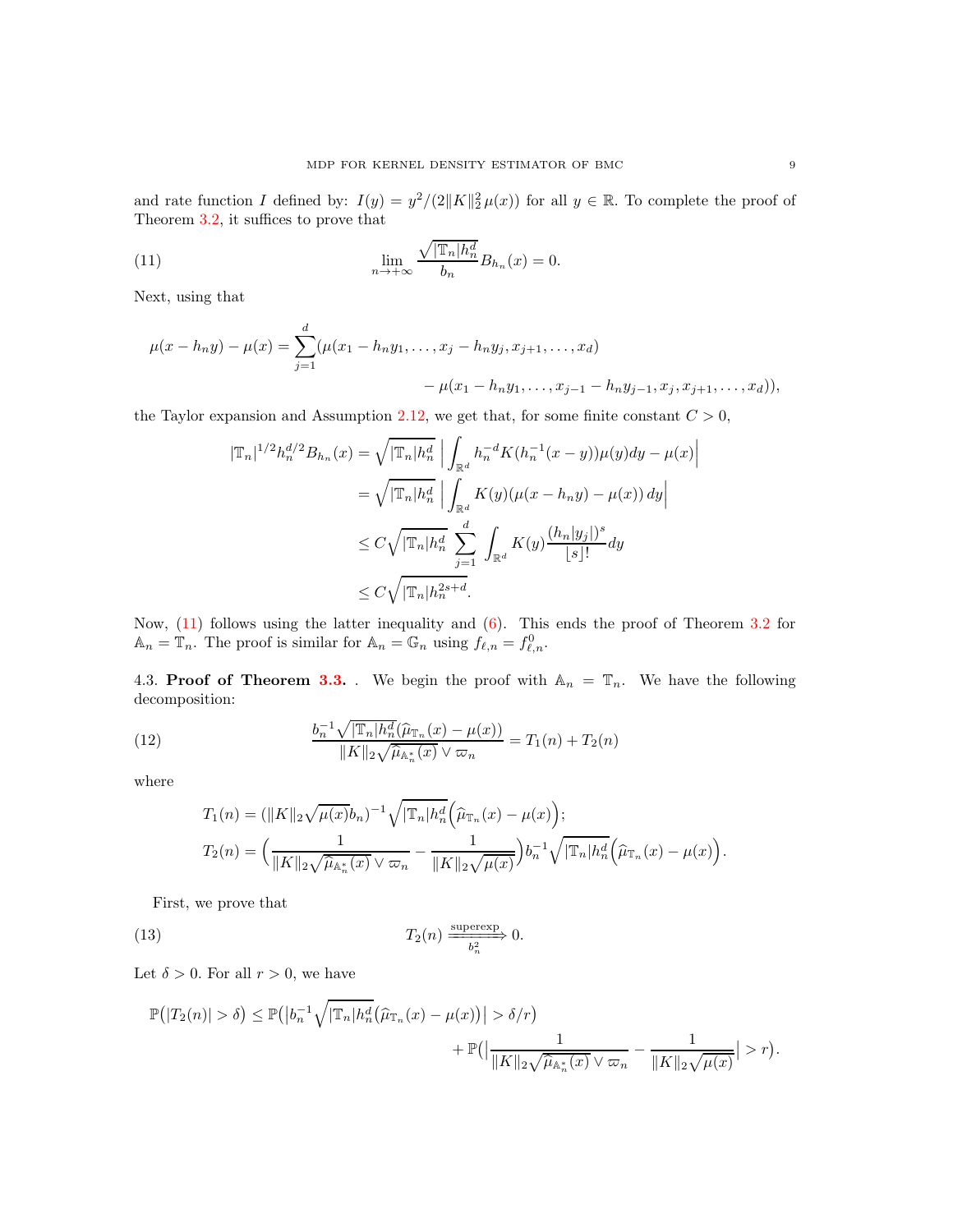and rate function $I$ defined by: $I(y) = y^2/(2\|K\|_2^2\,\mu(x))$ for all $y \in \mathbb{R}$. To complete the proof of Theorem 3.2, it suffices to prove that

$$\lim_{n\to+\infty} \frac{\sqrt{|\mathbb{T}_n|h_n^d}}{b_n} B_{h_n}(x) = 0. \tag{11}$$

Next, using that

$$\mu(x-h_ny)-\mu(x) = \sum_{j=1}^{d}(\mu(x_1-h_ny_1,\ldots,x_j-h_ny_j,x_{j+1},\ldots,x_d) - \mu(x_1-h_ny_1,\ldots,x_{j-1}-h_ny_{j-1},x_j,x_{j+1},\ldots,x_d)),$$

the Taylor expansion and Assumption 2.12, we get that, for some finite constant $C>0$,

$$\begin{aligned}
|\mathbb{T}_n|^{1/2}h_n^{d/2}B_{h_n}(x) &= \sqrt{|\mathbb{T}_n|h_n^d}\,\Big|\int_{\mathbb{R}^d} h_n^{-d}K(h_n^{-1}(x-y))\mu(y)dy - \mu(x)\Big| \\
&= \sqrt{|\mathbb{T}_n|h_n^d}\,\Big|\int_{\mathbb{R}^d} K(y)(\mu(x-h_ny)-\mu(x))\,dy\Big| \\
&\leq C\sqrt{|\mathbb{T}_n|h_n^d}\,\sum_{j=1}^{d}\int_{\mathbb{R}^d} K(y)\frac{(h_n|y_j|)^s}{\lfloor s\rfloor!}dy \\
&\leq C\sqrt{|\mathbb{T}_n|h_n^{2s+d}}.
\end{aligned}$$

Now, (11) follows using the latter inequality and (6). This ends the proof of Theorem 3.2 for $\mathbb{A}_n = \mathbb{T}_n$. The proof is similar for $\mathbb{A}_n = \mathbb{G}_n$ using $f_{\ell,n} = f_{\ell,n}^0$.

## 4.3. Proof of Theorem 3.3.

. We begin the proof with $\mathbb{A}_n = \mathbb{T}_n$. We have the following decomposition:

$$\frac{b_n^{-1}\sqrt{|\mathbb{T}_n|h_n^d}(\widehat{\mu}_{\mathbb{T}_n}(x)-\mu(x))}{\|K\|_2\sqrt{\widehat{\mu}_{\mathbb{A}_n^*}(x)}\vee\varpi_n} = T_1(n)+T_2(n) \tag{12}$$

where

$$\begin{aligned}
T_1(n) &= (\|K\|_2\sqrt{\mu(x)}b_n)^{-1}\sqrt{|\mathbb{T}_n|h_n^d}\Big(\widehat{\mu}_{\mathbb{T}_n}(x)-\mu(x)\Big); \\
T_2(n) &= \Big(\frac{1}{\|K\|_2\sqrt{\widehat{\mu}_{\mathbb{A}_n^*}(x)}\vee\varpi_n} - \frac{1}{\|K\|_2\sqrt{\mu(x)}}\Big)b_n^{-1}\sqrt{|\mathbb{T}_n|h_n^d}\Big(\widehat{\mu}_{\mathbb{T}_n}(x)-\mu(x)\Big).
\end{aligned}$$

First, we prove that

$$T_2(n) \xrightarrow[b_n^2]{\text{superexp}} 0. \tag{13}$$

Let $\delta>0$. For all $r>0$, we have

$$\mathbb{P}\big(|T_2(n)|>\delta\big) \leq \mathbb{P}\big(\big|b_n^{-1}\sqrt{|\mathbb{T}_n|h_n^d}\big(\widehat{\mu}_{\mathbb{T}_n}(x)-\mu(x)\big)\big| > \delta/r\big) + \mathbb{P}\big(\Big|\frac{1}{\|K\|_2\sqrt{\widehat{\mu}_{\mathbb{A}_n^*}(x)}\vee\varpi_n} - \frac{1}{\|K\|_2\sqrt{\mu(x)}}\Big| > r\big).$$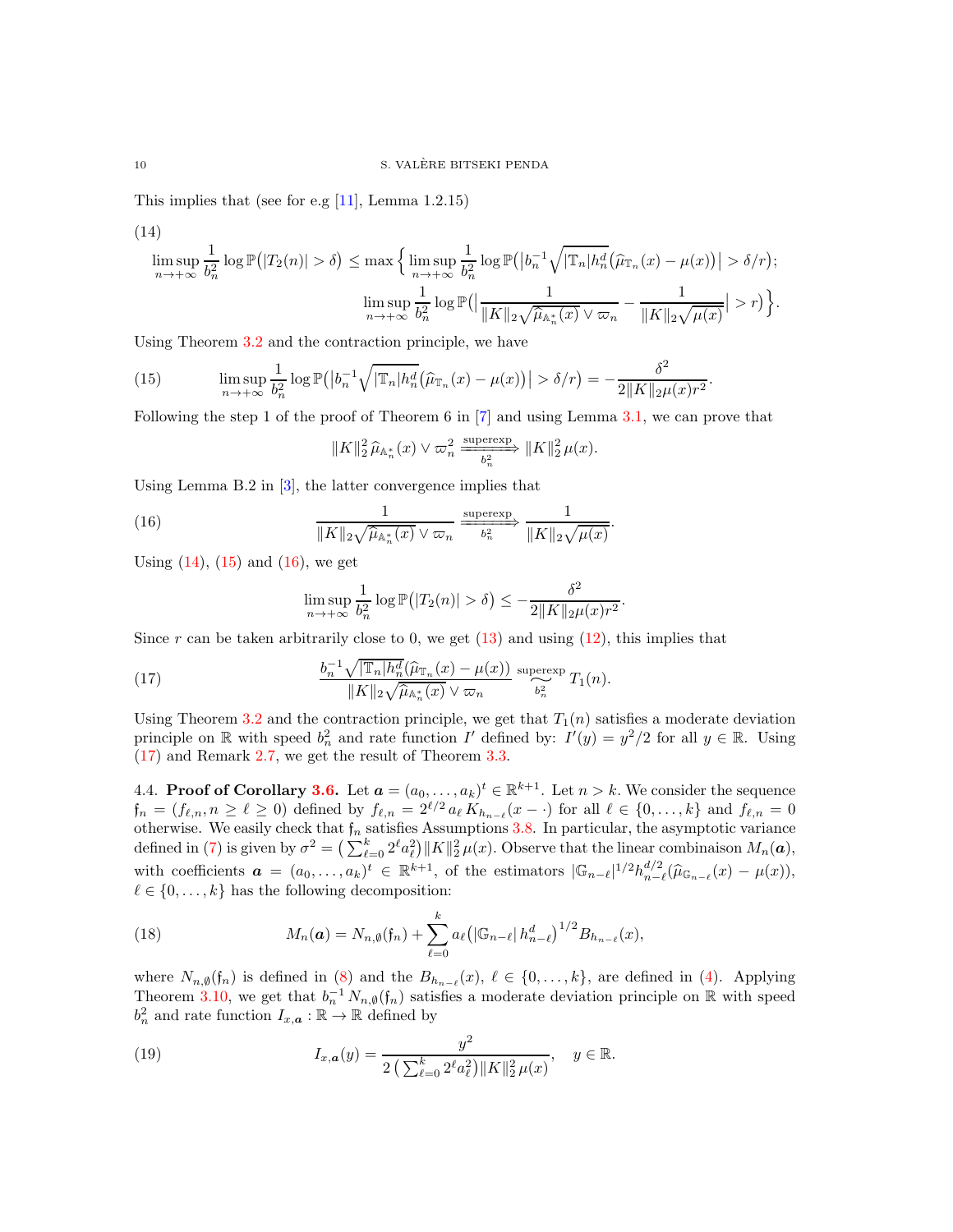This implies that (see for e.g [11], Lemma 1.2.15)

(14)

$$\limsup_{n\to+\infty} \frac{1}{b_n^2} \log \mathbb{P}\big(|T_2(n)| > \delta\big) \leq \max\Big\{ \limsup_{n\to+\infty} \frac{1}{b_n^2} \log \mathbb{P}\big(\big|b_n^{-1}\sqrt{|\mathbb{T}_n| h_n^d}\big(\widehat{\mu}_{\mathbb{T}_n}(x) - \mu(x)\big)\big| > \delta/r\big); \limsup_{n\to+\infty} \frac{1}{b_n^2} \log \mathbb{P}\big(\big|\frac{1}{\|K\|_2 \sqrt{\widehat{\mu}_{\mathbb{A}_n^*}(x)} \vee \varpi_n} - \frac{1}{\|K\|_2\sqrt{\mu(x)}}\big| > r\big)\Big\}.$$

Using Theorem 3.2 and the contraction principle, we have

$$\limsup_{n\to+\infty} \frac{1}{b_n^2} \log \mathbb{P}\big(\big|b_n^{-1}\sqrt{|\mathbb{T}_n| h_n^d}\big(\widehat{\mu}_{\mathbb{T}_n}(x) - \mu(x)\big)\big| > \delta/r\big) = -\frac{\delta^2}{2\|K\|_2 \mu(x) r^2}. \tag{15}$$

Following the step 1 of the proof of Theorem 6 in [7] and using Lemma 3.1, we can prove that

$$\|K\|_2^2\, \widehat{\mu}_{\mathbb{A}_n^*}(x) \vee \varpi_n^2 \xrightarrow[b_n^2]{\text{superexp}} \|K\|_2^2\, \mu(x).$$

Using Lemma B.2 in [3], the latter convergence implies that

$$\frac{1}{\|K\|_2 \sqrt{\widehat{\mu}_{\mathbb{A}_n^*}(x)} \vee \varpi_n} \xrightarrow[b_n^2]{\text{superexp}} \frac{1}{\|K\|_2\sqrt{\mu(x)}}. \tag{16}$$

Using (14), (15) and (16), we get

$$\limsup_{n\to+\infty} \frac{1}{b_n^2} \log \mathbb{P}\big(|T_2(n)| > \delta\big) \leq -\frac{\delta^2}{2\|K\|_2 \mu(x) r^2}.$$

Since $r$ can be taken arbitrarily close to 0, we get (13) and using (12), this implies that

$$\frac{b_n^{-1}\sqrt{|\mathbb{T}_n| h_n^d}\big(\widehat{\mu}_{\mathbb{T}_n}(x) - \mu(x)\big)}{\|K\|_2 \sqrt{\widehat{\mu}_{\mathbb{A}_n^*}(x)} \vee \varpi_n} \underset{b_n^2}{\overset{\text{superexp}}{\sim}} T_1(n). \tag{17}$$

Using Theorem 3.2 and the contraction principle, we get that $T_1(n)$ satisfies a moderate deviation principle on $\mathbb{R}$ with speed $b_n^2$ and rate function $I'$ defined by: $I'(y) = y^2/2$ for all $y \in \mathbb{R}$. Using (17) and Remark 2.7, we get the result of Theorem 3.3.

4.4. **Proof of Corollary 3.6.** Let $\boldsymbol{a} = (a_0, \ldots, a_k)^t \in \mathbb{R}^{k+1}$. Let $n > k$. We consider the sequence $\mathfrak{f}_n = (f_{\ell,n}, n \geq \ell \geq 0)$ defined by $f_{\ell,n} = 2^{\ell/2}\, a_\ell\, K_{h_{n-\ell}}(x - \cdot)$ for all $\ell \in \{0, \ldots, k\}$ and $f_{\ell,n} = 0$ otherwise. We easily check that $\mathfrak{f}_n$ satisfies Assumptions 3.8. In particular, the asymptotic variance defined in (7) is given by $\sigma^2 = \big(\sum_{\ell=0}^k 2^\ell a_\ell^2\big)\|K\|_2^2\, \mu(x)$. Observe that the linear combinaison $M_n(\boldsymbol{a})$, with coefficients $\boldsymbol{a} = (a_0, \ldots, a_k)^t \in \mathbb{R}^{k+1}$, of the estimators $|\mathbb{G}_{n-\ell}|^{1/2} h_{n-\ell}^{d/2}(\widehat{\mu}_{\mathbb{G}_{n-\ell}}(x) - \mu(x))$, $\ell \in \{0, \ldots, k\}$ has the following decomposition:

$$M_n(\boldsymbol{a}) = N_{n,\emptyset}(\mathfrak{f}_n) + \sum_{\ell=0}^k a_\ell \big(|\mathbb{G}_{n-\ell}|\, h_{n-\ell}^d\big)^{1/2} B_{h_{n-\ell}}(x), \tag{18}$$

where $N_{n,\emptyset}(\mathfrak{f}_n)$ is defined in (8) and the $B_{h_{n-\ell}}(x)$, $\ell \in \{0, \ldots, k\}$, are defined in (4). Applying Theorem 3.10, we get that $b_n^{-1} N_{n,\emptyset}(\mathfrak{f}_n)$ satisfies a moderate deviation principle on $\mathbb{R}$ with speed $b_n^2$ and rate function $I_{x,\boldsymbol{a}} : \mathbb{R} \to \mathbb{R}$ defined by

$$I_{x,\boldsymbol{a}}(y) = \frac{y^2}{2\big(\sum_{\ell=0}^k 2^\ell a_\ell^2\big)\|K\|_2^2\, \mu(x)}, \quad y \in \mathbb{R}. \tag{19}$$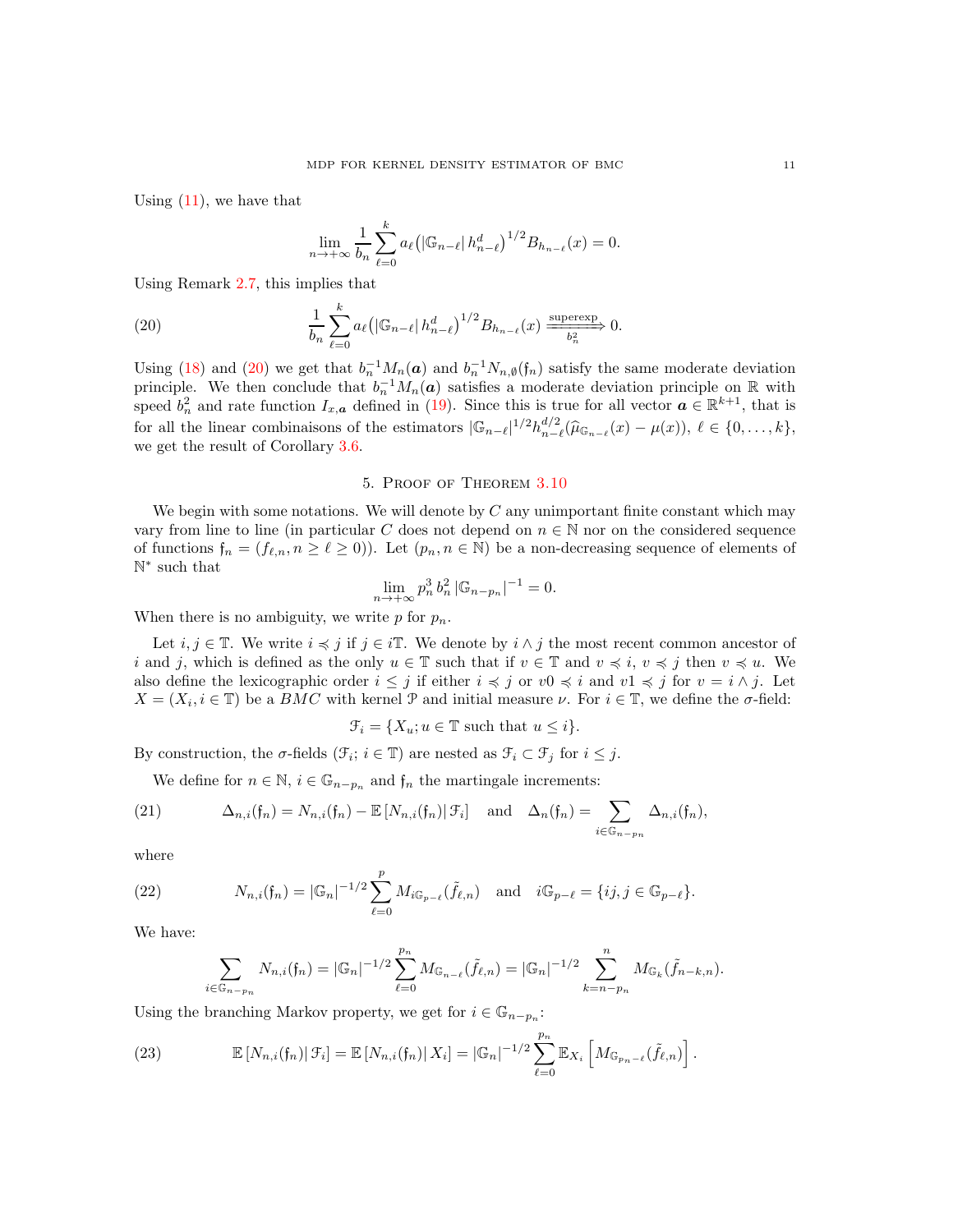Using (11), we have that

$$\lim_{n\to+\infty} \frac{1}{b_n} \sum_{\ell=0}^{k} a_\ell \big(|\mathbb{G}_{n-\ell}|\, h_{n-\ell}^d\big)^{1/2} B_{h_{n-\ell}}(x) = 0.$$

Using Remark 2.7, this implies that

$$\frac{1}{b_n} \sum_{\ell=0}^{k} a_\ell \big(|\mathbb{G}_{n-\ell}|\, h_{n-\ell}^d\big)^{1/2} B_{h_{n-\ell}}(x) \xrightarrow[b_n^2]{\text{superexp}} 0. \tag{20}$$

Using (18) and (20) we get that $b_n^{-1} M_n(\boldsymbol{a})$ and $b_n^{-1} N_{n,\emptyset}(\mathfrak{f}_n)$ satisfy the same moderate deviation principle. We then conclude that $b_n^{-1} M_n(\boldsymbol{a})$ satisfies a moderate deviation principle on $\mathbb{R}$ with speed $b_n^2$ and rate function $I_{x,\boldsymbol{a}}$ defined in (19). Since this is true for all vector $\boldsymbol{a} \in \mathbb{R}^{k+1}$, that is for all the linear combinaisons of the estimators $|\mathbb{G}_{n-\ell}|^{1/2} h_{n-\ell}^{d/2} (\widehat{\mu}_{\mathbb{G}_{n-\ell}}(x) - \mu(x))$, $\ell \in \{0, \dots, k\}$, we get the result of Corollary 3.6.

## 5. Proof of Theorem 3.10

We begin with some notations. We will denote by $C$ any unimportant finite constant which may vary from line to line (in particular $C$ does not depend on $n \in \mathbb{N}$ nor on the considered sequence of functions $\mathfrak{f}_n = (f_{\ell,n}, n \geq \ell \geq 0)$). Let $(p_n, n \in \mathbb{N})$ be a non-decreasing sequence of elements of $\mathbb{N}^*$ such that

$$\lim_{n\to+\infty} p_n^3\, b_n^2\, |\mathbb{G}_{n-p_n}|^{-1} = 0.$$

When there is no ambiguity, we write $p$ for $p_n$.

Let $i, j \in \mathbb{T}$. We write $i \preccurlyeq j$ if $j \in i\mathbb{T}$. We denote by $i \wedge j$ the most recent common ancestor of $i$ and $j$, which is defined as the only $u \in \mathbb{T}$ such that if $v \in \mathbb{T}$ and $v \preccurlyeq i$, $v \preccurlyeq j$ then $v \preccurlyeq u$. We also define the lexicographic order $i \leq j$ if either $i \preccurlyeq j$ or $v0 \preccurlyeq i$ and $v1 \preccurlyeq j$ for $v = i \wedge j$. Let $X = (X_i, i \in \mathbb{T})$ be a $BMC$ with kernel $\mathcal{P}$ and initial measure $\nu$. For $i \in \mathbb{T}$, we define the $\sigma$-field:

$$\mathcal{F}_i = \{X_u; u \in \mathbb{T} \text{ such that } u \leq i\}.$$

By construction, the $\sigma$-fields $(\mathcal{F}_i;\, i \in \mathbb{T})$ are nested as $\mathcal{F}_i \subset \mathcal{F}_j$ for $i \leq j$.

We define for $n \in \mathbb{N}$, $i \in \mathbb{G}_{n-p_n}$ and $\mathfrak{f}_n$ the martingale increments:

$$\Delta_{n,i}(\mathfrak{f}_n) = N_{n,i}(\mathfrak{f}_n) - \mathbb{E}\left[N_{n,i}(\mathfrak{f}_n) \middle|\, \mathcal{F}_i\right] \quad \text{and} \quad \Delta_n(\mathfrak{f}_n) = \sum_{i \in \mathbb{G}_{n-p_n}} \Delta_{n,i}(\mathfrak{f}_n), \tag{21}$$

where

$$N_{n,i}(\mathfrak{f}_n) = |\mathbb{G}_n|^{-1/2} \sum_{\ell=0}^{p} M_{i\mathbb{G}_{p-\ell}}(\tilde{f}_{\ell,n}) \quad \text{and} \quad i\mathbb{G}_{p-\ell} = \{ij, j \in \mathbb{G}_{p-\ell}\}. \tag{22}$$

We have:

$$\sum_{i \in \mathbb{G}_{n-p_n}} N_{n,i}(\mathfrak{f}_n) = |\mathbb{G}_n|^{-1/2} \sum_{\ell=0}^{p_n} M_{\mathbb{G}_{n-\ell}}(\tilde{f}_{\ell,n}) = |\mathbb{G}_n|^{-1/2} \sum_{k=n-p_n}^{n} M_{\mathbb{G}_k}(\tilde{f}_{n-k,n}).$$

Using the branching Markov property, we get for $i \in \mathbb{G}_{n-p_n}$:

$$\mathbb{E}\left[N_{n,i}(\mathfrak{f}_n) \middle|\, \mathcal{F}_i\right] = \mathbb{E}\left[N_{n,i}(\mathfrak{f}_n) \middle|\, X_i\right] = |\mathbb{G}_n|^{-1/2} \sum_{\ell=0}^{p_n} \mathbb{E}_{X_i}\left[M_{\mathbb{G}_{p_n-\ell}}(\tilde{f}_{\ell,n})\right]. \tag{23}$$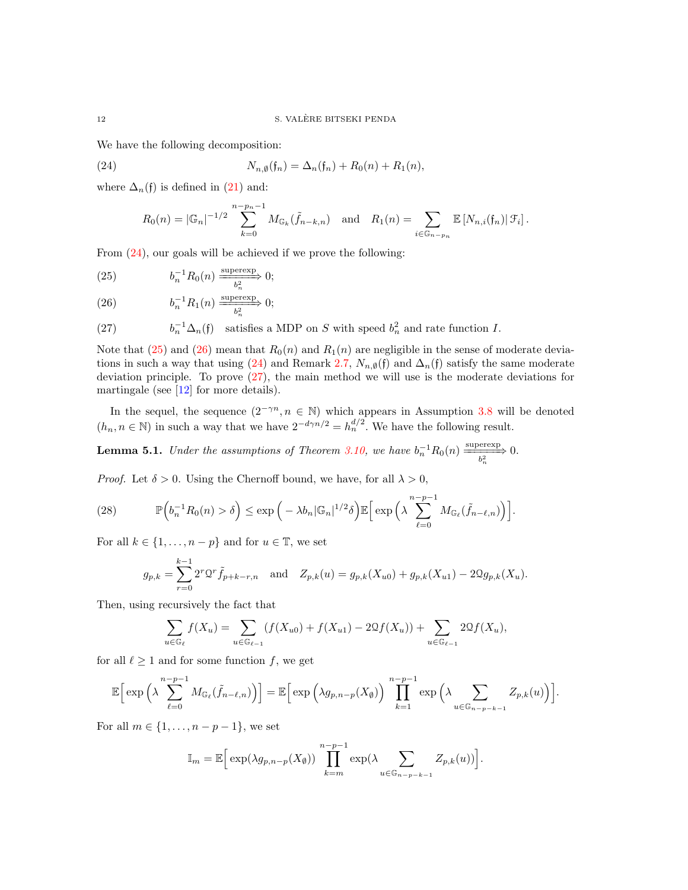We have the following decomposition:

$$
N_{n,\emptyset}(\mathfrak{f}_n) = \Delta_n(\mathfrak{f}_n) + R_0(n) + R_1(n), \tag{24}
$$

where $\Delta_n(\mathfrak{f})$ is defined in (21) and:

$$
R_0(n) = |\mathbb{G}_n|^{-1/2} \sum_{k=0}^{n-p_n-1} M_{\mathbb{G}_k}(\tilde{f}_{n-k,n}) \quad \text{and} \quad R_1(n) = \sum_{i\in\mathbb{G}_{n-p_n}} \mathbb{E}\left[N_{n,i}(\mathfrak{f}_n)\,|\,\mathcal{F}_i\right].
$$

From (24), our goals will be achieved if we prove the following:

$$
b_n^{-1} R_0(n) \xrightarrow[b_n^2]{\text{superexp}} 0; \tag{25}
$$

$$
b_n^{-1} R_1(n) \xrightarrow[b_n^2]{\text{superexp}} 0; \tag{26}
$$

$$
b_n^{-1}\Delta_n(\mathfrak{f}) \quad \text{satisfies a MDP on } S \text{ with speed } b_n^2 \text{ and rate function } I. \tag{27}
$$

Note that (25) and (26) mean that $R_0(n)$ and $R_1(n)$ are negligible in the sense of moderate deviations in such a way that using (24) and Remark 2.7, $N_{n,\emptyset}(\mathfrak{f})$ and $\Delta_n(\mathfrak{f})$ satisfy the same moderate deviation principle. To prove (27), the main method we will use is the moderate deviations for martingale (see [12] for more details).

In the sequel, the sequence $(2^{-\gamma n}, n \in \mathbb{N})$ which appears in Assumption 3.8 will be denoted $(h_n, n\in\mathbb{N})$ in such a way that we have $2^{-d\gamma n/2} = h_n^{d/2}$. We have the following result.

**Lemma 5.1.** *Under the assumptions of Theorem 3.10, we have* $b_n^{-1}R_0(n) \xrightarrow[b_n^2]{\text{superexp}} 0$.

*Proof.* Let $\delta > 0$. Using the Chernoff bound, we have, for all $\lambda > 0$,

$$
\mathbb{P}\Big(b_n^{-1}R_0(n) > \delta\Big) \leq \exp\Big(-\lambda b_n |\mathbb{G}_n|^{1/2}\delta\Big)\mathbb{E}\Big[\exp\Big(\lambda \sum_{\ell=0}^{n-p-1} M_{\mathbb{G}_\ell}(\tilde{f}_{n-\ell,n})\Big)\Big]. \tag{28}
$$

For all $k\in\{1,\dots,n-p\}$ and for $u\in\mathbb{T}$, we set

$$
g_{p,k} = \sum_{r=0}^{k-1} 2^r \mathcal{Q}^r \tilde{f}_{p+k-r,n} \quad \text{and} \quad Z_{p,k}(u) = g_{p,k}(X_{u0}) + g_{p,k}(X_{u1}) - 2\mathcal{Q}g_{p,k}(X_u).
$$

Then, using recursively the fact that

$$
\sum_{u\in\mathbb{G}_\ell} f(X_u) = \sum_{u\in\mathbb{G}_{\ell-1}} \left(f(X_{u0}) + f(X_{u1}) - 2\mathcal{Q}f(X_u)\right) + \sum_{u\in\mathbb{G}_{\ell-1}} 2\mathcal{Q}f(X_u),
$$

for all $\ell \geq 1$ and for some function $f$, we get

$$
\mathbb{E}\Big[\exp\Big(\lambda \sum_{\ell=0}^{n-p-1} M_{\mathbb{G}_\ell}(\tilde{f}_{n-\ell,n})\Big)\Big] = \mathbb{E}\Big[\exp\Big(\lambda g_{p,n-p}(X_\emptyset)\Big) \prod_{k=1}^{n-p-1} \exp\Big(\lambda \sum_{u\in\mathbb{G}_{n-p-k-1}} Z_{p,k}(u)\Big)\Big].
$$

For all $m\in\{1,\dots,n-p-1\}$, we set

$$
\mathbb{I}_m = \mathbb{E}\Big[\exp(\lambda g_{p,n-p}(X_\emptyset)) \prod_{k=m}^{n-p-1} \exp(\lambda \sum_{u\in\mathbb{G}_{n-p-k-1}} Z_{p,k}(u))\Big].
$$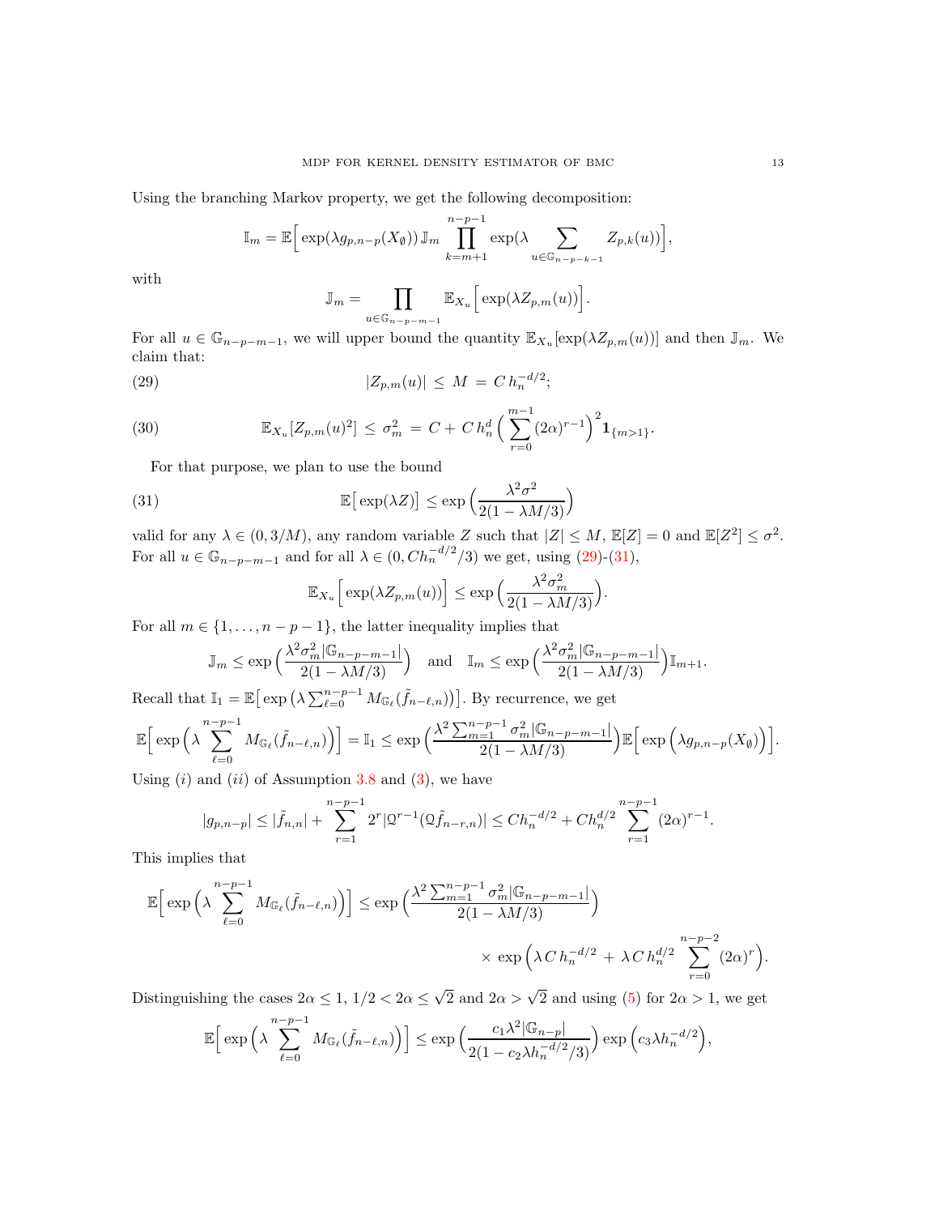Using the branching Markov property, we get the following decomposition:

$$\mathbb{I}_m = \mathbb{E}\Big[\exp(\lambda g_{p,n-p}(X_\emptyset))\,\mathbb{J}_m \prod_{k=m+1}^{n-p-1} \exp(\lambda \sum_{u\in\mathbb{G}_{n-p-k-1}} Z_{p,k}(u))\Big],$$

with

$$\mathbb{J}_m = \prod_{u\in\mathbb{G}_{n-p-m-1}} \mathbb{E}_{X_u}\Big[\exp(\lambda Z_{p,m}(u))\Big].$$

For all $u\in\mathbb{G}_{n-p-m-1}$, we will upper bound the quantity $\mathbb{E}_{X_u}[\exp(\lambda Z_{p,m}(u))]$ and then $\mathbb{J}_m$. We claim that:

$$|Z_{p,m}(u)| \,\leq\, M \,=\, C\, h_n^{-d/2}; \tag{29}$$

$$\mathbb{E}_{X_u}[Z_{p,m}(u)^2] \,\leq\, \sigma_m^2 \,=\, C + C\, h_n^d \Big(\sum_{r=0}^{m-1}(2\alpha)^{r-1}\Big)^2 \mathbf{1}_{\{m>1\}}. \tag{30}$$

For that purpose, we plan to use the bound

$$\mathbb{E}\big[\exp(\lambda Z)\big] \leq \exp\Big(\frac{\lambda^2\sigma^2}{2(1-\lambda M/3)}\Big) \tag{31}$$

valid for any $\lambda\in(0,3/M)$, any random variable $Z$ such that $|Z|\leq M$, $\mathbb{E}[Z]=0$ and $\mathbb{E}[Z^2]\leq\sigma^2$. For all $u\in\mathbb{G}_{n-p-m-1}$ and for all $\lambda\in(0,Ch_n^{-d/2}/3)$ we get, using (29)-(31),

$$\mathbb{E}_{X_u}\Big[\exp(\lambda Z_{p,m}(u))\Big] \leq \exp\Big(\frac{\lambda^2\sigma_m^2}{2(1-\lambda M/3)}\Big).$$

For all $m\in\{1,\dots,n-p-1\}$, the latter inequality implies that

$$\mathbb{J}_m \leq \exp\Big(\frac{\lambda^2\sigma_m^2|\mathbb{G}_{n-p-m-1}|}{2(1-\lambda M/3)}\Big) \quad\text{and}\quad \mathbb{I}_m \leq \exp\Big(\frac{\lambda^2\sigma_m^2|\mathbb{G}_{n-p-m-1}|}{2(1-\lambda M/3)}\Big)\mathbb{I}_{m+1}.$$

Recall that $\mathbb{I}_1 = \mathbb{E}\big[\exp\big(\lambda\sum_{\ell=0}^{n-p-1} M_{\mathbb{G}_\ell}(\tilde f_{n-\ell,n})\big)\big]$. By recurrence, we get

$$\mathbb{E}\Big[\exp\Big(\lambda\sum_{\ell=0}^{n-p-1} M_{\mathbb{G}_\ell}(\tilde f_{n-\ell,n})\Big)\Big] = \mathbb{I}_1 \leq \exp\Big(\frac{\lambda^2\sum_{m=1}^{n-p-1}\sigma_m^2|\mathbb{G}_{n-p-m-1}|}{2(1-\lambda M/3)}\Big)\mathbb{E}\Big[\exp\Big(\lambda g_{p,n-p}(X_\emptyset)\Big)\Big].$$

Using $(i)$ and $(ii)$ of Assumption 3.8 and (3), we have

$$|g_{p,n-p}| \leq |\tilde f_{n,n}| + \sum_{r=1}^{n-p-1} 2^r |\mathcal{Q}^{r-1}(\mathcal{Q}\tilde f_{n-r,n})| \leq Ch_n^{-d/2} + Ch_n^{d/2}\sum_{r=1}^{n-p-1}(2\alpha)^{r-1}.$$

This implies that

$$\mathbb{E}\Big[\exp\Big(\lambda\sum_{\ell=0}^{n-p-1} M_{\mathbb{G}_\ell}(\tilde f_{n-\ell,n})\Big)\Big] \leq \exp\Big(\frac{\lambda^2\sum_{m=1}^{n-p-1}\sigma_m^2|\mathbb{G}_{n-p-m-1}|}{2(1-\lambda M/3)}\Big) \times \exp\Big(\lambda\, C\, h_n^{-d/2} \,+\, \lambda\, C\, h_n^{d/2}\sum_{r=0}^{n-p-2}(2\alpha)^r\Big).$$

Distinguishing the cases $2\alpha\leq 1$, $1/2<2\alpha\leq\sqrt{2}$ and $2\alpha>\sqrt{2}$ and using (5) for $2\alpha>1$, we get

$$\mathbb{E}\Big[\exp\Big(\lambda\sum_{\ell=0}^{n-p-1} M_{\mathbb{G}_\ell}(\tilde f_{n-\ell,n})\Big)\Big] \leq \exp\Big(\frac{c_1\lambda^2|\mathbb{G}_{n-p}|}{2(1-c_2\lambda h_n^{-d/2}/3)}\Big)\exp\Big(c_3\lambda h_n^{-d/2}\Big),$$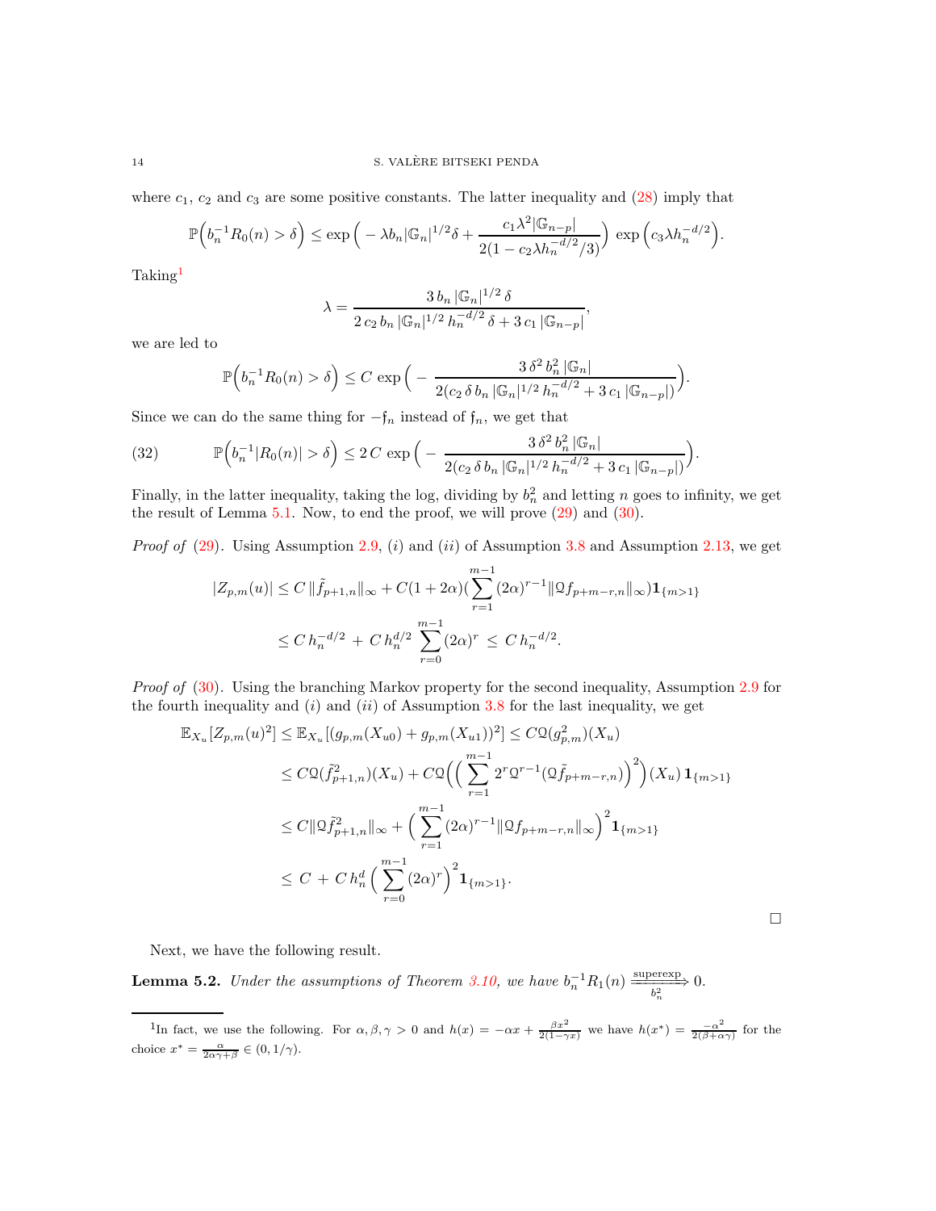where $c_1$, $c_2$ and $c_3$ are some positive constants. The latter inequality and (28) imply that

$$\mathbb{P}\Big(b_n^{-1} R_0(n) > \delta\Big) \leq \exp\Big( - \lambda b_n |\mathbb{G}_n|^{1/2} \delta + \frac{c_1 \lambda^2 |\mathbb{G}_{n-p}|}{2(1 - c_2 \lambda h_n^{-d/2}/3)}\Big) \, \exp\Big(c_3 \lambda h_n^{-d/2}\Big).$$

Taking[1]

$$\lambda = \frac{3\, b_n \, |\mathbb{G}_n|^{1/2}\, \delta}{2\, c_2 \, b_n \, |\mathbb{G}_n|^{1/2} \, h_n^{-d/2} \, \delta + 3\, c_1 \, |\mathbb{G}_{n-p}|},$$

we are led to

$$\mathbb{P}\Big(b_n^{-1} R_0(n) > \delta\Big) \leq C \, \exp\Big( - \frac{3\, \delta^2 \, b_n^2 \, |\mathbb{G}_n|}{2(c_2 \, \delta \, b_n \, |\mathbb{G}_n|^{1/2} \, h_n^{-d/2} + 3\, c_1 \, |\mathbb{G}_{n-p}|)}\Big).$$

Since we can do the same thing for $-\mathfrak{f}_n$ instead of $\mathfrak{f}_n$, we get that

$$\mathbb{P}\Big(b_n^{-1} |R_0(n)| > \delta\Big) \leq 2\, C \, \exp\Big( - \frac{3\, \delta^2 \, b_n^2 \, |\mathbb{G}_n|}{2(c_2 \, \delta \, b_n \, |\mathbb{G}_n|^{1/2} \, h_n^{-d/2} + 3\, c_1 \, |\mathbb{G}_{n-p}|)}\Big). \tag{32}$$

Finally, in the latter inequality, taking the log, dividing by $b_n^2$ and letting $n$ goes to infinity, we get the result of Lemma 5.1. Now, to end the proof, we will prove (29) and (30).

*Proof of* (29). Using Assumption 2.9, $(i)$ and $(ii)$ of Assumption 3.8 and Assumption 2.13, we get

$$\begin{aligned}
|Z_{p,m}(u)| &\leq C \, \|\tilde{f}_{p+1,n}\|_\infty + C(1+2\alpha)(\sum_{r=1}^{m-1} (2\alpha)^{r-1} \|\mathcal{Q} f_{p+m-r,n}\|_\infty) \mathbf{1}_{\{m>1\}} \\
&\leq C \, h_n^{-d/2} \, + \, C \, h_n^{d/2} \, \sum_{r=0}^{m-1} (2\alpha)^r \, \leq \, C \, h_n^{-d/2}.
\end{aligned}$$

*Proof of* (30). Using the branching Markov property for the second inequality, Assumption 2.9 for the fourth inequality and $(i)$ and $(ii)$ of Assumption 3.8 for the last inequality, we get

$$\begin{aligned}
\mathbb{E}_{X_u}[Z_{p,m}(u)^2] &\leq \mathbb{E}_{X_u}[(g_{p,m}(X_{u0}) + g_{p,m}(X_{u1}))^2] \leq C \mathcal{Q}(g_{p,m}^2)(X_u) \\
&\leq C \mathcal{Q}(\tilde{f}_{p+1,n}^2)(X_u) + C \mathcal{Q}\Big(\Big(\sum_{r=1}^{m-1} 2^r \mathcal{Q}^{r-1}(\mathcal{Q}\tilde{f}_{p+m-r,n})\Big)^2\Big)(X_u) \, \mathbf{1}_{\{m>1\}} \\
&\leq C \|\mathcal{Q}\tilde{f}_{p+1,n}^2\|_\infty + \Big(\sum_{r=1}^{m-1} (2\alpha)^{r-1} \|\mathcal{Q} f_{p+m-r,n}\|_\infty\Big)^2 \mathbf{1}_{\{m>1\}} \\
&\leq \, C \, + \, C \, h_n^d \, \Big(\sum_{r=0}^{m-1} (2\alpha)^r\Big)^2 \mathbf{1}_{\{m>1\}}.
\end{aligned}$$

□

Next, we have the following result.

**Lemma 5.2.** *Under the assumptions of Theorem 3.10, we have* $b_n^{-1} R_1(n) \xrightarrow[b_n^2]{\text{superexp}} 0$.

---

[1] In fact, we use the following. For $\alpha, \beta, \gamma > 0$ and $h(x) = -\alpha x + \frac{\beta x^2}{2(1-\gamma x)}$ we have $h(x^*) = \frac{-\alpha^2}{2(\beta + \alpha\gamma)}$ for the choice $x^* = \frac{\alpha}{2\alpha\gamma + \beta} \in (0, 1/\gamma)$.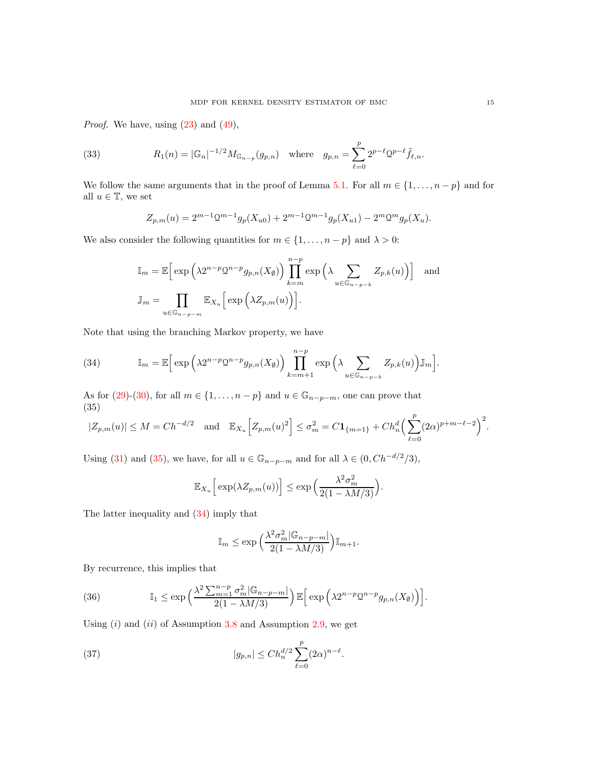*Proof.* We have, using (23) and (49),

$$R_1(n) = |\mathbb{G}_n|^{-1/2} M_{\mathbb{G}_{n-p}}(g_{p,n}) \quad \text{where} \quad g_{p,n} = \sum_{\ell=0}^{p} 2^{p-\ell} \mathcal{Q}^{p-\ell} \tilde{f}_{\ell,n}. \tag{33}$$

We follow the same arguments that in the proof of Lemma 5.1. For all $m \in \{1, \dots, n-p\}$ and for all $u \in \mathbb{T}$, we set

$$Z_{p,m}(u) = 2^{m-1}\mathcal{Q}^{m-1} g_p(X_{u0}) + 2^{m-1}\mathcal{Q}^{m-1} g_p(X_{u1}) - 2^m \mathcal{Q}^m g_p(X_u).$$

We also consider the following quantities for $m \in \{1, \dots, n-p\}$ and $\lambda > 0$:

$$\mathbb{I}_m = \mathbb{E}\Big[\exp\Big(\lambda 2^{n-p}\mathcal{Q}^{n-p} g_{p,n}(X_\emptyset)\Big) \prod_{k=m}^{n-p} \exp\Big(\lambda \sum_{u \in \mathbb{G}_{n-p-k}} Z_{p,k}(u)\Big)\Big] \quad \text{and}$$

$$\mathbb{J}_m = \prod_{u \in \mathbb{G}_{n-p-m}} \mathbb{E}_{X_u}\Big[\exp\Big(\lambda Z_{p,m}(u)\Big)\Big].$$

Note that using the branching Markov property, we have

$$\mathbb{I}_m = \mathbb{E}\Big[\exp\Big(\lambda 2^{n-p}\mathcal{Q}^{n-p} g_{p,n}(X_\emptyset)\Big) \prod_{k=m+1}^{n-p} \exp\Big(\lambda \sum_{u \in \mathbb{G}_{n-p-k}} Z_{p,k}(u)\Big) \mathbb{J}_m\Big]. \tag{34}$$

As for (29)-(30), for all $m \in \{1, \dots, n-p\}$ and $u \in \mathbb{G}_{n-p-m}$, one can prove that

$$|Z_{p,m}(u)| \leq M = Ch^{-d/2} \quad \text{and} \quad \mathbb{E}_{X_u}\Big[Z_{p,m}(u)^2\Big] \leq \sigma_m^2 = C\mathbf{1}_{\{m=1\}} + Ch_n^d \Big(\sum_{\ell=0}^{p} (2\alpha)^{p+m-\ell-2}\Big)^2. \tag{35}$$

Using (31) and (35), we have, for all $u \in \mathbb{G}_{n-p-m}$ and for all $\lambda \in (0, Ch^{-d/2}/3)$,

$$\mathbb{E}_{X_u}\Big[\exp(\lambda Z_{p,m}(u))\Big] \leq \exp\Big(\frac{\lambda^2 \sigma_m^2}{2(1-\lambda M/3)}\Big).$$

The latter inequality and (34) imply that

$$\mathbb{I}_m \leq \exp\Big(\frac{\lambda^2 \sigma_m^2 |\mathbb{G}_{n-p-m}|}{2(1-\lambda M/3)}\Big) \mathbb{I}_{m+1}.$$

By recurrence, this implies that

$$\mathbb{I}_1 \leq \exp\Big(\frac{\lambda^2 \sum_{m=1}^{n-p} \sigma_m^2 |\mathbb{G}_{n-p-m}|}{2(1-\lambda M/3)}\Big) \mathbb{E}\Big[\exp\Big(\lambda 2^{n-p}\mathcal{Q}^{n-p} g_{p,n}(X_\emptyset)\Big)\Big]. \tag{36}$$

Using $(i)$ and $(ii)$ of Assumption 3.8 and Assumption 2.9, we get

$$|g_{p,n}| \leq Ch_n^{d/2} \sum_{\ell=0}^{p} (2\alpha)^{n-\ell}. \tag{37}$$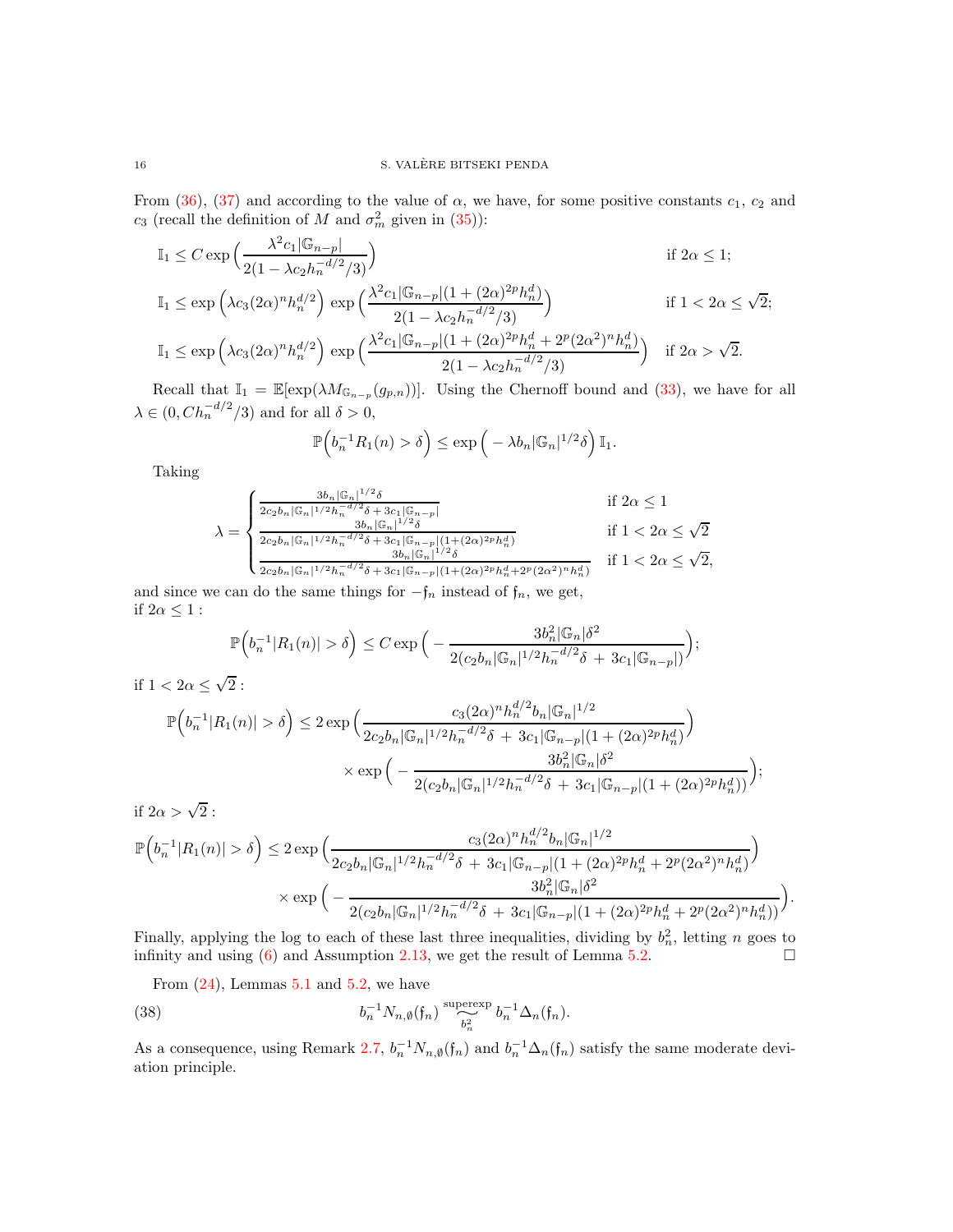From (36), (37) and according to the value of $\alpha$, we have, for some positive constants $c_1$, $c_2$ and $c_3$ (recall the definition of $M$ and $\sigma_m^2$ given in (35)):

$$\mathbb{I}_1 \leq C \exp\Big(\frac{\lambda^2 c_1 |\mathbb{G}_{n-p}|}{2(1-\lambda c_2 h_n^{-d/2}/3)}\Big) \qquad \text{if } 2\alpha \leq 1;$$

$$\mathbb{I}_1 \leq \exp\Big(\lambda c_3 (2\alpha)^n h_n^{d/2}\Big) \exp\Big(\frac{\lambda^2 c_1 |\mathbb{G}_{n-p}|(1+(2\alpha)^{2p} h_n^d)}{2(1-\lambda c_2 h_n^{-d/2}/3)}\Big) \qquad \text{if } 1 < 2\alpha \leq \sqrt{2};$$

$$\mathbb{I}_1 \leq \exp\Big(\lambda c_3 (2\alpha)^n h_n^{d/2}\Big) \exp\Big(\frac{\lambda^2 c_1 |\mathbb{G}_{n-p}|(1+(2\alpha)^{2p} h_n^d + 2^p(2\alpha^2)^n h_n^d)}{2(1-\lambda c_2 h_n^{-d/2}/3)}\Big) \quad \text{if } 2\alpha > \sqrt{2}.$$

Recall that $\mathbb{I}_1 = \mathbb{E}[\exp(\lambda M_{\mathbb{G}_{n-p}}(g_{p,n}))]$. Using the Chernoff bound and (33), we have for all $\lambda \in (0, C h_n^{-d/2}/3)$ and for all $\delta > 0$,

$$\mathbb{P}\Big(b_n^{-1} R_1(n) > \delta\Big) \leq \exp\Big(-\lambda b_n |\mathbb{G}_n|^{1/2} \delta\Big)\, \mathbb{I}_1.$$

Taking

$$\lambda = \begin{cases} \frac{3 b_n |\mathbb{G}_n|^{1/2}\delta}{2c_2 b_n |\mathbb{G}_n|^{1/2} h_n^{-d/2}\delta + 3c_1|\mathbb{G}_{n-p}|} & \text{if } 2\alpha \leq 1 \\ \frac{3 b_n |\mathbb{G}_n|^{1/2}\delta}{2c_2 b_n |\mathbb{G}_n|^{1/2} h_n^{-d/2}\delta + 3c_1|\mathbb{G}_{n-p}|(1+(2\alpha)^{2p}h_n^d)} & \text{if } 1 < 2\alpha \leq \sqrt{2} \\ \frac{3 b_n |\mathbb{G}_n|^{1/2}\delta}{2c_2 b_n |\mathbb{G}_n|^{1/2} h_n^{-d/2}\delta + 3c_1|\mathbb{G}_{n-p}|(1+(2\alpha)^{2p}h_n^d + 2^p(2\alpha^2)^n h_n^d)} & \text{if } 1 < 2\alpha \leq \sqrt{2}, \end{cases}$$

and since we can do the same things for $-\mathfrak{f}_n$ instead of $\mathfrak{f}_n$, we get,
if $2\alpha \leq 1$ :

$$\mathbb{P}\Big(b_n^{-1}|R_1(n)| > \delta\Big) \leq C \exp\Big(-\frac{3 b_n^2 |\mathbb{G}_n|\delta^2}{2(c_2 b_n |\mathbb{G}_n|^{1/2} h_n^{-d/2}\delta \,+\, 3c_1|\mathbb{G}_{n-p}|)}\Big);$$

if $1 < 2\alpha \leq \sqrt{2}$ :

$$\mathbb{P}\Big(b_n^{-1}|R_1(n)| > \delta\Big) \leq 2 \exp\Big(\frac{c_3 (2\alpha)^n h_n^{d/2} b_n |\mathbb{G}_n|^{1/2}}{2c_2 b_n |\mathbb{G}_n|^{1/2} h_n^{-d/2}\delta \,+\, 3c_1|\mathbb{G}_{n-p}|(1+(2\alpha)^{2p}h_n^d)}\Big) \times \exp\Big(-\frac{3 b_n^2 |\mathbb{G}_n|\delta^2}{2(c_2 b_n |\mathbb{G}_n|^{1/2} h_n^{-d/2}\delta \,+\, 3c_1|\mathbb{G}_{n-p}|(1+(2\alpha)^{2p}h_n^d))}\Big);$$

if $2\alpha > \sqrt{2}$ :

$$\mathbb{P}\Big(b_n^{-1}|R_1(n)| > \delta\Big) \leq 2 \exp\Big(\frac{c_3 (2\alpha)^n h_n^{d/2} b_n |\mathbb{G}_n|^{1/2}}{2c_2 b_n |\mathbb{G}_n|^{1/2} h_n^{-d/2}\delta \,+\, 3c_1|\mathbb{G}_{n-p}|(1+(2\alpha)^{2p}h_n^d + 2^p(2\alpha^2)^n h_n^d)}\Big) \times \exp\Big(-\frac{3 b_n^2 |\mathbb{G}_n|\delta^2}{2(c_2 b_n |\mathbb{G}_n|^{1/2} h_n^{-d/2}\delta \,+\, 3c_1|\mathbb{G}_{n-p}|(1+(2\alpha)^{2p}h_n^d + 2^p(2\alpha^2)^n h_n^d))}\Big).$$

Finally, applying the log to each of these last three inequalities, dividing by $b_n^2$, letting $n$ goes to infinity and using (6) and Assumption 2.13, we get the result of Lemma 5.2. $\square$

From (24), Lemmas 5.1 and 5.2, we have

$$b_n^{-1} N_{n,\emptyset}(\mathfrak{f}_n) \underset{b_n^2}{\overset{\text{superexp}}{\widetilde{\quad}}} b_n^{-1}\Delta_n(\mathfrak{f}_n). \tag{38}$$

As a consequence, using Remark 2.7, $b_n^{-1} N_{n,\emptyset}(\mathfrak{f}_n)$ and $b_n^{-1}\Delta_n(\mathfrak{f}_n)$ satisfy the same moderate deviation principle.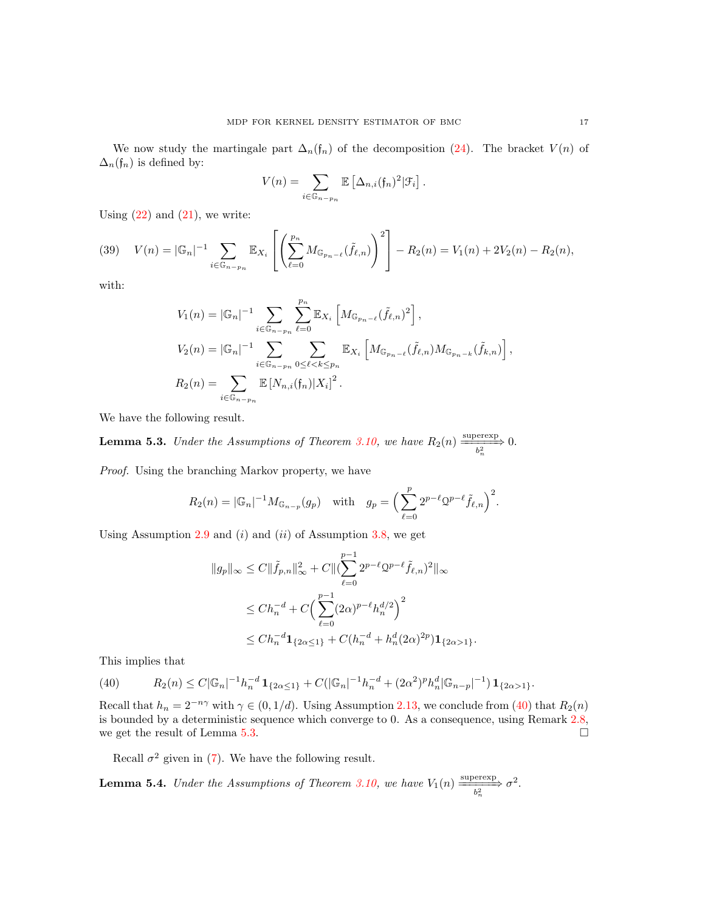We now study the martingale part $\Delta_n(\mathfrak{f}_n)$ of the decomposition (24). The bracket $V(n)$ of $\Delta_n(\mathfrak{f}_n)$ is defined by:

$$V(n) = \sum_{i \in \mathbb{G}_{n-p_n}} \mathbb{E}\left[\Delta_{n,i}(\mathfrak{f}_n)^2 | \mathcal{F}_i\right].$$

Using (22) and (21), we write:

$$V(n) = |\mathbb{G}_n|^{-1} \sum_{i \in \mathbb{G}_{n-p_n}} \mathbb{E}_{X_i}\left[\left(\sum_{\ell=0}^{p_n} M_{\mathbb{G}_{p_n-\ell}}(\tilde{f}_{\ell,n})\right)^2\right] - R_2(n) = V_1(n) + 2V_2(n) - R_2(n), \tag{39}$$

with:

$$V_1(n) = |\mathbb{G}_n|^{-1} \sum_{i \in \mathbb{G}_{n-p_n}} \sum_{\ell=0}^{p_n} \mathbb{E}_{X_i}\left[M_{\mathbb{G}_{p_n-\ell}}(\tilde{f}_{\ell,n})^2\right],$$

$$V_2(n) = |\mathbb{G}_n|^{-1} \sum_{i \in \mathbb{G}_{n-p_n}} \sum_{0 \leq \ell < k \leq p_n} \mathbb{E}_{X_i}\left[M_{\mathbb{G}_{p_n-\ell}}(\tilde{f}_{\ell,n}) M_{\mathbb{G}_{p_n-k}}(\tilde{f}_{k,n})\right],$$

$$R_2(n) = \sum_{i \in \mathbb{G}_{n-p_n}} \mathbb{E}\left[N_{n,i}(\mathfrak{f}_n) | X_i\right]^2.$$

We have the following result.

**Lemma 5.3.** *Under the Assumptions of Theorem 3.10, we have* $R_2(n) \xrightarrow[b_n^2]{\text{superexp}} 0$.

*Proof.* Using the branching Markov property, we have

$$R_2(n) = |\mathbb{G}_n|^{-1} M_{\mathbb{G}_{n-p}}(g_p) \quad \text{with} \quad g_p = \Big(\sum_{\ell=0}^{p} 2^{p-\ell} \mathcal{Q}^{p-\ell} \tilde{f}_{\ell,n}\Big)^2.$$

Using Assumption 2.9 and $(i)$ and $(ii)$ of Assumption 3.8, we get

$$\begin{aligned}
\|g_p\|_\infty &\leq C\|\tilde{f}_{p,n}\|_\infty^2 + C\|(\sum_{\ell=0}^{p-1} 2^{p-\ell}\mathcal{Q}^{p-\ell}\tilde{f}_{\ell,n})^2\|_\infty \\
&\leq Ch_n^{-d} + C\Big(\sum_{\ell=0}^{p-1} (2\alpha)^{p-\ell} h_n^{d/2}\Big)^2 \\
&\leq Ch_n^{-d}\mathbf{1}_{\{2\alpha\leq 1\}} + C(h_n^{-d} + h_n^d(2\alpha)^{2p})\mathbf{1}_{\{2\alpha>1\}}.
\end{aligned}$$

This implies that

$$R_2(n) \leq C|\mathbb{G}_n|^{-1}h_n^{-d}\,\mathbf{1}_{\{2\alpha\leq 1\}} + C(|\mathbb{G}_n|^{-1}h_n^{-d} + (2\alpha^2)^p h_n^d |\mathbb{G}_{n-p}|^{-1})\,\mathbf{1}_{\{2\alpha>1\}}. \tag{40}$$

Recall that $h_n = 2^{-n\gamma}$ with $\gamma \in (0, 1/d)$. Using Assumption 2.13, we conclude from (40) that $R_2(n)$ is bounded by a deterministic sequence which converge to 0. As a consequence, using Remark 2.8, we get the result of Lemma 5.3. $\square$

Recall $\sigma^2$ given in (7). We have the following result.

**Lemma 5.4.** *Under the Assumptions of Theorem 3.10, we have* $V_1(n) \xrightarrow[b_n^2]{\text{superexp}} \sigma^2$.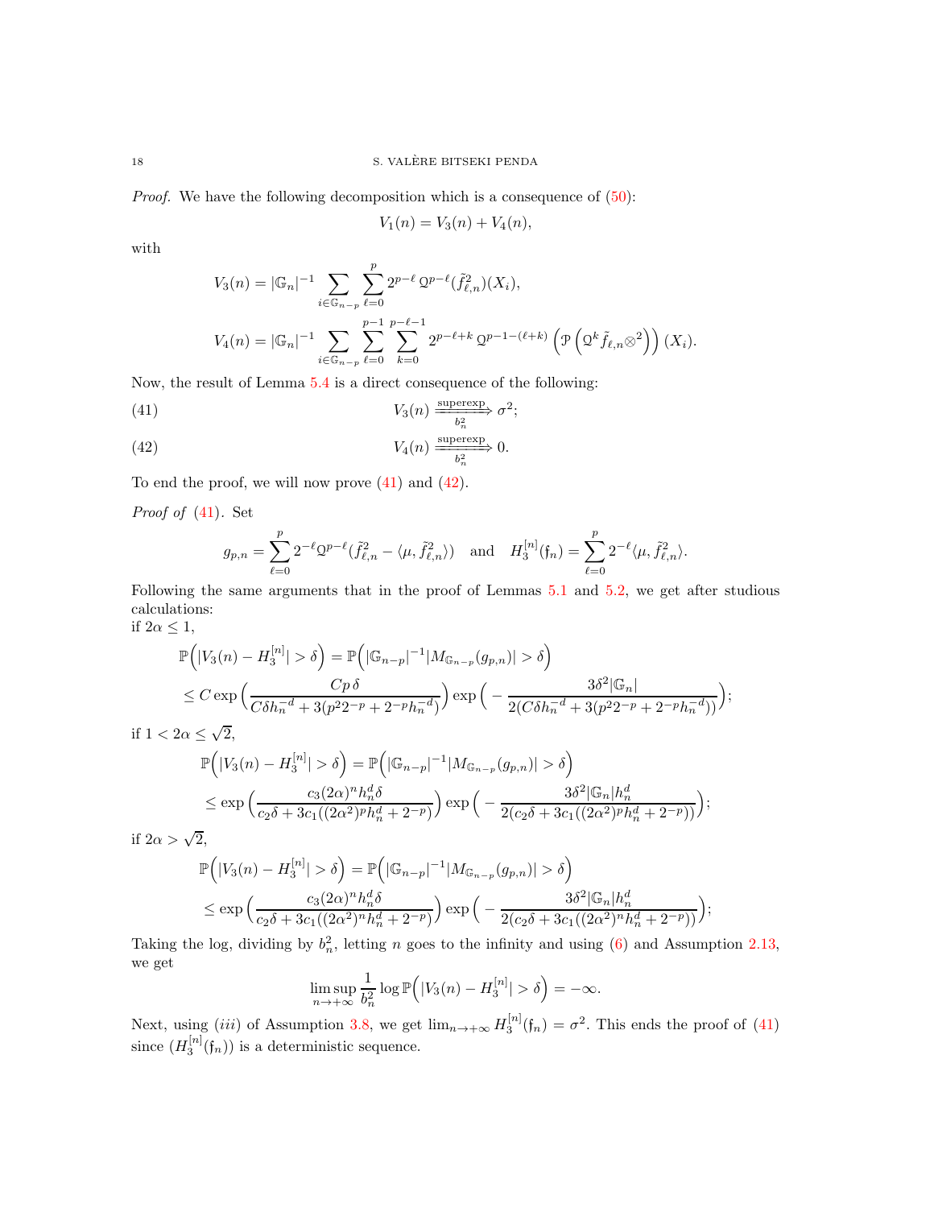*Proof.* We have the following decomposition which is a consequence of (50):

$$V_1(n) = V_3(n) + V_4(n),$$

with

$$V_3(n) = |\mathbb{G}_n|^{-1} \sum_{i\in\mathbb{G}_{n-p}} \sum_{\ell=0}^{p} 2^{p-\ell}\, \mathcal{Q}^{p-\ell}(\tilde{f}_{\ell,n}^2)(X_i),$$

$$V_4(n) = |\mathbb{G}_n|^{-1} \sum_{i\in\mathbb{G}_{n-p}} \sum_{\ell=0}^{p-1} \sum_{k=0}^{p-\ell-1} 2^{p-\ell+k}\, \mathcal{Q}^{p-1-(\ell+k)} \left(\mathcal{P}\left(\mathcal{Q}^k \tilde{f}_{\ell,n} \otimes^2\right)\right)(X_i).$$

Now, the result of Lemma 5.4 is a direct consequence of the following:

$$V_3(n) \xrightarrow[b_n^2]{\text{superexp}} \sigma^2; \tag{41}$$

$$V_4(n) \xrightarrow[b_n^2]{\text{superexp}} 0. \tag{42}$$

To end the proof, we will now prove (41) and (42).

*Proof of* (41). Set

$$g_{p,n} = \sum_{\ell=0}^{p} 2^{-\ell} \mathcal{Q}^{p-\ell}(\tilde{f}_{\ell,n}^2 - \langle \mu, \tilde{f}_{\ell,n}^2\rangle) \quad \text{and} \quad H_3^{[n]}(\mathfrak{f}_n) = \sum_{\ell=0}^{p} 2^{-\ell}\langle \mu, \tilde{f}_{\ell,n}^2\rangle.$$

Following the same arguments that in the proof of Lemmas 5.1 and 5.2, we get after studious calculations:
if $2\alpha \leq 1$,

$$\begin{aligned}
&\mathbb{P}\Big(|V_3(n) - H_3^{[n]}| > \delta\Big) = \mathbb{P}\Big(|\mathbb{G}_{n-p}|^{-1}|M_{\mathbb{G}_{n-p}}(g_{p,n})| > \delta\Big) \\
&\leq C\exp\Big(\frac{Cp\,\delta}{C\delta h_n^{-d} + 3(p^2 2^{-p} + 2^{-p}h_n^{-d})}\Big)\exp\Big(-\frac{3\delta^2|\mathbb{G}_n|}{2(C\delta h_n^{-d} + 3(p^2 2^{-p} + 2^{-p}h_n^{-d}))}\Big);
\end{aligned}$$

if $1 < 2\alpha \leq \sqrt{2}$,

$$\begin{aligned}
&\mathbb{P}\Big(|V_3(n) - H_3^{[n]}| > \delta\Big) = \mathbb{P}\Big(|\mathbb{G}_{n-p}|^{-1}|M_{\mathbb{G}_{n-p}}(g_{p,n})| > \delta\Big) \\
&\leq \exp\Big(\frac{c_3(2\alpha)^n h_n^d \delta}{c_2\delta + 3c_1((2\alpha^2)^p h_n^d + 2^{-p})}\Big)\exp\Big(-\frac{3\delta^2|\mathbb{G}_n|h_n^d}{2(c_2\delta + 3c_1((2\alpha^2)^p h_n^d + 2^{-p}))}\Big);
\end{aligned}$$

if $2\alpha > \sqrt{2}$,

$$\begin{aligned}
&\mathbb{P}\Big(|V_3(n) - H_3^{[n]}| > \delta\Big) = \mathbb{P}\Big(|\mathbb{G}_{n-p}|^{-1}|M_{\mathbb{G}_{n-p}}(g_{p,n})| > \delta\Big) \\
&\leq \exp\Big(\frac{c_3(2\alpha)^n h_n^d \delta}{c_2\delta + 3c_1((2\alpha^2)^n h_n^d + 2^{-p})}\Big)\exp\Big(-\frac{3\delta^2|\mathbb{G}_n|h_n^d}{2(c_2\delta + 3c_1((2\alpha^2)^n h_n^d + 2^{-p}))}\Big);
\end{aligned}$$

Taking the log, dividing by $b_n^2$, letting $n$ goes to the infinity and using (6) and Assumption 2.13, we get

$$\limsup_{n\to+\infty} \frac{1}{b_n^2}\log \mathbb{P}\Big(|V_3(n) - H_3^{[n]}| > \delta\Big) = -\infty.$$

Next, using $(iii)$ of Assumption 3.8, we get $\lim_{n\to+\infty} H_3^{[n]}(\mathfrak{f}_n) = \sigma^2$. This ends the proof of (41) since $(H_3^{[n]}(\mathfrak{f}_n))$ is a deterministic sequence.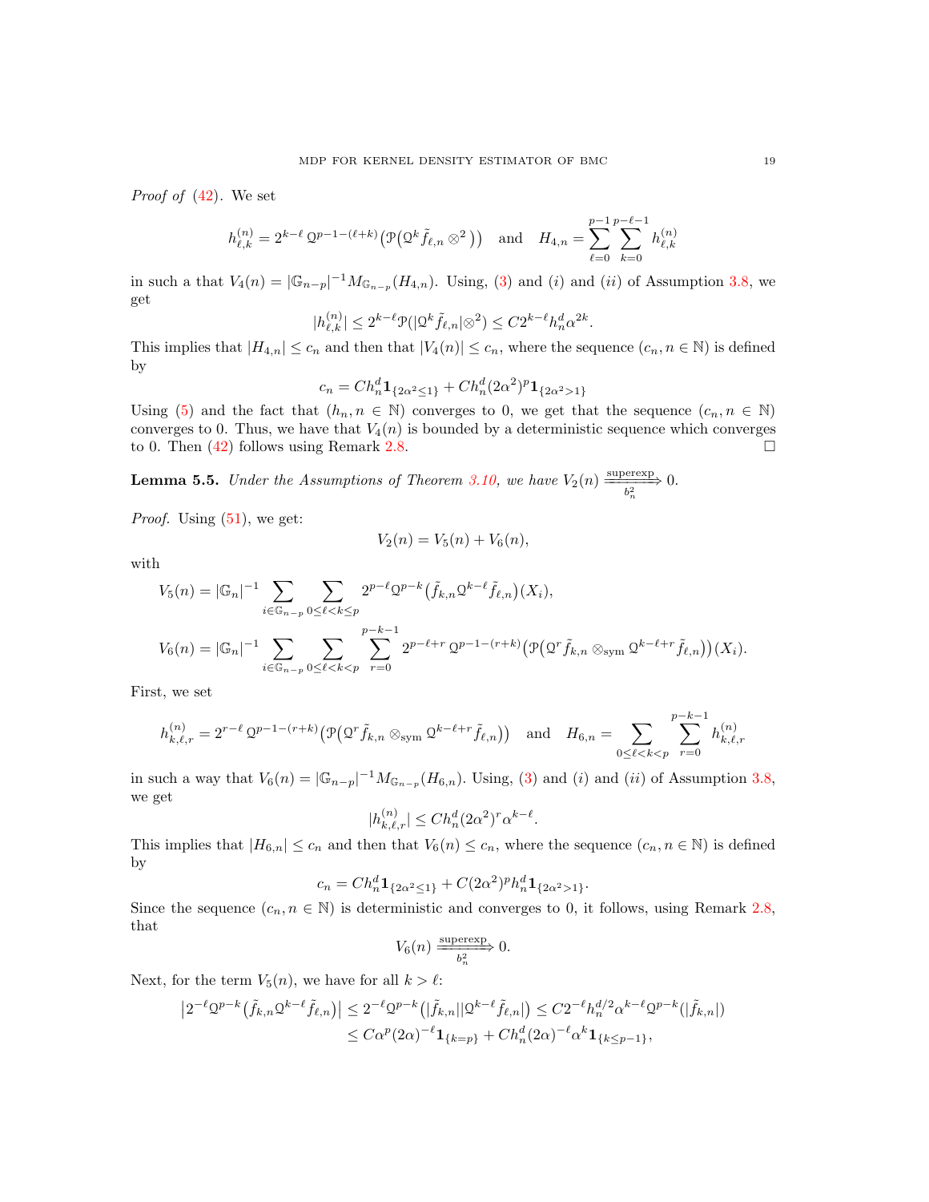*Proof of* (42). We set

$$h_{\ell,k}^{(n)} = 2^{k-\ell}\, \mathcal{Q}^{p-1-(\ell+k)}\big(\mathcal{P}\big(\mathcal{Q}^k \tilde{f}_{\ell,n} \otimes^2\big)\big) \quad \text{and} \quad H_{4,n} = \sum_{\ell=0}^{p-1} \sum_{k=0}^{p-\ell-1} h_{\ell,k}^{(n)}$$

in such a that $V_4(n) = |\mathbb{G}_{n-p}|^{-1} M_{\mathbb{G}_{n-p}}(H_{4,n})$. Using, (3) and $(i)$ and $(ii)$ of Assumption 3.8, we get

$$|h_{\ell,k}^{(n)}| \leq 2^{k-\ell} \mathcal{P}(|\mathcal{Q}^k \tilde{f}_{\ell,n}|\otimes^2) \leq C 2^{k-\ell} h_n^d \alpha^{2k}.$$

This implies that $|H_{4,n}| \leq c_n$ and then that $|V_4(n)| \leq c_n$, where the sequence $(c_n, n \in \mathbb{N})$ is defined by

$$c_n = C h_n^d \mathbf{1}_{\{2\alpha^2 \leq 1\}} + C h_n^d (2\alpha^2)^p \mathbf{1}_{\{2\alpha^2 > 1\}}$$

Using (5) and the fact that $(h_n, n \in \mathbb{N})$ converges to 0, we get that the sequence $(c_n, n \in \mathbb{N})$ converges to 0. Thus, we have that $V_4(n)$ is bounded by a deterministic sequence which converges to 0. Then (42) follows using Remark 2.8. $\square$

**Lemma 5.5.** *Under the Assumptions of Theorem 3.10, we have* $V_2(n) \xrightarrow[b_n^2]{\text{superexp}} 0$.

*Proof.* Using (51), we get:

$$V_2(n) = V_5(n) + V_6(n),$$

with

$$V_5(n) = |\mathbb{G}_n|^{-1} \sum_{i \in \mathbb{G}_{n-p}} \sum_{0 \leq \ell < k \leq p} 2^{p-\ell} \mathcal{Q}^{p-k}\big(\tilde{f}_{k,n} \mathcal{Q}^{k-\ell} \tilde{f}_{\ell,n}\big)(X_i),$$

$$V_6(n) = |\mathbb{G}_n|^{-1} \sum_{i \in \mathbb{G}_{n-p}} \sum_{0 \leq \ell < k < p} \sum_{r=0}^{p-k-1} 2^{p-\ell+r}\, \mathcal{Q}^{p-1-(r+k)}\big(\mathcal{P}\big(\mathcal{Q}^r \tilde{f}_{k,n} \otimes_{\text{sym}} \mathcal{Q}^{k-\ell+r} \tilde{f}_{\ell,n}\big)\big)(X_i).$$

First, we set

$$h_{k,\ell,r}^{(n)} = 2^{r-\ell}\, \mathcal{Q}^{p-1-(r+k)}\big(\mathcal{P}\big(\mathcal{Q}^r \tilde{f}_{k,n} \otimes_{\text{sym}} \mathcal{Q}^{k-\ell+r} \tilde{f}_{\ell,n}\big)\big) \quad \text{and} \quad H_{6,n} = \sum_{0 \leq \ell < k < p} \sum_{r=0}^{p-k-1} h_{k,\ell,r}^{(n)}$$

in such a way that $V_6(n) = |\mathbb{G}_{n-p}|^{-1} M_{\mathbb{G}_{n-p}}(H_{6,n})$. Using, (3) and $(i)$ and $(ii)$ of Assumption 3.8, we get

$$|h_{k,\ell,r}^{(n)}| \leq C h_n^d (2\alpha^2)^r \alpha^{k-\ell}.$$

This implies that $|H_{6,n}| \leq c_n$ and then that $V_6(n) \leq c_n$, where the sequence $(c_n, n \in \mathbb{N})$ is defined by

$$c_n = C h_n^d \mathbf{1}_{\{2\alpha^2 \leq 1\}} + C (2\alpha^2)^p h_n^d \mathbf{1}_{\{2\alpha^2 > 1\}}.$$

Since the sequence $(c_n, n \in \mathbb{N})$ is deterministic and converges to 0, it follows, using Remark 2.8, that

$$V_6(n) \xrightarrow[b_n^2]{\text{superexp}} 0.$$

Next, for the term $V_5(n)$, we have for all $k > \ell$:

$$\begin{aligned}
\big|2^{-\ell} \mathcal{Q}^{p-k}\big(\tilde{f}_{k,n} \mathcal{Q}^{k-\ell} \tilde{f}_{\ell,n}\big)\big| &\leq 2^{-\ell} \mathcal{Q}^{p-k}\big(|\tilde{f}_{k,n}||\mathcal{Q}^{k-\ell} \tilde{f}_{\ell,n}|\big) \leq C 2^{-\ell} h_n^{d/2} \alpha^{k-\ell} \mathcal{Q}^{p-k}(|\tilde{f}_{k,n}|) \\
&\leq C \alpha^p (2\alpha)^{-\ell} \mathbf{1}_{\{k=p\}} + C h_n^d (2\alpha)^{-\ell} \alpha^k \mathbf{1}_{\{k \leq p-1\}},
\end{aligned}$$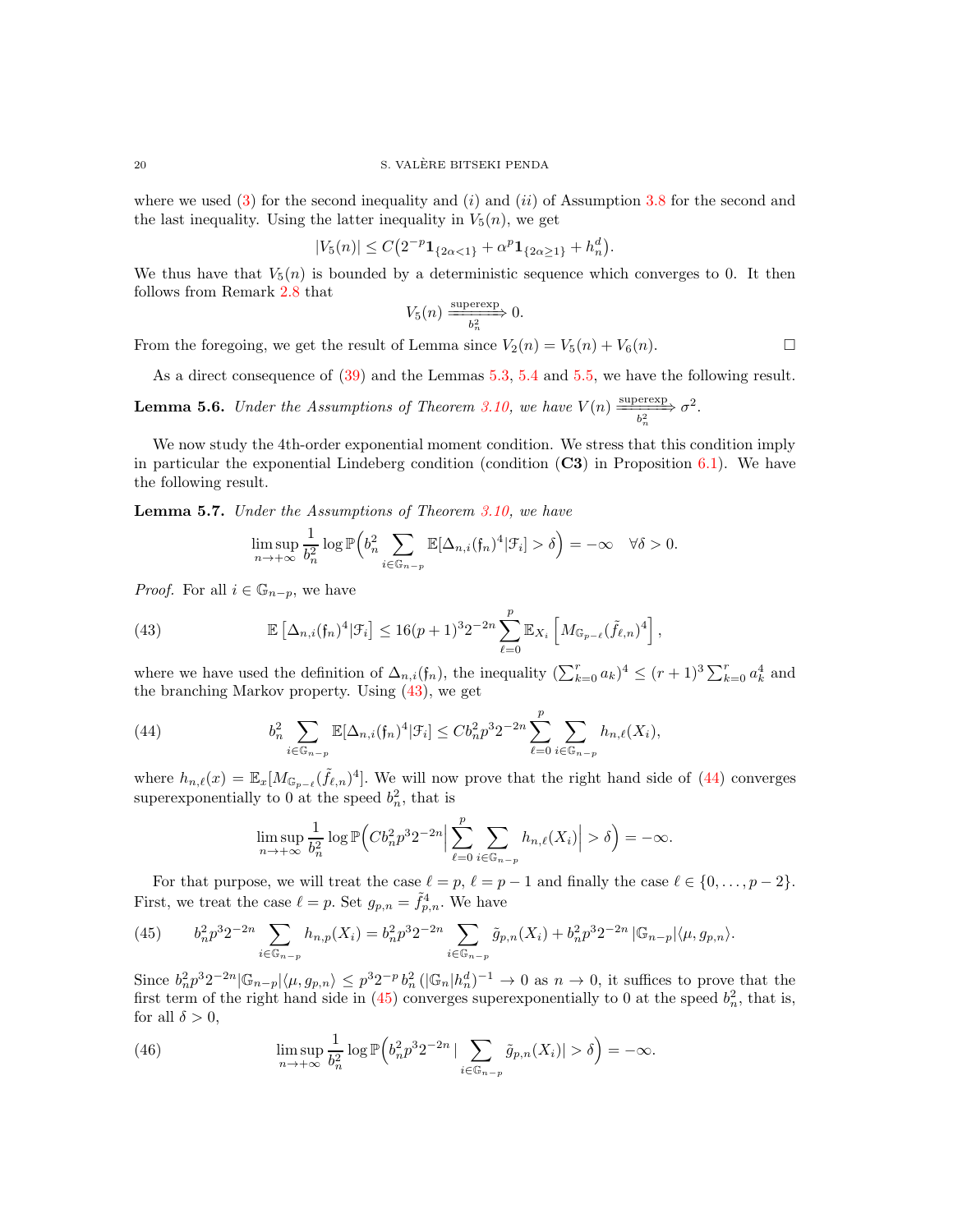where we used (3) for the second inequality and (i) and (ii) of Assumption 3.8 for the second and the last inequality. Using the latter inequality in $V_5(n)$, we get

$$|V_5(n)| \leq C\big(2^{-p}\mathbf{1}_{\{2\alpha<1\}} + \alpha^p \mathbf{1}_{\{2\alpha\geq 1\}} + h_n^d\big).$$

We thus have that $V_5(n)$ is bounded by a deterministic sequence which converges to 0. It then follows from Remark 2.8 that

$$V_5(n) \xrightarrow[b_n^2]{\text{superexp}} 0.$$

From the foregoing, we get the result of Lemma since $V_2(n) = V_5(n) + V_6(n)$. $\square$

As a direct consequence of (39) and the Lemmas 5.3, 5.4 and 5.5, we have the following result.

**Lemma 5.6.** *Under the Assumptions of Theorem 3.10, we have* $V(n) \xrightarrow[b_n^2]{\text{superexp}} \sigma^2$.

We now study the 4th-order exponential moment condition. We stress that this condition imply in particular the exponential Lindeberg condition (condition (**C3**) in Proposition 6.1). We have the following result.

**Lemma 5.7.** *Under the Assumptions of Theorem 3.10, we have*

$$\limsup_{n\to+\infty} \frac{1}{b_n^2} \log \mathbb{P}\Big(b_n^2 \sum_{i\in\mathbb{G}_{n-p}} \mathbb{E}[\Delta_{n,i}(\mathfrak{f}_n)^4 | \mathcal{F}_i] > \delta\Big) = -\infty \quad \forall \delta > 0.$$

*Proof.* For all $i \in \mathbb{G}_{n-p}$, we have

$$\mathbb{E}\left[\Delta_{n,i}(\mathfrak{f}_n)^4 | \mathcal{F}_i\right] \leq 16(p+1)^3 2^{-2n} \sum_{\ell=0}^{p} \mathbb{E}_{X_i}\left[M_{\mathbb{G}_{p-\ell}}(\tilde{f}_{\ell,n})^4\right], \tag{43}$$

where we have used the definition of $\Delta_{n,i}(\mathfrak{f}_n)$, the inequality $(\sum_{k=0}^r a_k)^4 \leq (r+1)^3 \sum_{k=0}^r a_k^4$ and the branching Markov property. Using (43), we get

$$b_n^2 \sum_{i\in\mathbb{G}_{n-p}} \mathbb{E}[\Delta_{n,i}(\mathfrak{f}_n)^4|\mathcal{F}_i] \leq C b_n^2 p^3 2^{-2n} \sum_{\ell=0}^{p} \sum_{i\in\mathbb{G}_{n-p}} h_{n,\ell}(X_i), \tag{44}$$

where $h_{n,\ell}(x) = \mathbb{E}_x[M_{\mathbb{G}_{p-\ell}}(\tilde{f}_{\ell,n})^4]$. We will now prove that the right hand side of (44) converges superexponentially to 0 at the speed $b_n^2$, that is

$$\limsup_{n\to+\infty} \frac{1}{b_n^2} \log \mathbb{P}\Big(C b_n^2 p^3 2^{-2n} \Big| \sum_{\ell=0}^{p} \sum_{i\in\mathbb{G}_{n-p}} h_{n,\ell}(X_i)\Big| > \delta\Big) = -\infty.$$

For that purpose, we will treat the case $\ell = p$, $\ell = p-1$ and finally the case $\ell \in \{0, \dots, p-2\}$. First, we treat the case $\ell = p$. Set $g_{p,n} = \tilde{f}_{p,n}^4$. We have

$$b_n^2 p^3 2^{-2n} \sum_{i\in\mathbb{G}_{n-p}} h_{n,p}(X_i) = b_n^2 p^3 2^{-2n} \sum_{i\in\mathbb{G}_{n-p}} \tilde{g}_{p,n}(X_i) + b_n^2 p^3 2^{-2n} |\mathbb{G}_{n-p}| \langle \mu, g_{p,n}\rangle. \tag{45}$$

Since $b_n^2 p^3 2^{-2n} |\mathbb{G}_{n-p}| \langle \mu, g_{p,n}\rangle \leq p^3 2^{-p}\, b_n^2\, (|\mathbb{G}_n| h_n^d)^{-1} \to 0$ as $n \to 0$, it suffices to prove that the first term of the right hand side in (45) converges superexponentially to 0 at the speed $b_n^2$, that is, for all $\delta > 0$,

$$\limsup_{n\to+\infty} \frac{1}{b_n^2} \log \mathbb{P}\Big(b_n^2 p^3 2^{-2n} \big| \sum_{i\in\mathbb{G}_{n-p}} \tilde{g}_{p,n}(X_i)\big| > \delta\Big) = -\infty. \tag{46}$$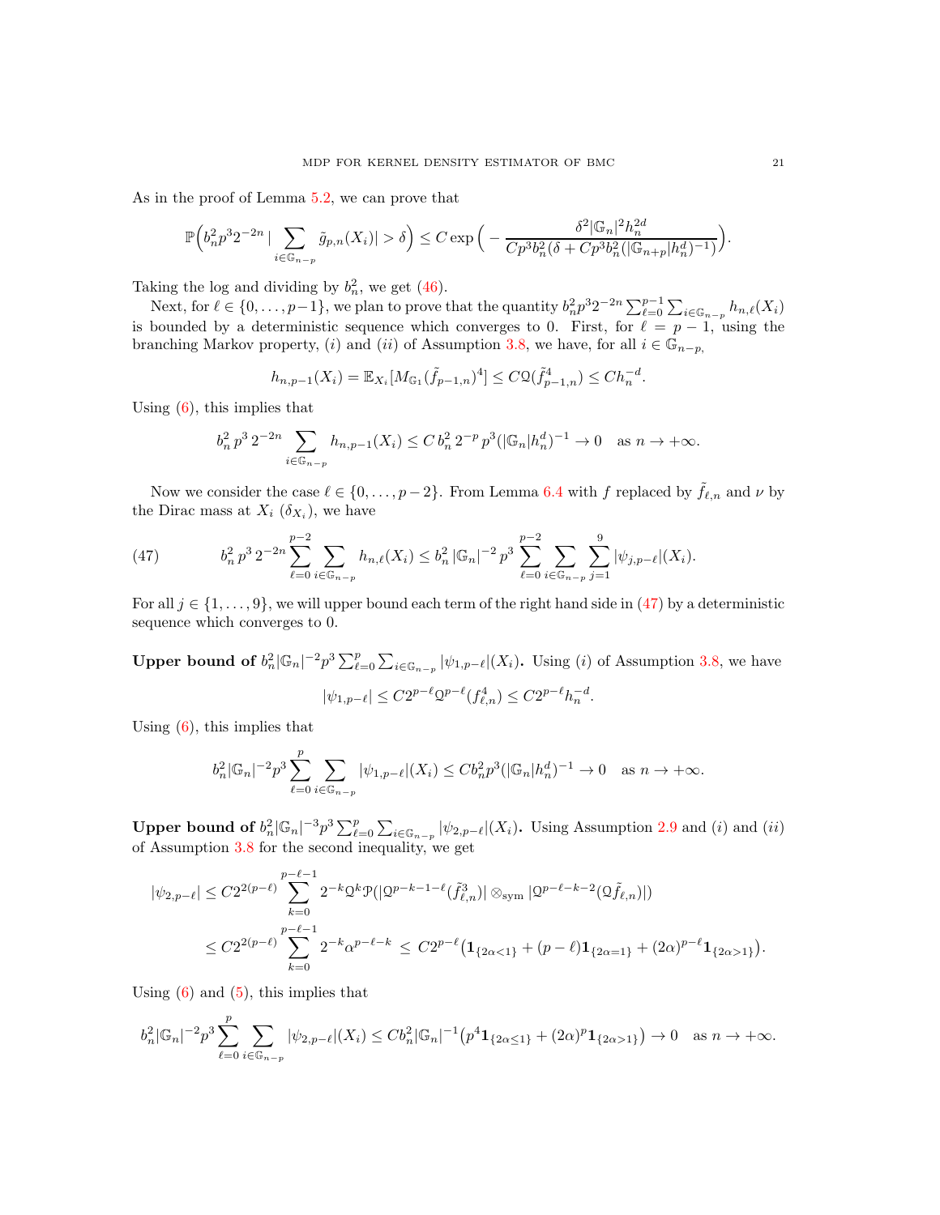As in the proof of Lemma 5.2, we can prove that

$$\mathbb{P}\Big(b_n^2 p^3 2^{-2n} \big|\sum_{i\in\mathbb{G}_{n-p}} \tilde{g}_{p,n}(X_i)\big| > \delta\Big) \leq C\exp\Big(-\frac{\delta^2 |\mathbb{G}_n|^2 h_n^{2d}}{Cp^3 b_n^2(\delta + Cp^3 b_n^2(|\mathbb{G}_{n+p}|h_n^d)^{-1})}\Big).$$

Taking the log and dividing by $b_n^2$, we get (46).

Next, for $\ell \in \{0,\dots,p-1\}$, we plan to prove that the quantity $b_n^2 p^3 2^{-2n}\sum_{\ell=0}^{p-1}\sum_{i\in\mathbb{G}_{n-p}} h_{n,\ell}(X_i)$ is bounded by a deterministic sequence which converges to 0. First, for $\ell = p-1$, using the branching Markov property, $(i)$ and $(ii)$ of Assumption 3.8, we have, for all $i\in\mathbb{G}_{n-p}$,

$$h_{n,p-1}(X_i) = \mathbb{E}_{X_i}[M_{\mathbb{G}_1}(\tilde{f}_{p-1,n})^4] \leq C\mathcal{Q}(\tilde{f}^4_{p-1,n}) \leq Ch_n^{-d}.$$

Using (6), this implies that

$$b_n^2\, p^3\, 2^{-2n}\sum_{i\in\mathbb{G}_{n-p}} h_{n,p-1}(X_i) \leq C\, b_n^2\, 2^{-p}\, p^3 (|\mathbb{G}_n|h_n^d)^{-1} \to 0 \quad \text{as } n\to+\infty.$$

Now we consider the case $\ell\in\{0,\dots,p-2\}$. From Lemma 6.4 with $f$ replaced by $\tilde{f}_{\ell,n}$ and $\nu$ by the Dirac mass at $X_i$ ($\delta_{X_i}$), we have

$$b_n^2\, p^3\, 2^{-2n}\sum_{\ell=0}^{p-2}\sum_{i\in\mathbb{G}_{n-p}} h_{n,\ell}(X_i) \leq b_n^2\, |\mathbb{G}_n|^{-2}\, p^3 \sum_{\ell=0}^{p-2}\sum_{i\in\mathbb{G}_{n-p}}\sum_{j=1}^{9}|\psi_{j,p-\ell}|(X_i). \tag{47}$$

For all $j\in\{1,\dots,9\}$, we will upper bound each term of the right hand side in (47) by a deterministic sequence which converges to 0.

**Upper bound of $b_n^2|\mathbb{G}_n|^{-2}p^3\sum_{\ell=0}^{p}\sum_{i\in\mathbb{G}_{n-p}}|\psi_{1,p-\ell}|(X_i)$.** Using $(i)$ of Assumption 3.8, we have

$$|\psi_{1,p-\ell}| \leq C2^{p-\ell}\mathcal{Q}^{p-\ell}(f^4_{\ell,n}) \leq C2^{p-\ell}h_n^{-d}.$$

Using (6), this implies that

$$b_n^2|\mathbb{G}_n|^{-2}p^3\sum_{\ell=0}^{p}\sum_{i\in\mathbb{G}_{n-p}}|\psi_{1,p-\ell}|(X_i) \leq Cb_n^2 p^3(|\mathbb{G}_n|h_n^d)^{-1} \to 0 \quad \text{as } n\to+\infty.$$

**Upper bound of $b_n^2|\mathbb{G}_n|^{-3}p^3\sum_{\ell=0}^{p}\sum_{i\in\mathbb{G}_{n-p}}|\psi_{2,p-\ell}|(X_i)$.** Using Assumption 2.9 and $(i)$ and $(ii)$ of Assumption 3.8 for the second inequality, we get

$$\begin{aligned}
|\psi_{2,p-\ell}| &\leq C2^{2(p-\ell)}\sum_{k=0}^{p-\ell-1}2^{-k}\mathcal{Q}^k\mathcal{P}(|\mathcal{Q}^{p-k-1-\ell}(\tilde{f}^3_{\ell,n})|\otimes_{\text{sym}}|\mathcal{Q}^{p-\ell-k-2}(\mathcal{Q}\tilde{f}_{\ell,n})|)\\
&\leq C2^{2(p-\ell)}\sum_{k=0}^{p-\ell-1}2^{-k}\alpha^{p-\ell-k} \leq C2^{p-\ell}\big(\mathbf{1}_{\{2\alpha<1\}} + (p-\ell)\mathbf{1}_{\{2\alpha=1\}} + (2\alpha)^{p-\ell}\mathbf{1}_{\{2\alpha>1\}}\big).
\end{aligned}$$

Using (6) and (5), this implies that

$$b_n^2|\mathbb{G}_n|^{-2}p^3\sum_{\ell=0}^{p}\sum_{i\in\mathbb{G}_{n-p}}|\psi_{2,p-\ell}|(X_i) \leq Cb_n^2|\mathbb{G}_n|^{-1}\big(p^4\mathbf{1}_{\{2\alpha\leq 1\}} + (2\alpha)^p\mathbf{1}_{\{2\alpha>1\}}\big) \to 0 \quad \text{as } n\to+\infty.$$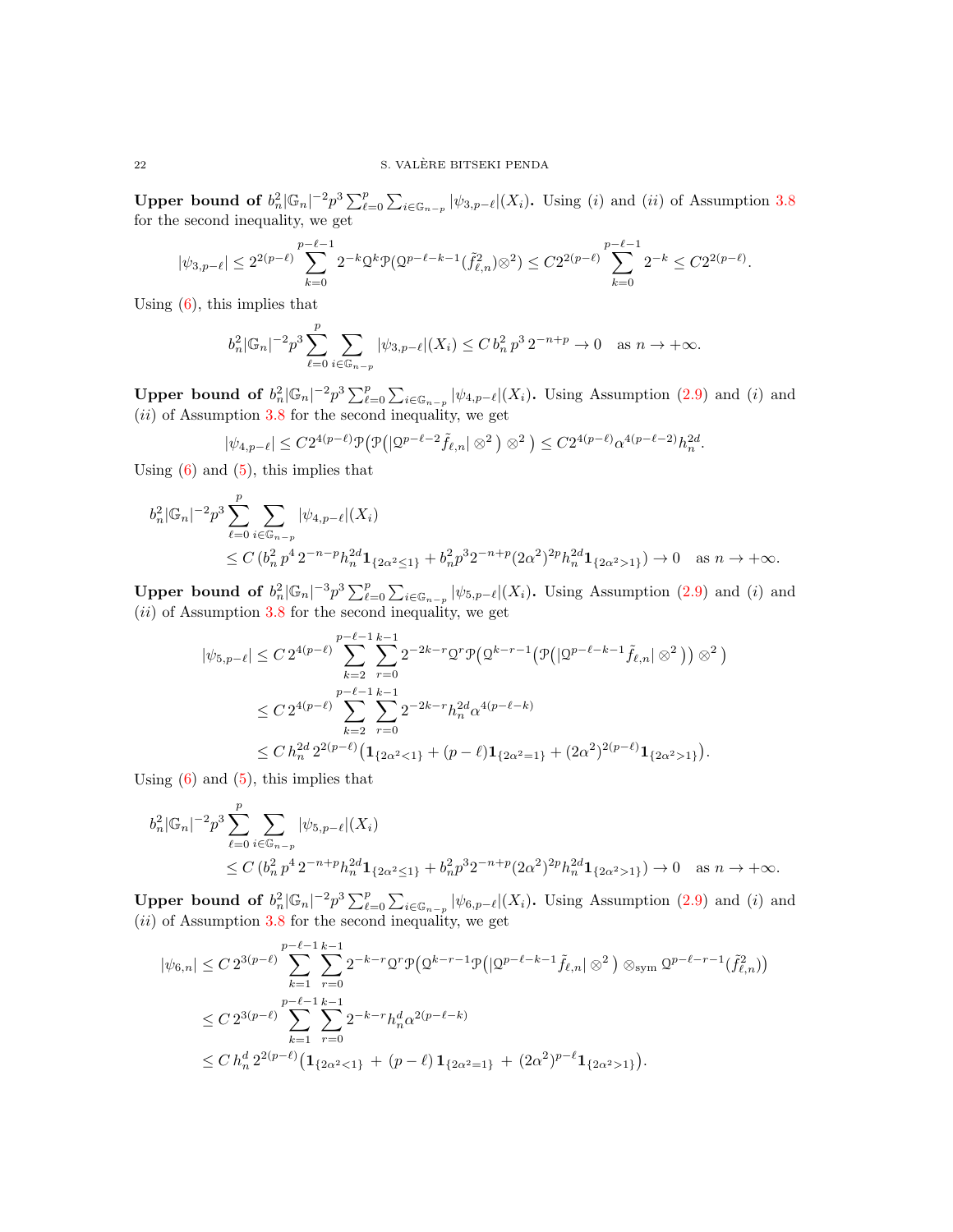**Upper bound of $b_n^2|\mathbb{G}_n|^{-2}p^3\sum_{\ell=0}^{p}\sum_{i\in\mathbb{G}_{n-p}}|\psi_{3,p-\ell}|(X_i)$.** Using $(i)$ and $(ii)$ of Assumption 3.8 for the second inequality, we get

$$|\psi_{3,p-\ell}| \leq 2^{2(p-\ell)}\sum_{k=0}^{p-\ell-1}2^{-k}\mathcal{Q}^k\mathcal{P}(\mathcal{Q}^{p-\ell-k-1}(\tilde{f}_{\ell,n}^2)\otimes^2) \leq C2^{2(p-\ell)}\sum_{k=0}^{p-\ell-1}2^{-k} \leq C2^{2(p-\ell)}.$$

Using (6), this implies that

$$b_n^2|\mathbb{G}_n|^{-2}p^3\sum_{\ell=0}^{p}\sum_{i\in\mathbb{G}_{n-p}}|\psi_{3,p-\ell}|(X_i) \leq C\, b_n^2\, p^3\, 2^{-n+p} \to 0 \quad \text{as } n\to+\infty.$$

**Upper bound of $b_n^2|\mathbb{G}_n|^{-2}p^3\sum_{\ell=0}^{p}\sum_{i\in\mathbb{G}_{n-p}}|\psi_{4,p-\ell}|(X_i)$.** Using Assumption (2.9) and $(i)$ and $(ii)$ of Assumption 3.8 for the second inequality, we get

$$|\psi_{4,p-\ell}| \leq C2^{4(p-\ell)}\mathcal{P}\big(\mathcal{P}\big(|\mathcal{Q}^{p-\ell-2}\tilde{f}_{\ell,n}|\otimes^2\big)\otimes^2\big) \leq C2^{4(p-\ell)}\alpha^{4(p-\ell-2)}h_n^{2d}.$$

Using (6) and (5), this implies that

$$\begin{aligned}
&b_n^2|\mathbb{G}_n|^{-2}p^3\sum_{\ell=0}^{p}\sum_{i\in\mathbb{G}_{n-p}}|\psi_{4,p-\ell}|(X_i)\\
&\quad\leq C\,(b_n^2\,p^4\,2^{-n-p}h_n^{2d}\mathbf{1}_{\{2\alpha^2\leq 1\}} + b_n^2p^3 2^{-n+p}(2\alpha^2)^{2p}h_n^{2d}\mathbf{1}_{\{2\alpha^2>1\}}) \to 0 \quad \text{as } n\to+\infty.
\end{aligned}$$

**Upper bound of $b_n^2|\mathbb{G}_n|^{-3}p^3\sum_{\ell=0}^{p}\sum_{i\in\mathbb{G}_{n-p}}|\psi_{5,p-\ell}|(X_i)$.** Using Assumption (2.9) and $(i)$ and $(ii)$ of Assumption 3.8 for the second inequality, we get

$$\begin{aligned}
|\psi_{5,p-\ell}| &\leq C\,2^{4(p-\ell)}\sum_{k=2}^{p-\ell-1}\sum_{r=0}^{k-1}2^{-2k-r}\mathcal{Q}^r\mathcal{P}\big(\mathcal{Q}^{k-r-1}\big(\mathcal{P}\big(|\mathcal{Q}^{p-\ell-k-1}\tilde{f}_{\ell,n}|\otimes^2\big)\big)\otimes^2\big)\\
&\leq C\,2^{4(p-\ell)}\sum_{k=2}^{p-\ell-1}\sum_{r=0}^{k-1}2^{-2k-r}h_n^{2d}\alpha^{4(p-\ell-k)}\\
&\leq C\,h_n^{2d}\,2^{2(p-\ell)}\big(\mathbf{1}_{\{2\alpha^2<1\}} + (p-\ell)\mathbf{1}_{\{2\alpha^2=1\}} + (2\alpha^2)^{2(p-\ell)}\mathbf{1}_{\{2\alpha^2>1\}}\big).
\end{aligned}$$

Using (6) and (5), this implies that

$$\begin{aligned}
&b_n^2|\mathbb{G}_n|^{-2}p^3\sum_{\ell=0}^{p}\sum_{i\in\mathbb{G}_{n-p}}|\psi_{5,p-\ell}|(X_i)\\
&\quad\leq C\,(b_n^2\,p^4\,2^{-n+p}h_n^{2d}\mathbf{1}_{\{2\alpha^2\leq 1\}} + b_n^2p^3 2^{-n+p}(2\alpha^2)^{2p}h_n^{2d}\mathbf{1}_{\{2\alpha^2>1\}}) \to 0 \quad \text{as } n\to+\infty.
\end{aligned}$$

**Upper bound of $b_n^2|\mathbb{G}_n|^{-2}p^3\sum_{\ell=0}^{p}\sum_{i\in\mathbb{G}_{n-p}}|\psi_{6,p-\ell}|(X_i)$.** Using Assumption (2.9) and $(i)$ and $(ii)$ of Assumption 3.8 for the second inequality, we get

$$\begin{aligned}
|\psi_{6,n}| &\leq C\,2^{3(p-\ell)}\sum_{k=1}^{p-\ell-1}\sum_{r=0}^{k-1}2^{-k-r}\mathcal{Q}^r\mathcal{P}\big(\mathcal{Q}^{k-r-1}\mathcal{P}\big(|\mathcal{Q}^{p-\ell-k-1}\tilde{f}_{\ell,n}|\otimes^2\big)\otimes_{\text{sym}}\mathcal{Q}^{p-\ell-r-1}(\tilde{f}_{\ell,n}^2)\big)\\
&\leq C\,2^{3(p-\ell)}\sum_{k=1}^{p-\ell-1}\sum_{r=0}^{k-1}2^{-k-r}h_n^d\alpha^{2(p-\ell-k)}\\
&\leq C\,h_n^d\,2^{2(p-\ell)}\big(\mathbf{1}_{\{2\alpha^2<1\}} + (p-\ell)\,\mathbf{1}_{\{2\alpha^2=1\}} + (2\alpha^2)^{p-\ell}\mathbf{1}_{\{2\alpha^2>1\}}\big).
\end{aligned}$$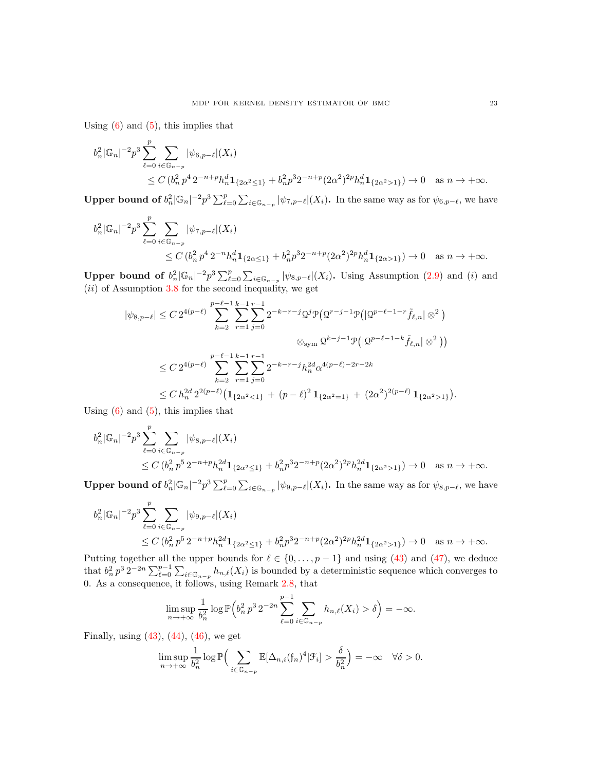Using (6) and (5), this implies that

$$b_n^2|\mathbb{G}_n|^{-2}p^3\sum_{\ell=0}^{p}\sum_{i\in\mathbb{G}_{n-p}}|\psi_{6,p-\ell}|(X_i)$$
$$\leq C\,(b_n^2\,p^4\,2^{-n+p}h_n^d\mathbf{1}_{\{2\alpha^2\leq 1\}}+b_n^2p^3 2^{-n+p}(2\alpha^2)^{2p}h_n^d\mathbf{1}_{\{2\alpha^2>1\}})\to 0\quad\text{as } n\to+\infty.$$

**Upper bound of $b_n^2|\mathbb{G}_n|^{-2}p^3\sum_{\ell=0}^{p}\sum_{i\in\mathbb{G}_{n-p}}|\psi_{7,p-\ell}|(X_i)$.** In the same way as for $\psi_{6,p-\ell}$, we have

$$b_n^2|\mathbb{G}_n|^{-2}p^3\sum_{\ell=0}^{p}\sum_{i\in\mathbb{G}_{n-p}}|\psi_{7,p-\ell}|(X_i)$$
$$\leq C\,(b_n^2\,p^4\,2^{-n}h_n^d\mathbf{1}_{\{2\alpha\leq 1\}}+b_n^2p^3 2^{-n+p}(2\alpha^2)^{2p}h_n^d\mathbf{1}_{\{2\alpha>1\}})\to 0\quad\text{as } n\to+\infty.$$

**Upper bound of $b_n^2|\mathbb{G}_n|^{-2}p^3\sum_{\ell=0}^{p}\sum_{i\in\mathbb{G}_{n-p}}|\psi_{8,p-\ell}|(X_i)$.** Using Assumption (2.9) and $(i)$ and $(ii)$ of Assumption 3.8 for the second inequality, we get

$$\begin{aligned}|\psi_{8,p-\ell}| &\leq C\,2^{4(p-\ell)}\sum_{k=2}^{p-\ell-1}\sum_{r=1}^{k-1}\sum_{j=0}^{r-1}2^{-k-r-j}\mathcal{Q}^j\mathcal{P}\big(\mathcal{Q}^{r-j-1}\mathcal{P}\big(|\mathcal{Q}^{p-\ell-1-r}\tilde{f}_{\ell,n}|\otimes^2\big)\\ &\qquad\qquad\otimes_{\text{sym}}\mathcal{Q}^{k-j-1}\mathcal{P}\big(|\mathcal{Q}^{p-\ell-1-k}\tilde{f}_{\ell,n}|\otimes^2\big)\big)\\ &\leq C\,2^{4(p-\ell)}\sum_{k=2}^{p-\ell-1}\sum_{r=1}^{k-1}\sum_{j=0}^{r-1}2^{-k-r-j}h_n^{2d}\alpha^{4(p-\ell)-2r-2k}\\ &\leq C\,h_n^{2d}\,2^{2(p-\ell)}\big(\mathbf{1}_{\{2\alpha^2<1\}}+(p-\ell)^2\,\mathbf{1}_{\{2\alpha^2=1\}}+(2\alpha^2)^{2(p-\ell)}\,\mathbf{1}_{\{2\alpha^2>1\}}\big).\end{aligned}$$

Using (6) and (5), this implies that

$$b_n^2|\mathbb{G}_n|^{-2}p^3\sum_{\ell=0}^{p}\sum_{i\in\mathbb{G}_{n-p}}|\psi_{8,p-\ell}|(X_i)$$
$$\leq C\,(b_n^2\,p^5\,2^{-n+p}h_n^{2d}\mathbf{1}_{\{2\alpha^2\leq 1\}}+b_n^2p^3 2^{-n+p}(2\alpha^2)^{2p}h_n^{2d}\mathbf{1}_{\{2\alpha^2>1\}})\to 0\quad\text{as } n\to+\infty.$$

**Upper bound of $b_n^2|\mathbb{G}_n|^{-2}p^3\sum_{\ell=0}^{p}\sum_{i\in\mathbb{G}_{n-p}}|\psi_{9,p-\ell}|(X_i)$.** In the same way as for $\psi_{8,p-\ell}$, we have

$$b_n^2|\mathbb{G}_n|^{-2}p^3\sum_{\ell=0}^{p}\sum_{i\in\mathbb{G}_{n-p}}|\psi_{9,p-\ell}|(X_i)$$
$$\leq C\,(b_n^2\,p^5\,2^{-n+p}h_n^{2d}\mathbf{1}_{\{2\alpha^2\leq 1\}}+b_n^2p^3 2^{-n+p}(2\alpha^2)^{2p}h_n^{2d}\mathbf{1}_{\{2\alpha^2>1\}})\to 0\quad\text{as } n\to+\infty.$$

Putting together all the upper bounds for $\ell\in\{0,\dots,p-1\}$ and using (43) and (47), we deduce that $b_n^2\,p^3\,2^{-2n}\sum_{\ell=0}^{p-1}\sum_{i\in\mathbb{G}_{n-p}}h_{n,\ell}(X_i)$ is bounded by a deterministic sequence which converges to 0. As a consequence, it follows, using Remark 2.8, that

$$\limsup_{n\to+\infty}\frac{1}{b_n^2}\log\mathbb{P}\Big(b_n^2\,p^3\,2^{-2n}\sum_{\ell=0}^{p-1}\sum_{i\in\mathbb{G}_{n-p}}h_{n,\ell}(X_i)>\delta\Big)=-\infty.$$

Finally, using (43), (44), (46), we get

$$\limsup_{n\to+\infty}\frac{1}{b_n^2}\log\mathbb{P}\Big(\sum_{i\in\mathbb{G}_{n-p}}\mathbb{E}[\Delta_{n,i}(\mathfrak{f}_n)^4|\mathcal{F}_i]>\frac{\delta}{b_n^2}\Big)=-\infty\quad\forall\delta>0.$$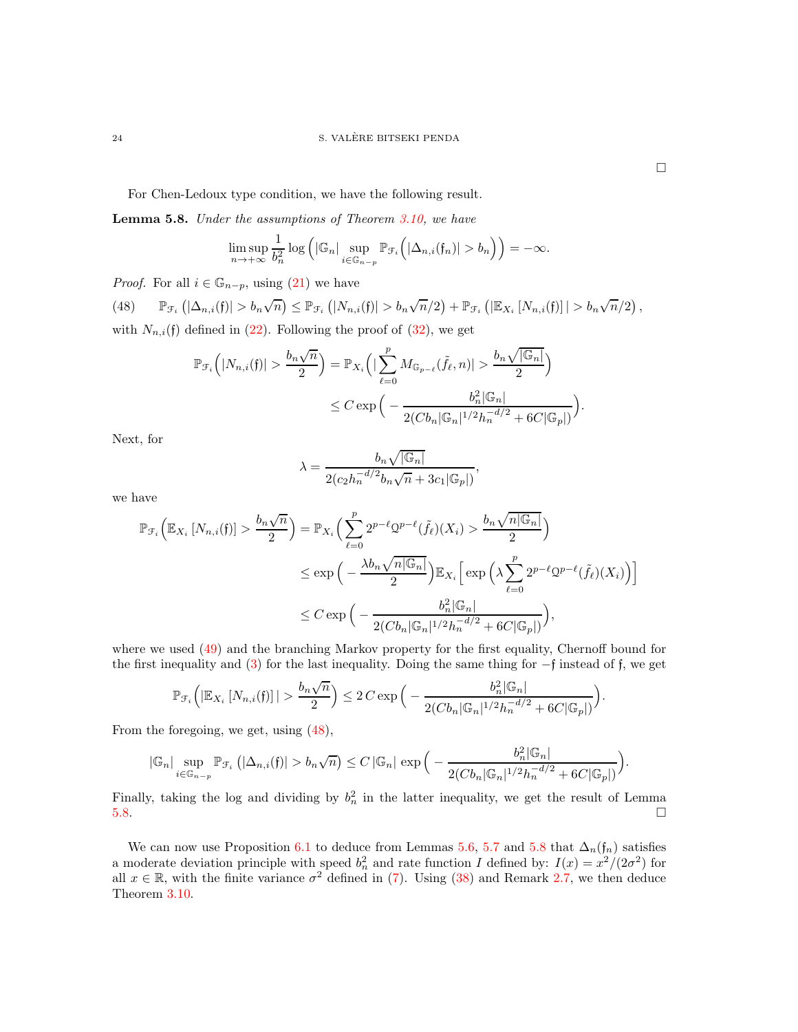□

For Chen-Ledoux type condition, we have the following result.

**Lemma 5.8.** *Under the assumptions of Theorem 3.10, we have*

$$\limsup_{n\to+\infty} \frac{1}{b_n^2} \log\Big( |\mathbb{G}_n| \sup_{i\in\mathbb{G}_{n-p}} \mathbb{P}_{\mathcal{F}_i}\Big(|\Delta_{n,i}(\mathfrak{f}_n)| > b_n\Big)\Big) = -\infty.$$

*Proof.* For all $i \in \mathbb{G}_{n-p}$, using (21) we have

$$\mathbb{P}_{\mathcal{F}_i}\left(|\Delta_{n,i}(\mathfrak{f})| > b_n\sqrt{n}\right) \leq \mathbb{P}_{\mathcal{F}_i}\left(|N_{n,i}(\mathfrak{f})| > b_n\sqrt{n}/2\right) + \mathbb{P}_{\mathcal{F}_i}\left(|\mathbb{E}_{X_i}\left[N_{n,i}(\mathfrak{f})\right]| > b_n\sqrt{n}/2\right), \tag{48}$$

with $N_{n,i}(\mathfrak{f})$ defined in (22). Following the proof of (32), we get

$$\begin{aligned}
\mathbb{P}_{\mathcal{F}_i}\Big(|N_{n,i}(\mathfrak{f})| > \frac{b_n\sqrt{n}}{2}\Big) &= \mathbb{P}_{X_i}\Big(|\sum_{\ell=0}^{p} M_{\mathbb{G}_{p-\ell}}(\tilde{f}_\ell, n)| > \frac{b_n\sqrt{|\mathbb{G}_n|}}{2}\Big) \\
&\leq C\exp\Big(-\frac{b_n^2|\mathbb{G}_n|}{2(Cb_n|\mathbb{G}_n|^{1/2}h_n^{-d/2} + 6C|\mathbb{G}_p|)}\Big).
\end{aligned}$$

Next, for

$$\lambda = \frac{b_n\sqrt{|\mathbb{G}_n|}}{2(c_2h_n^{-d/2}b_n\sqrt{n} + 3c_1|\mathbb{G}_p|)},$$

we have

$$\begin{aligned}
\mathbb{P}_{\mathcal{F}_i}\Big(\mathbb{E}_{X_i}\left[N_{n,i}(\mathfrak{f})\right] > \frac{b_n\sqrt{n}}{2}\Big) &= \mathbb{P}_{X_i}\Big(\sum_{\ell=0}^{p} 2^{p-\ell}\mathcal{Q}^{p-\ell}(\tilde{f}_\ell)(X_i) > \frac{b_n\sqrt{n|\mathbb{G}_n|}}{2}\Big) \\
&\leq \exp\Big(-\frac{\lambda b_n\sqrt{n|\mathbb{G}_n|}}{2}\Big)\mathbb{E}_{X_i}\Big[\exp\Big(\lambda\sum_{\ell=0}^{p} 2^{p-\ell}\mathcal{Q}^{p-\ell}(\tilde{f}_\ell)(X_i)\Big)\Big] \\
&\leq C\exp\Big(-\frac{b_n^2|\mathbb{G}_n|}{2(Cb_n|\mathbb{G}_n|^{1/2}h_n^{-d/2} + 6C|\mathbb{G}_p|)}\Big),
\end{aligned}$$

where we used (49) and the branching Markov property for the first equality, Chernoff bound for the first inequality and (3) for the last inequality. Doing the same thing for $-\mathfrak{f}$ instead of $\mathfrak{f}$, we get

$$\mathbb{P}_{\mathcal{F}_i}\Big(|\mathbb{E}_{X_i}\left[N_{n,i}(\mathfrak{f})\right]| > \frac{b_n\sqrt{n}}{2}\Big) \leq 2\,C\exp\Big(-\frac{b_n^2|\mathbb{G}_n|}{2(Cb_n|\mathbb{G}_n|^{1/2}h_n^{-d/2} + 6C|\mathbb{G}_p|)}\Big).$$

From the foregoing, we get, using (48),

$$|\mathbb{G}_n| \sup_{i\in\mathbb{G}_{n-p}} \mathbb{P}_{\mathcal{F}_i}\left(|\Delta_{n,i}(\mathfrak{f})| > b_n\sqrt{n}\right) \leq C\,|\mathbb{G}_n|\exp\Big(-\frac{b_n^2|\mathbb{G}_n|}{2(Cb_n|\mathbb{G}_n|^{1/2}h_n^{-d/2} + 6C|\mathbb{G}_p|)}\Big).$$

Finally, taking the log and dividing by $b_n^2$ in the latter inequality, we get the result of Lemma 5.8. □

We can now use Proposition 6.1 to deduce from Lemmas 5.6, 5.7 and 5.8 that $\Delta_n(\mathfrak{f}_n)$ satisfies a moderate deviation principle with speed $b_n^2$ and rate function $I$ defined by: $I(x) = x^2/(2\sigma^2)$ for all $x \in \mathbb{R}$, with the finite variance $\sigma^2$ defined in (7). Using (38) and Remark 2.7, we then deduce Theorem 3.10.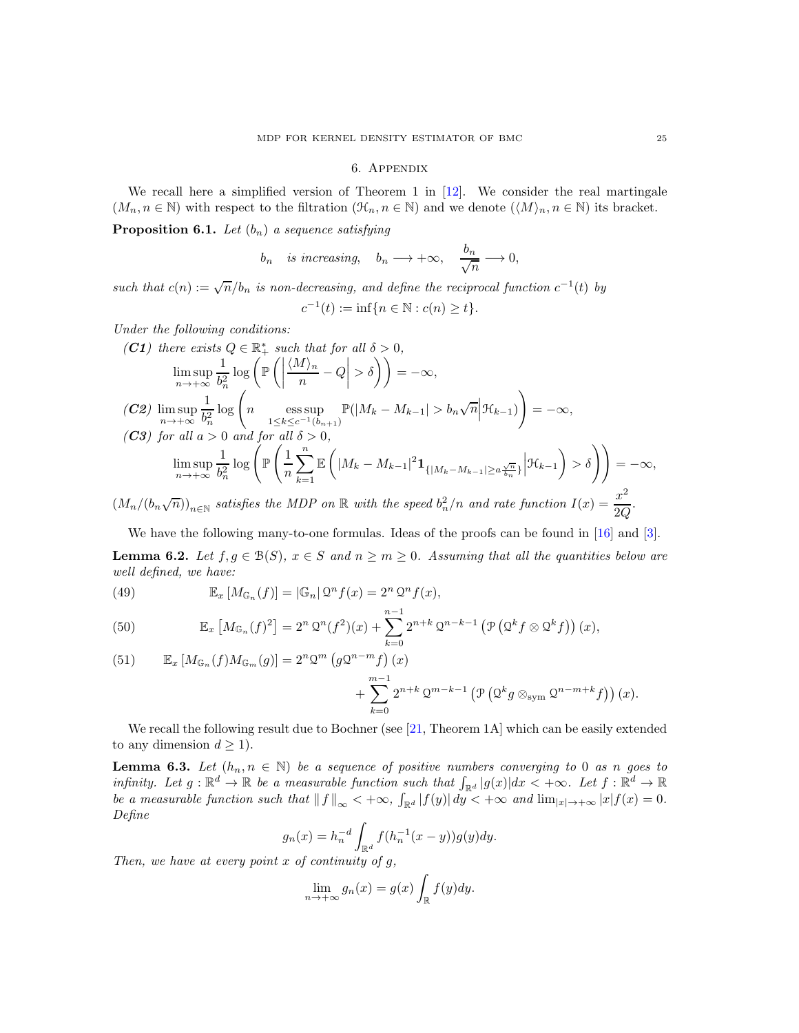## 6. Appendix

We recall here a simplified version of Theorem 1 in [12]. We consider the real martingale $(M_n, n \in \mathbb{N})$ with respect to the filtration $(\mathcal{H}_n, n \in \mathbb{N})$ and we denote $(\langle M \rangle_n, n \in \mathbb{N})$ its bracket.

**Proposition 6.1.** *Let $(b_n)$ a sequence satisfying*

$$b_n \quad \text{is increasing}, \quad b_n \longrightarrow +\infty, \quad \frac{b_n}{\sqrt{n}} \longrightarrow 0,$$

*such that $c(n) := \sqrt{n}/b_n$ is non-decreasing, and define the reciprocal function $c^{-1}(t)$ by*

$$c^{-1}(t) := \inf\{n \in \mathbb{N} : c(n) \geq t\}.$$

*Under the following conditions:*

***(C1)*** *there exists $Q \in \mathbb{R}_+^*$ such that for all $\delta > 0$,*
$$\limsup_{n \to +\infty} \frac{1}{b_n^2} \log \left( \mathbb{P}\left( \left| \frac{\langle M \rangle_n}{n} - Q \right| > \delta \right) \right) = -\infty,$$

***(C2)*** $\displaystyle \limsup_{n \to +\infty} \frac{1}{b_n^2} \log \left( n \operatorname*{ess\,sup}_{1 \leq k \leq c^{-1}(b_{n+1})} \mathbb{P}(|M_k - M_{k-1}| > b_n \sqrt{n} \big| \mathcal{H}_{k-1}) \right) = -\infty,$

***(C3)*** *for all $a > 0$ and for all $\delta > 0$,*
$$\limsup_{n \to +\infty} \frac{1}{b_n^2} \log \left( \mathbb{P}\left( \frac{1}{n} \sum_{k=1}^{n} \mathbb{E}\left( |M_k - M_{k-1}|^2 \mathbf{1}_{\{|M_k - M_{k-1}| \geq a \frac{\sqrt{n}}{b_n}\}} \Big| \mathcal{H}_{k-1} \right) > \delta \right) \right) = -\infty,$$

*$(M_n/(b_n\sqrt{n}))_{n \in \mathbb{N}}$ satisfies the MDP on $\mathbb{R}$ with the speed $b_n^2/n$ and rate function $I(x) = \dfrac{x^2}{2Q}$.*

We have the following many-to-one formulas. Ideas of the proofs can be found in [16] and [3].

**Lemma 6.2.** *Let $f, g \in \mathcal{B}(S)$, $x \in S$ and $n \geq m \geq 0$. Assuming that all the quantities below are well defined, we have:*

$$\mathbb{E}_x\left[M_{\mathbb{G}_n}(f)\right] = |\mathbb{G}_n|\, \mathcal{Q}^n f(x) = 2^n\, \mathcal{Q}^n f(x), \tag{49}$$

$$\mathbb{E}_x\left[M_{\mathbb{G}_n}(f)^2\right] = 2^n\, \mathcal{Q}^n(f^2)(x) + \sum_{k=0}^{n-1} 2^{n+k}\, \mathcal{Q}^{n-k-1}\left(\mathcal{P}\left(\mathcal{Q}^k f \otimes \mathcal{Q}^k f\right)\right)(x), \tag{50}$$

$$\mathbb{E}_x\left[M_{\mathbb{G}_n}(f) M_{\mathbb{G}_m}(g)\right] = 2^n \mathcal{Q}^m\left(g \mathcal{Q}^{n-m} f\right)(x) + \sum_{k=0}^{m-1} 2^{n+k}\, \mathcal{Q}^{m-k-1}\left(\mathcal{P}\left(\mathcal{Q}^k g \otimes_{\text{sym}} \mathcal{Q}^{n-m+k} f\right)\right)(x). \tag{51}$$

We recall the following result due to Bochner (see [21, Theorem 1A] which can be easily extended to any dimension $d \geq 1$).

**Lemma 6.3.** *Let $(h_n, n \in \mathbb{N})$ be a sequence of positive numbers converging to 0 as $n$ goes to infinity. Let $g : \mathbb{R}^d \to \mathbb{R}$ be a measurable function such that $\int_{\mathbb{R}^d} |g(x)| dx < +\infty$. Let $f : \mathbb{R}^d \to \mathbb{R}$ be a measurable function such that $\|f\|_\infty < +\infty$, $\int_{\mathbb{R}^d} |f(y)|\, dy < +\infty$ and $\lim_{|x| \to +\infty} |x| f(x) = 0$. Define*

$$g_n(x) = h_n^{-d} \int_{\mathbb{R}^d} f(h_n^{-1}(x - y)) g(y) dy.$$

*Then, we have at every point $x$ of continuity of $g$,*

$$\lim_{n \to +\infty} g_n(x) = g(x) \int_{\mathbb{R}} f(y) dy.$$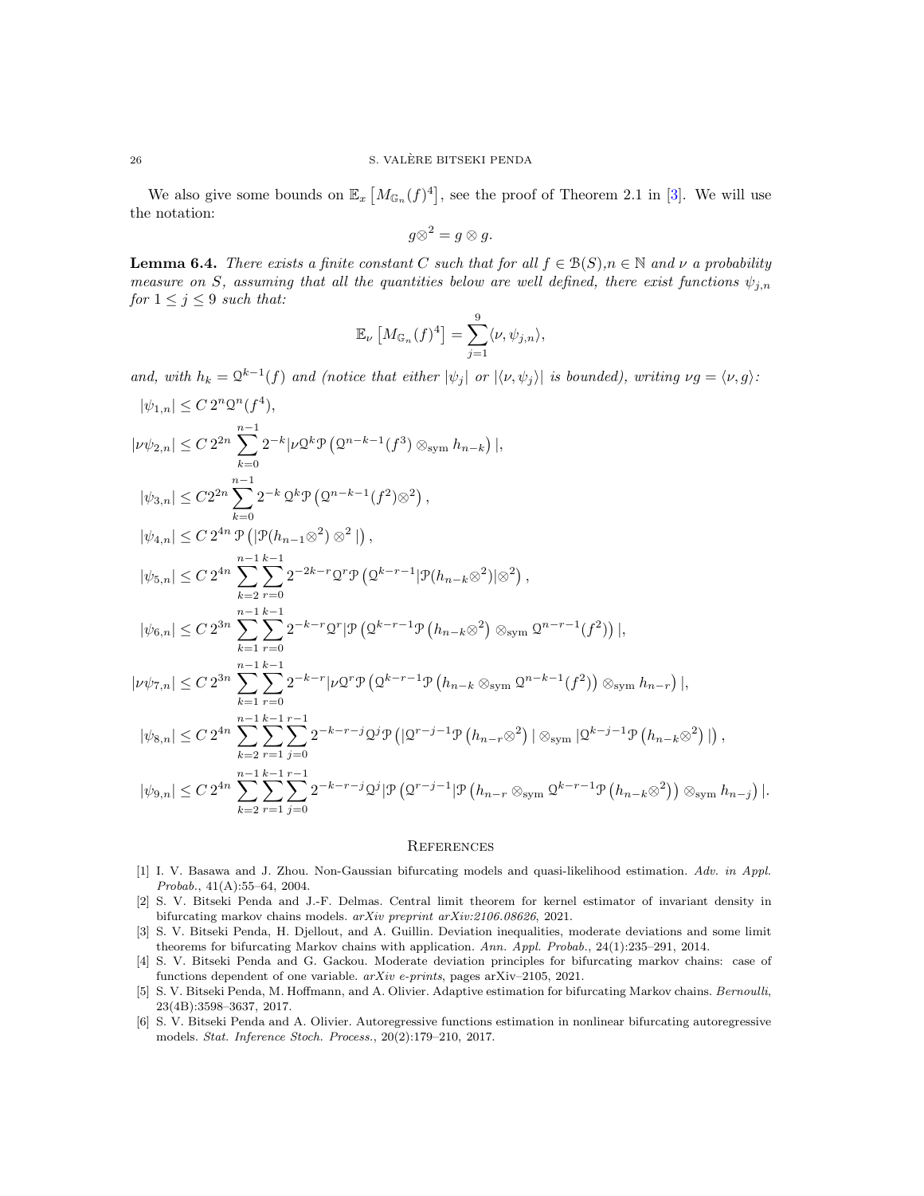We also give some bounds on $\mathbb{E}_x\left[M_{\mathbb{G}_n}(f)^4\right]$, see the proof of Theorem 2.1 in [3]. We will use the notation:

$$g\otimes^2 = g \otimes g.$$

**Lemma 6.4.** *There exists a finite constant $C$ such that for all $f \in \mathcal{B}(S)$,$n \in \mathbb{N}$ and $\nu$ a probability measure on $S$, assuming that all the quantities below are well defined, there exist functions $\psi_{j,n}$ for $1 \leq j \leq 9$ such that:*

$$\mathbb{E}_\nu\left[M_{\mathbb{G}_n}(f)^4\right] = \sum_{j=1}^{9} \langle \nu, \psi_{j,n} \rangle,$$

*and, with $h_k = \mathcal{Q}^{k-1}(f)$ and (notice that either $|\psi_j|$ or $|\langle \nu, \psi_j \rangle|$ is bounded), writing $\nu g = \langle \nu, g \rangle$:*

$$|\psi_{1,n}| \leq C\, 2^n \mathcal{Q}^n(f^4),$$

$$|\nu\psi_{2,n}| \leq C\, 2^{2n} \sum_{k=0}^{n-1} 2^{-k} |\nu \mathcal{Q}^k \mathcal{P}\left(\mathcal{Q}^{n-k-1}(f^3) \otimes_{\text{sym}} h_{n-k}\right)|,$$

$$|\psi_{3,n}| \leq C 2^{2n} \sum_{k=0}^{n-1} 2^{-k}\, \mathcal{Q}^k \mathcal{P}\left(\mathcal{Q}^{n-k-1}(f^2)\otimes^2\right),$$

$$|\psi_{4,n}| \leq C\, 2^{4n}\, \mathcal{P}\left(|\mathcal{P}(h_{n-1}\otimes^2) \otimes^2 |\right),$$

$$|\psi_{5,n}| \leq C\, 2^{4n} \sum_{k=2}^{n-1} \sum_{r=0}^{k-1} 2^{-2k-r} \mathcal{Q}^r \mathcal{P}\left(\mathcal{Q}^{k-r-1} |\mathcal{P}(h_{n-k}\otimes^2)|\otimes^2\right),$$

$$|\psi_{6,n}| \leq C\, 2^{3n} \sum_{k=1}^{n-1} \sum_{r=0}^{k-1} 2^{-k-r} \mathcal{Q}^r |\mathcal{P}\left(\mathcal{Q}^{k-r-1}\mathcal{P}\left(h_{n-k}\otimes^2\right) \otimes_{\text{sym}} \mathcal{Q}^{n-r-1}(f^2)\right)|,$$

$$|\nu\psi_{7,n}| \leq C\, 2^{3n} \sum_{k=1}^{n-1} \sum_{r=0}^{k-1} 2^{-k-r} |\nu \mathcal{Q}^r \mathcal{P}\left(\mathcal{Q}^{k-r-1}\mathcal{P}\left(h_{n-k} \otimes_{\text{sym}} \mathcal{Q}^{n-k-1}(f^2)\right) \otimes_{\text{sym}} h_{n-r}\right)|,$$

$$|\psi_{8,n}| \leq C\, 2^{4n} \sum_{k=2}^{n-1} \sum_{r=1}^{k-1} \sum_{j=0}^{r-1} 2^{-k-r-j} \mathcal{Q}^j \mathcal{P}\left(|\mathcal{Q}^{r-j-1}\mathcal{P}\left(h_{n-r}\otimes^2\right)| \otimes_{\text{sym}} |\mathcal{Q}^{k-j-1}\mathcal{P}\left(h_{n-k}\otimes^2\right)|\right),$$

$$|\psi_{9,n}| \leq C\, 2^{4n} \sum_{k=2}^{n-1} \sum_{r=1}^{k-1} \sum_{j=0}^{r-1} 2^{-k-r-j} \mathcal{Q}^j |\mathcal{P}\left(\mathcal{Q}^{r-j-1}|\mathcal{P}\left(h_{n-r} \otimes_{\text{sym}} \mathcal{Q}^{k-r-1}\mathcal{P}\left(h_{n-k}\otimes^2\right)\right) \otimes_{\text{sym}} h_{n-j}\right)|.$$

## References

[1] I. V. Basawa and J. Zhou. Non-Gaussian bifurcating models and quasi-likelihood estimation. *Adv. in Appl. Probab.*, 41(A):55–64, 2004.

[2] S. V. Bitseki Penda and J.-F. Delmas. Central limit theorem for kernel estimator of invariant density in bifurcating markov chains models. *arXiv preprint arXiv:2106.08626*, 2021.

[3] S. V. Bitseki Penda, H. Djellout, and A. Guillin. Deviation inequalities, moderate deviations and some limit theorems for bifurcating Markov chains with application. *Ann. Appl. Probab.*, 24(1):235–291, 2014.

[4] S. V. Bitseki Penda and G. Gackou. Moderate deviation principles for bifurcating markov chains: case of functions dependent of one variable. *arXiv e-prints*, pages arXiv–2105, 2021.

[5] S. V. Bitseki Penda, M. Hoffmann, and A. Olivier. Adaptive estimation for bifurcating Markov chains. *Bernoulli*, 23(4B):3598–3637, 2017.

[6] S. V. Bitseki Penda and A. Olivier. Autoregressive functions estimation in nonlinear bifurcating autoregressive models. *Stat. Inference Stoch. Process.*, 20(2):179–210, 2017.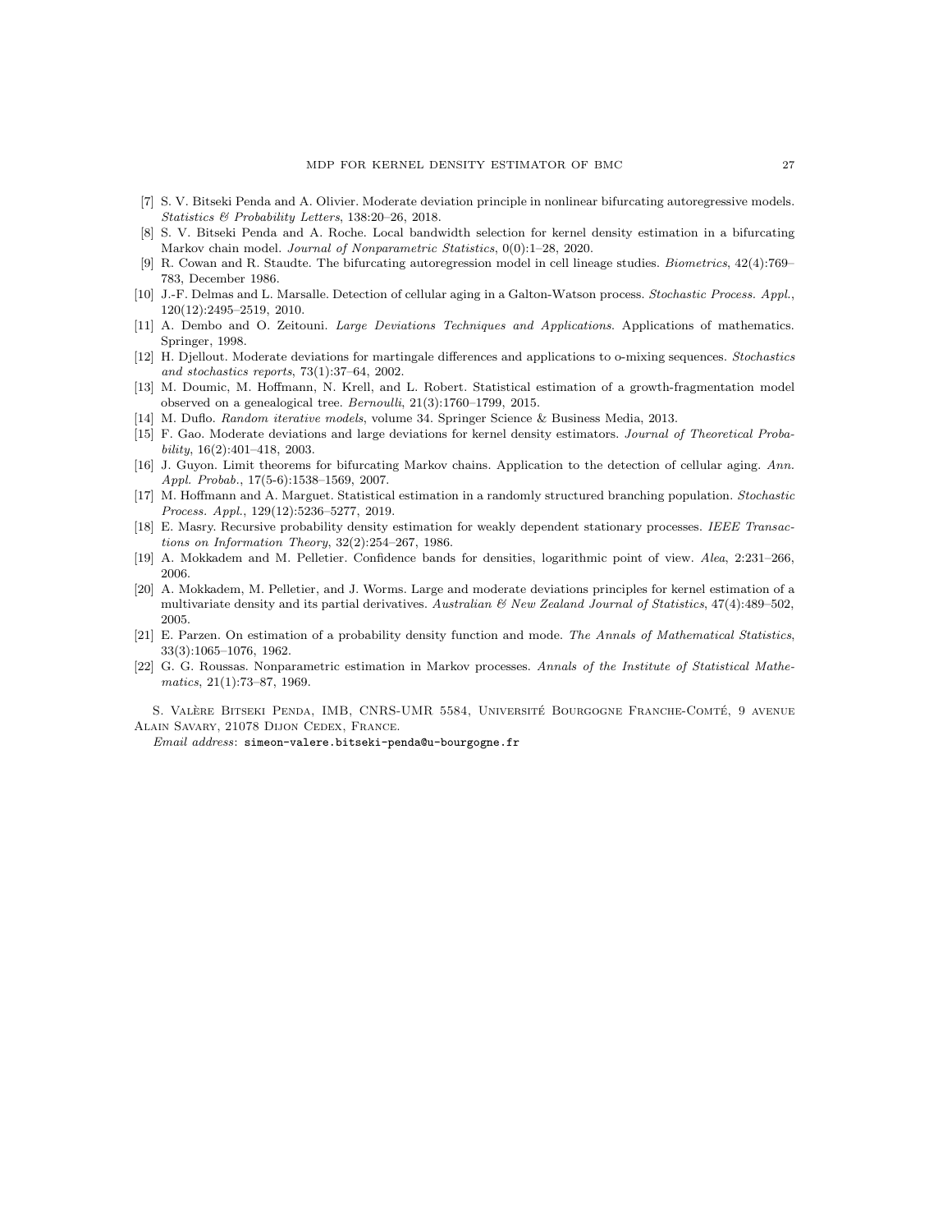[7] S. V. Bitseki Penda and A. Olivier. Moderate deviation principle in nonlinear bifurcating autoregressive models. *Statistics & Probability Letters*, 138:20–26, 2018.

[8] S. V. Bitseki Penda and A. Roche. Local bandwidth selection for kernel density estimation in a bifurcating Markov chain model. *Journal of Nonparametric Statistics*, 0(0):1–28, 2020.

[9] R. Cowan and R. Staudte. The bifurcating autoregression model in cell lineage studies. *Biometrics*, 42(4):769–783, December 1986.

[10] J.-F. Delmas and L. Marsalle. Detection of cellular aging in a Galton-Watson process. *Stochastic Process. Appl.*, 120(12):2495–2519, 2010.

[11] A. Dembo and O. Zeitouni. *Large Deviations Techniques and Applications*. Applications of mathematics. Springer, 1998.

[12] H. Djellout. Moderate deviations for martingale differences and applications to ϕ-mixing sequences. *Stochastics and stochastics reports*, 73(1):37–64, 2002.

[13] M. Doumic, M. Hoffmann, N. Krell, and L. Robert. Statistical estimation of a growth-fragmentation model observed on a genealogical tree. *Bernoulli*, 21(3):1760–1799, 2015.

[14] M. Duflo. *Random iterative models*, volume 34. Springer Science & Business Media, 2013.

[15] F. Gao. Moderate deviations and large deviations for kernel density estimators. *Journal of Theoretical Probability*, 16(2):401–418, 2003.

[16] J. Guyon. Limit theorems for bifurcating Markov chains. Application to the detection of cellular aging. *Ann. Appl. Probab.*, 17(5-6):1538–1569, 2007.

[17] M. Hoffmann and A. Marguet. Statistical estimation in a randomly structured branching population. *Stochastic Process. Appl.*, 129(12):5236–5277, 2019.

[18] E. Masry. Recursive probability density estimation for weakly dependent stationary processes. *IEEE Transactions on Information Theory*, 32(2):254–267, 1986.

[19] A. Mokkadem and M. Pelletier. Confidence bands for densities, logarithmic point of view. *Alea*, 2:231–266, 2006.

[20] A. Mokkadem, M. Pelletier, and J. Worms. Large and moderate deviations principles for kernel estimation of a multivariate density and its partial derivatives. *Australian & New Zealand Journal of Statistics*, 47(4):489–502, 2005.

[21] E. Parzen. On estimation of a probability density function and mode. *The Annals of Mathematical Statistics*, 33(3):1065–1076, 1962.

[22] G. G. Roussas. Nonparametric estimation in Markov processes. *Annals of the Institute of Statistical Mathematics*, 21(1):73–87, 1969.

S. Valère Bitseki Penda, IMB, CNRS-UMR 5584, Université Bourgogne Franche-Comté, 9 avenue Alain Savary, 21078 Dijon Cedex, France.

*Email address*: simeon-valere.bitseki-penda@u-bourgogne.fr